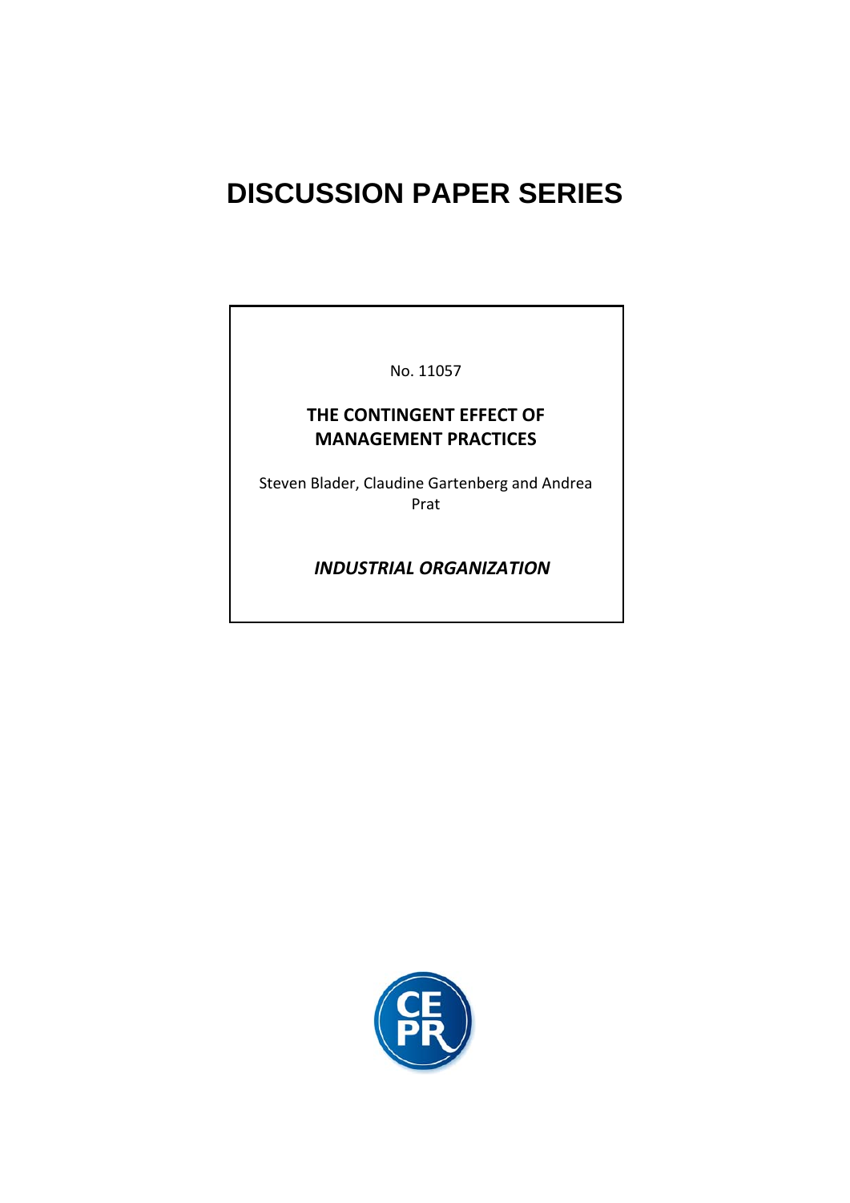# DISCUSSION PAPER SERIES

No. 11057

**THE CONTINGENT EFFECT OF MANAGEMENT PRACTICES**

Steven Blader, Claudine Gartenberg and Andrea Prat

***INDUSTRIAL ORGANIZATION***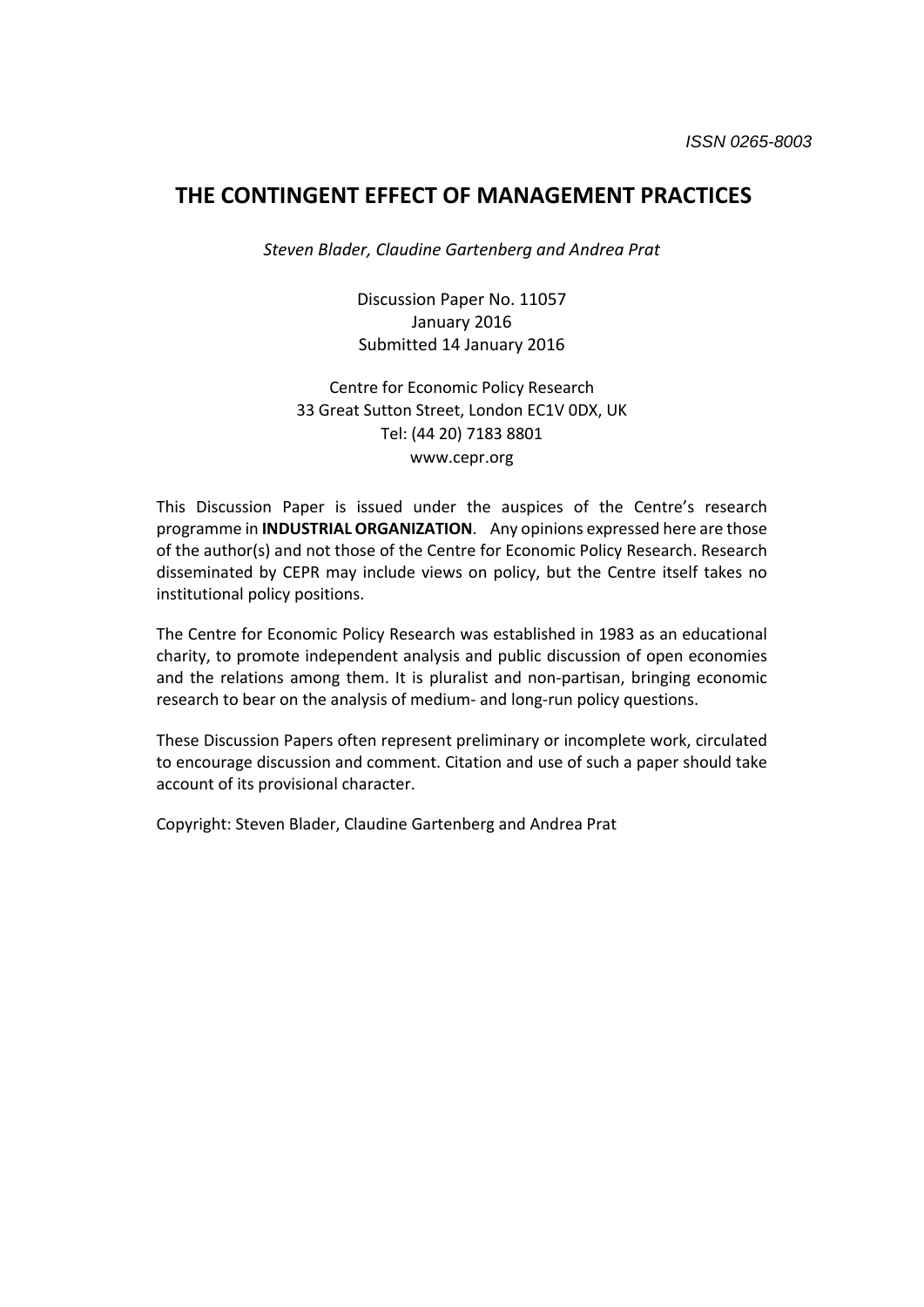ISSN 0265-8003

# THE CONTINGENT EFFECT OF MANAGEMENT PRACTICES

*Steven Blader, Claudine Gartenberg and Andrea Prat*

Discussion Paper No. 11057
January 2016
Submitted 14 January 2016

Centre for Economic Policy Research
33 Great Sutton Street, London EC1V 0DX, UK
Tel: (44 20) 7183 8801
www.cepr.org

This Discussion Paper is issued under the auspices of the Centre's research programme in **INDUSTRIAL ORGANIZATION**. Any opinions expressed here are those of the author(s) and not those of the Centre for Economic Policy Research. Research disseminated by CEPR may include views on policy, but the Centre itself takes no institutional policy positions.

The Centre for Economic Policy Research was established in 1983 as an educational charity, to promote independent analysis and public discussion of open economies and the relations among them. It is pluralist and non-partisan, bringing economic research to bear on the analysis of medium- and long-run policy questions.

These Discussion Papers often represent preliminary or incomplete work, circulated to encourage discussion and comment. Citation and use of such a paper should take account of its provisional character.

Copyright: Steven Blader, Claudine Gartenberg and Andrea Prat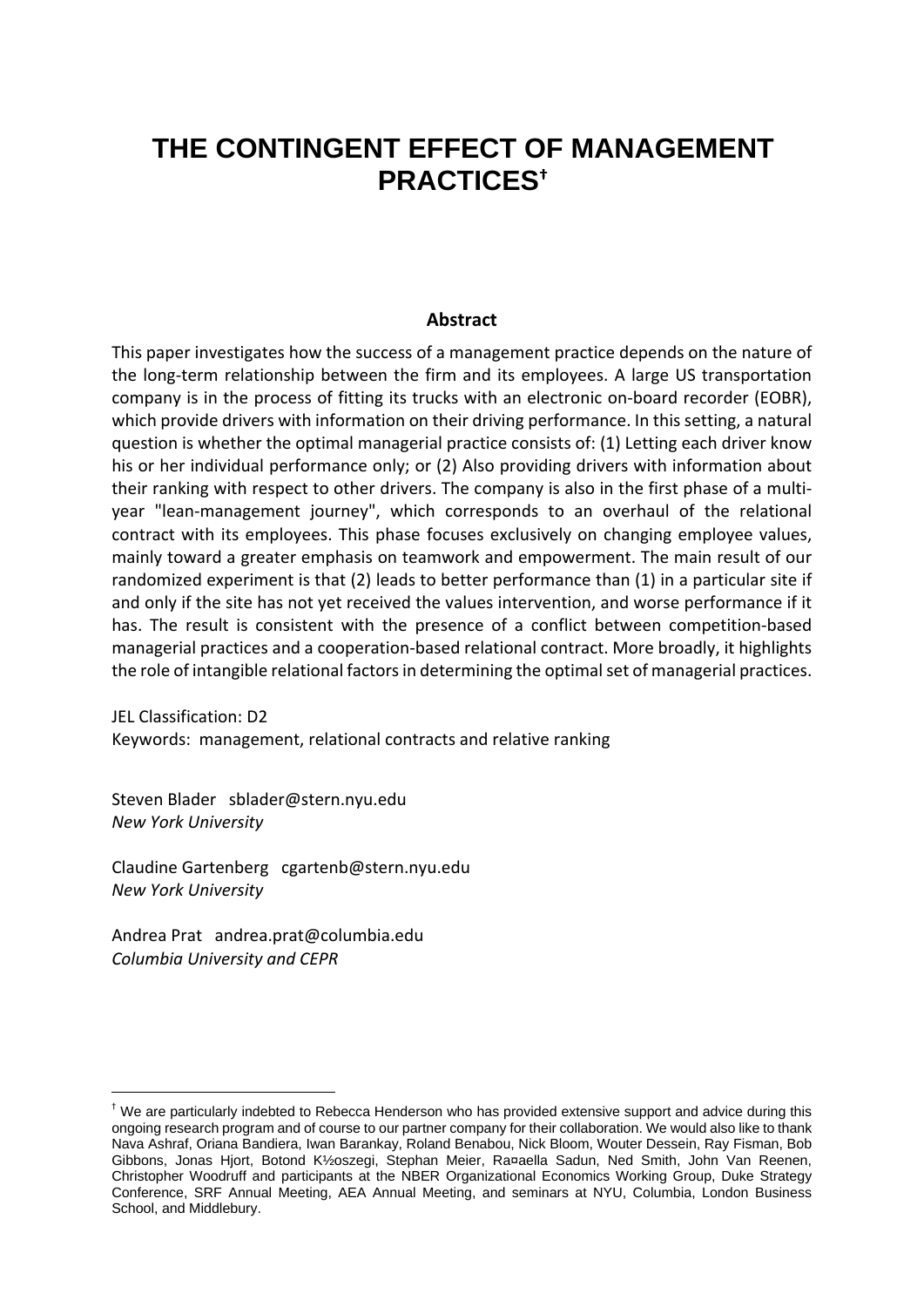# THE CONTINGENT EFFECT OF MANAGEMENT PRACTICES†

## Abstract

This paper investigates how the success of a management practice depends on the nature of the long-term relationship between the firm and its employees. A large US transportation company is in the process of fitting its trucks with an electronic on-board recorder (EOBR), which provide drivers with information on their driving performance. In this setting, a natural question is whether the optimal managerial practice consists of: (1) Letting each driver know his or her individual performance only; or (2) Also providing drivers with information about their ranking with respect to other drivers. The company is also in the first phase of a multi-year "lean-management journey", which corresponds to an overhaul of the relational contract with its employees. This phase focuses exclusively on changing employee values, mainly toward a greater emphasis on teamwork and empowerment. The main result of our randomized experiment is that (2) leads to better performance than (1) in a particular site if and only if the site has not yet received the values intervention, and worse performance if it has. The result is consistent with the presence of a conflict between competition-based managerial practices and a cooperation-based relational contract. More broadly, it highlights the role of intangible relational factors in determining the optimal set of managerial practices.

JEL Classification: D2
Keywords: management, relational contracts and relative ranking

Steven Blader sblader@stern.nyu.edu
*New York University*

Claudine Gartenberg cgartenb@stern.nyu.edu
*New York University*

Andrea Prat andrea.prat@columbia.edu
*Columbia University and CEPR*

---

† We are particularly indebted to Rebecca Henderson who has provided extensive support and advice during this ongoing research program and of course to our partner company for their collaboration. We would also like to thank Nava Ashraf, Oriana Bandiera, Iwan Barankay, Roland Benabou, Nick Bloom, Wouter Dessein, Ray Fisman, Bob Gibbons, Jonas Hjort, Botond K½oszegi, Stephan Meier, Ra¤aella Sadun, Ned Smith, John Van Reenen, Christopher Woodruff and participants at the NBER Organizational Economics Working Group, Duke Strategy Conference, SRF Annual Meeting, AEA Annual Meeting, and seminars at NYU, Columbia, London Business School, and Middlebury.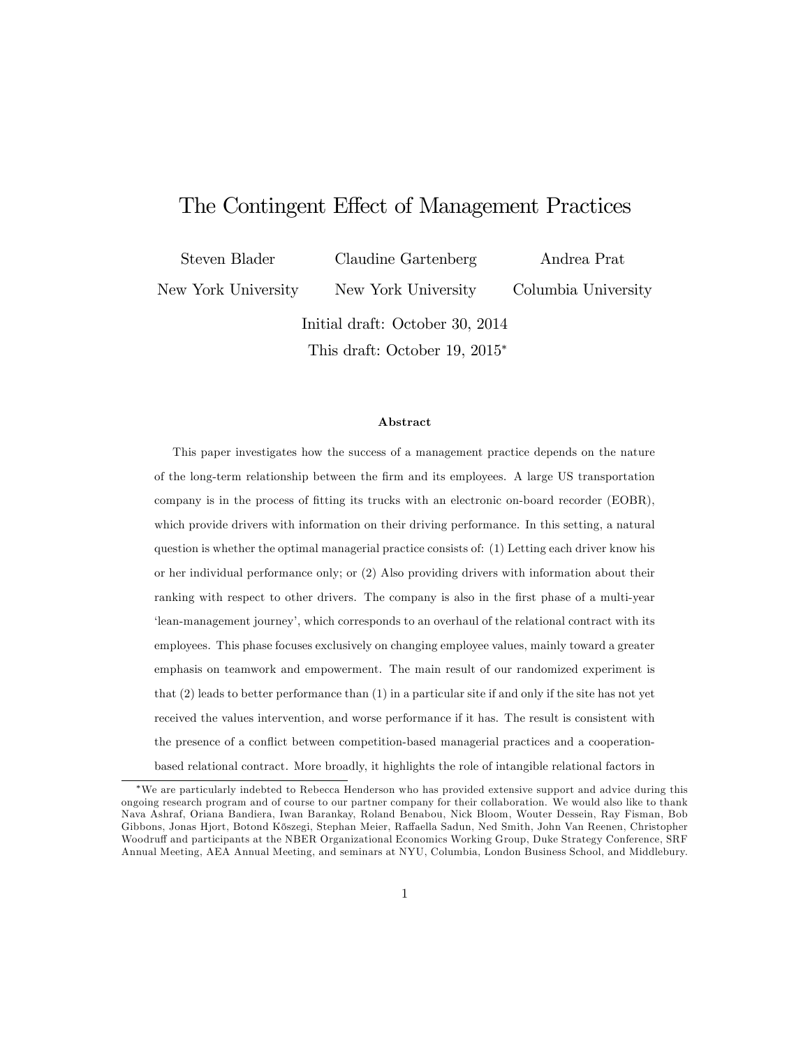# The Contingent Effect of Management Practices

Steven Blader — New York University

Claudine Gartenberg — New York University

Andrea Prat — Columbia University

Initial draft: October 30, 2014

This draft: October 19, 2015*

### Abstract

This paper investigates how the success of a management practice depends on the nature of the long-term relationship between the firm and its employees. A large US transportation company is in the process of fitting its trucks with an electronic on-board recorder (EOBR), which provide drivers with information on their driving performance. In this setting, a natural question is whether the optimal managerial practice consists of: (1) Letting each driver know his or her individual performance only; or (2) Also providing drivers with information about their ranking with respect to other drivers. The company is also in the first phase of a multi-year 'lean-management journey', which corresponds to an overhaul of the relational contract with its employees. This phase focuses exclusively on changing employee values, mainly toward a greater emphasis on teamwork and empowerment. The main result of our randomized experiment is that (2) leads to better performance than (1) in a particular site if and only if the site has not yet received the values intervention, and worse performance if it has. The result is consistent with the presence of a conflict between competition-based managerial practices and a cooperation-based relational contract. More broadly, it highlights the role of intangible relational factors in

*We are particularly indebted to Rebecca Henderson who has provided extensive support and advice during this ongoing research program and of course to our partner company for their collaboration. We would also like to thank Nava Ashraf, Oriana Bandiera, Iwan Barankay, Roland Benabou, Nick Bloom, Wouter Dessein, Ray Fisman, Bob Gibbons, Jonas Hjort, Botond Kőszegi, Stephan Meier, Raffaella Sadun, Ned Smith, John Van Reenen, Christopher Woodruff and participants at the NBER Organizational Economics Working Group, Duke Strategy Conference, SRF Annual Meeting, AEA Annual Meeting, and seminars at NYU, Columbia, London Business School, and Middlebury.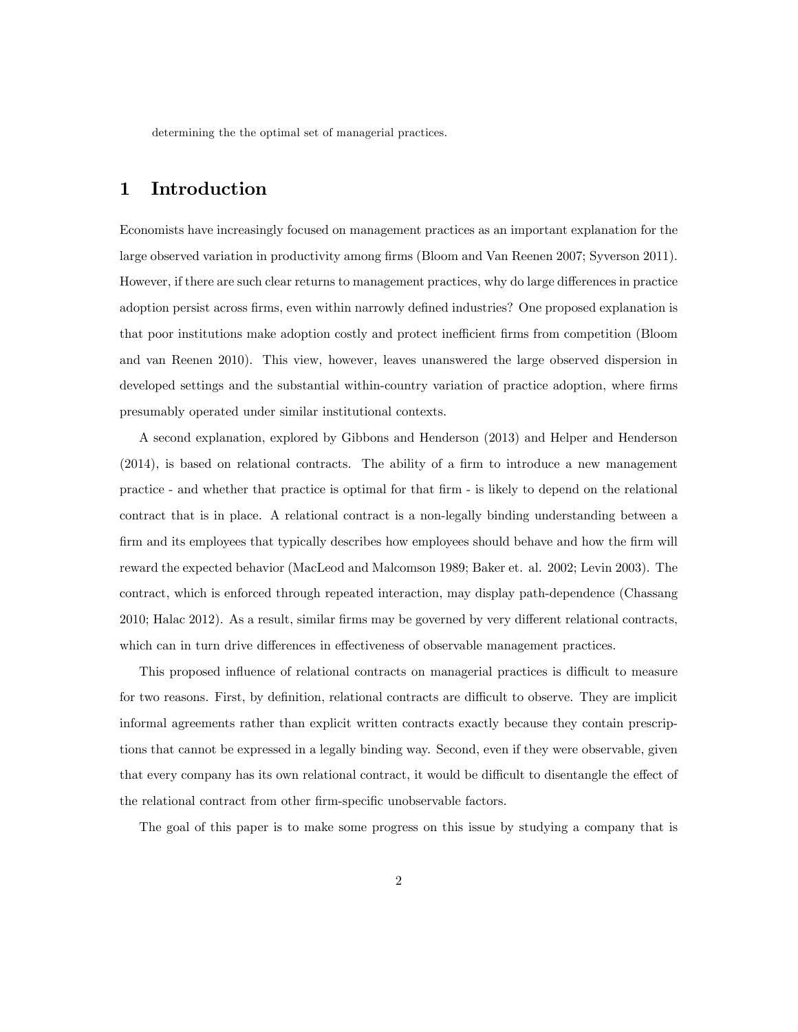determining the the optimal set of managerial practices.

# 1 Introduction

Economists have increasingly focused on management practices as an important explanation for the large observed variation in productivity among firms (Bloom and Van Reenen 2007; Syverson 2011). However, if there are such clear returns to management practices, why do large differences in practice adoption persist across firms, even within narrowly defined industries? One proposed explanation is that poor institutions make adoption costly and protect inefficient firms from competition (Bloom and van Reenen 2010). This view, however, leaves unanswered the large observed dispersion in developed settings and the substantial within-country variation of practice adoption, where firms presumably operated under similar institutional contexts.

A second explanation, explored by Gibbons and Henderson (2013) and Helper and Henderson (2014), is based on relational contracts. The ability of a firm to introduce a new management practice - and whether that practice is optimal for that firm - is likely to depend on the relational contract that is in place. A relational contract is a non-legally binding understanding between a firm and its employees that typically describes how employees should behave and how the firm will reward the expected behavior (MacLeod and Malcomson 1989; Baker et. al. 2002; Levin 2003). The contract, which is enforced through repeated interaction, may display path-dependence (Chassang 2010; Halac 2012). As a result, similar firms may be governed by very different relational contracts, which can in turn drive differences in effectiveness of observable management practices.

This proposed influence of relational contracts on managerial practices is difficult to measure for two reasons. First, by definition, relational contracts are difficult to observe. They are implicit informal agreements rather than explicit written contracts exactly because they contain prescriptions that cannot be expressed in a legally binding way. Second, even if they were observable, given that every company has its own relational contract, it would be difficult to disentangle the effect of the relational contract from other firm-specific unobservable factors.

The goal of this paper is to make some progress on this issue by studying a company that is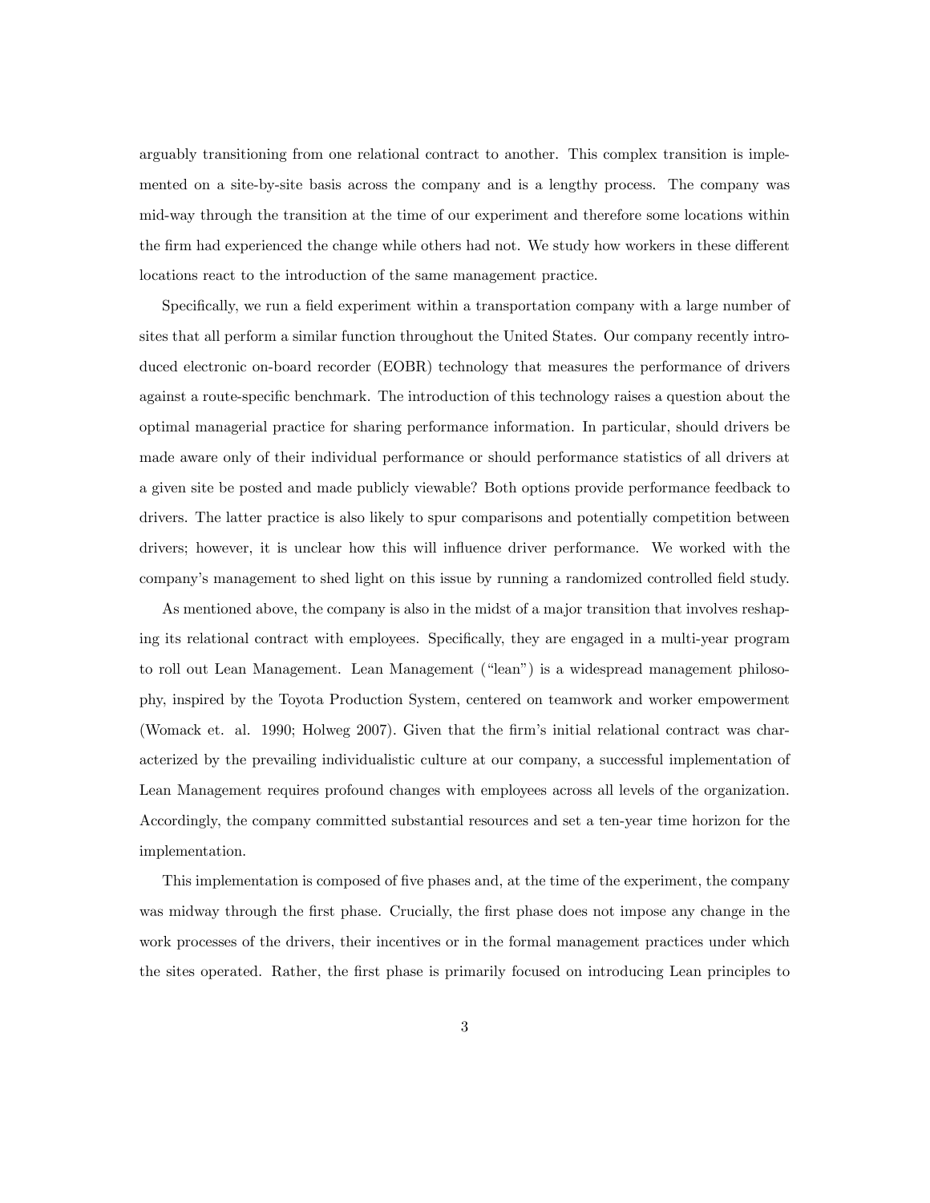arguably transitioning from one relational contract to another. This complex transition is implemented on a site-by-site basis across the company and is a lengthy process. The company was mid-way through the transition at the time of our experiment and therefore some locations within the firm had experienced the change while others had not. We study how workers in these different locations react to the introduction of the same management practice.

Specifically, we run a field experiment within a transportation company with a large number of sites that all perform a similar function throughout the United States. Our company recently introduced electronic on-board recorder (EOBR) technology that measures the performance of drivers against a route-specific benchmark. The introduction of this technology raises a question about the optimal managerial practice for sharing performance information. In particular, should drivers be made aware only of their individual performance or should performance statistics of all drivers at a given site be posted and made publicly viewable? Both options provide performance feedback to drivers. The latter practice is also likely to spur comparisons and potentially competition between drivers; however, it is unclear how this will influence driver performance. We worked with the company's management to shed light on this issue by running a randomized controlled field study.

As mentioned above, the company is also in the midst of a major transition that involves reshaping its relational contract with employees. Specifically, they are engaged in a multi-year program to roll out Lean Management. Lean Management ("lean") is a widespread management philosophy, inspired by the Toyota Production System, centered on teamwork and worker empowerment (Womack et. al. 1990; Holweg 2007). Given that the firm's initial relational contract was characterized by the prevailing individualistic culture at our company, a successful implementation of Lean Management requires profound changes with employees across all levels of the organization. Accordingly, the company committed substantial resources and set a ten-year time horizon for the implementation.

This implementation is composed of five phases and, at the time of the experiment, the company was midway through the first phase. Crucially, the first phase does not impose any change in the work processes of the drivers, their incentives or in the formal management practices under which the sites operated. Rather, the first phase is primarily focused on introducing Lean principles to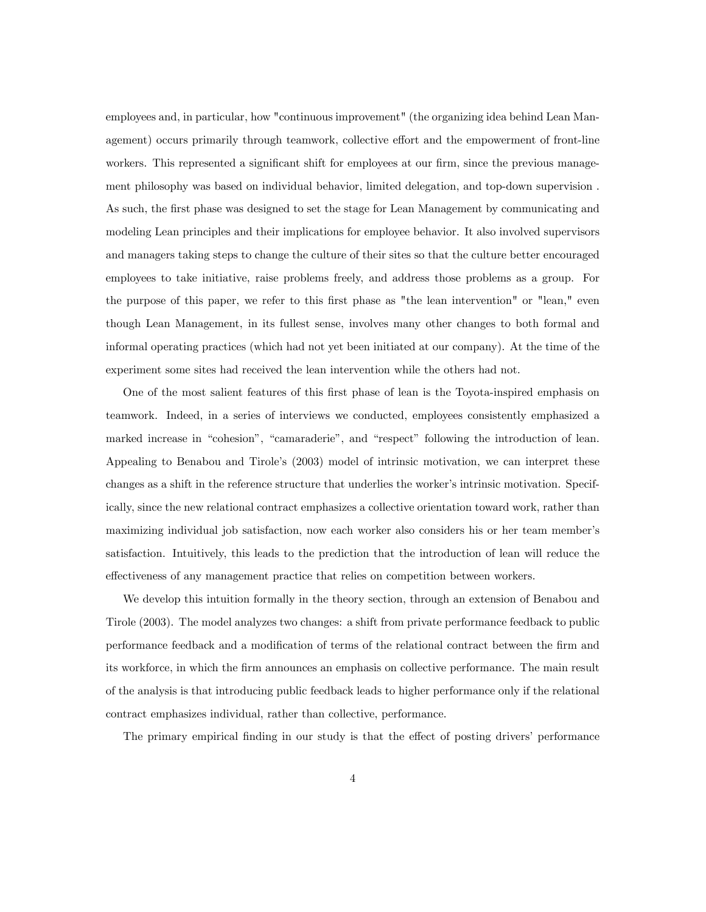employees and, in particular, how "continuous improvement" (the organizing idea behind Lean Management) occurs primarily through teamwork, collective effort and the empowerment of front-line workers. This represented a significant shift for employees at our firm, since the previous management philosophy was based on individual behavior, limited delegation, and top-down supervision . As such, the first phase was designed to set the stage for Lean Management by communicating and modeling Lean principles and their implications for employee behavior. It also involved supervisors and managers taking steps to change the culture of their sites so that the culture better encouraged employees to take initiative, raise problems freely, and address those problems as a group. For the purpose of this paper, we refer to this first phase as "the lean intervention" or "lean," even though Lean Management, in its fullest sense, involves many other changes to both formal and informal operating practices (which had not yet been initiated at our company). At the time of the experiment some sites had received the lean intervention while the others had not.

One of the most salient features of this first phase of lean is the Toyota-inspired emphasis on teamwork. Indeed, in a series of interviews we conducted, employees consistently emphasized a marked increase in "cohesion", "camaraderie", and "respect" following the introduction of lean. Appealing to Benabou and Tirole's (2003) model of intrinsic motivation, we can interpret these changes as a shift in the reference structure that underlies the worker's intrinsic motivation. Specifically, since the new relational contract emphasizes a collective orientation toward work, rather than maximizing individual job satisfaction, now each worker also considers his or her team member's satisfaction. Intuitively, this leads to the prediction that the introduction of lean will reduce the effectiveness of any management practice that relies on competition between workers.

We develop this intuition formally in the theory section, through an extension of Benabou and Tirole (2003). The model analyzes two changes: a shift from private performance feedback to public performance feedback and a modification of terms of the relational contract between the firm and its workforce, in which the firm announces an emphasis on collective performance. The main result of the analysis is that introducing public feedback leads to higher performance only if the relational contract emphasizes individual, rather than collective, performance.

The primary empirical finding in our study is that the effect of posting drivers' performance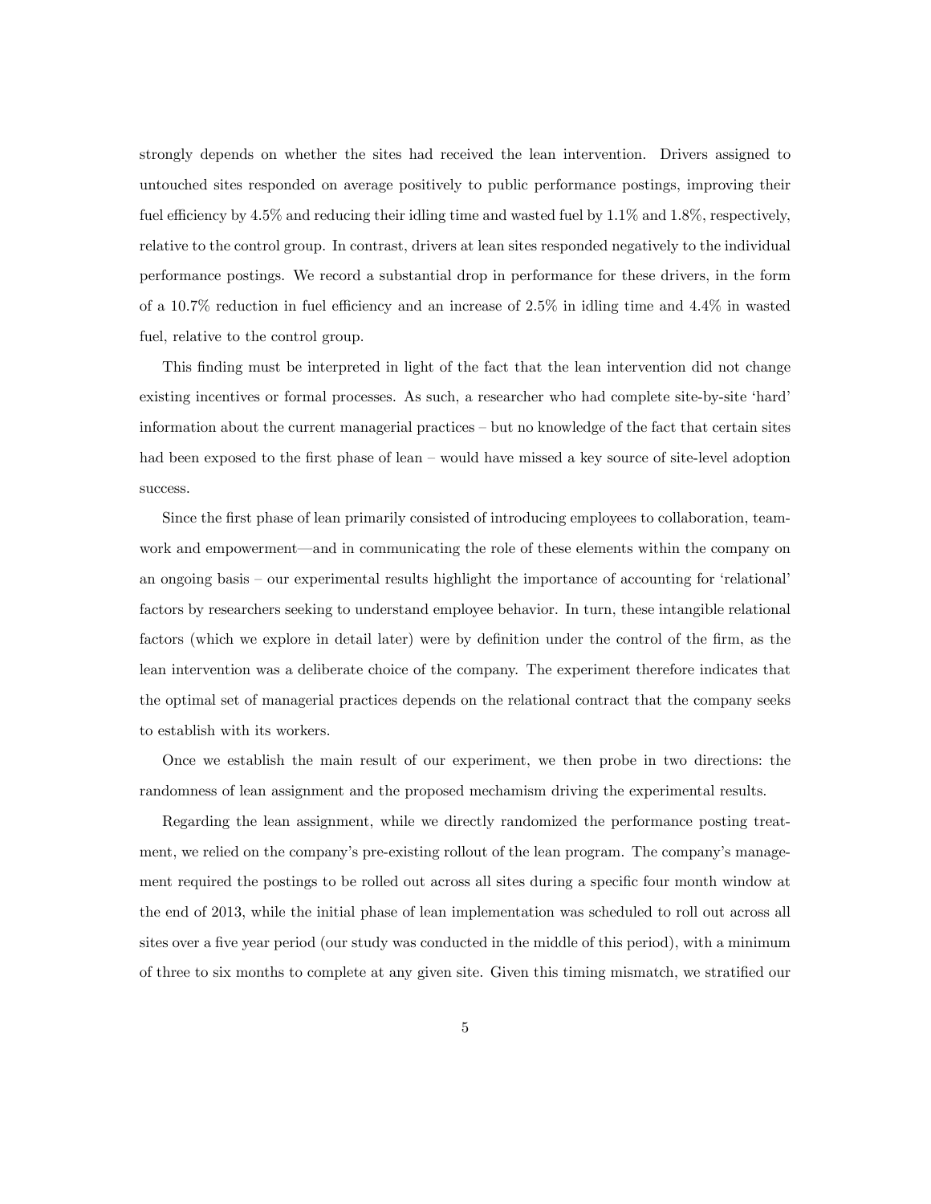strongly depends on whether the sites had received the lean intervention. Drivers assigned to untouched sites responded on average positively to public performance postings, improving their fuel efficiency by 4.5% and reducing their idling time and wasted fuel by 1.1% and 1.8%, respectively, relative to the control group. In contrast, drivers at lean sites responded negatively to the individual performance postings. We record a substantial drop in performance for these drivers, in the form of a 10.7% reduction in fuel efficiency and an increase of 2.5% in idling time and 4.4% in wasted fuel, relative to the control group.

This finding must be interpreted in light of the fact that the lean intervention did not change existing incentives or formal processes. As such, a researcher who had complete site-by-site 'hard' information about the current managerial practices – but no knowledge of the fact that certain sites had been exposed to the first phase of lean – would have missed a key source of site-level adoption success.

Since the first phase of lean primarily consisted of introducing employees to collaboration, teamwork and empowerment—and in communicating the role of these elements within the company on an ongoing basis – our experimental results highlight the importance of accounting for 'relational' factors by researchers seeking to understand employee behavior. In turn, these intangible relational factors (which we explore in detail later) were by definition under the control of the firm, as the lean intervention was a deliberate choice of the company. The experiment therefore indicates that the optimal set of managerial practices depends on the relational contract that the company seeks to establish with its workers.

Once we establish the main result of our experiment, we then probe in two directions: the randomness of lean assignment and the proposed mechamism driving the experimental results.

Regarding the lean assignment, while we directly randomized the performance posting treatment, we relied on the company's pre-existing rollout of the lean program. The company's management required the postings to be rolled out across all sites during a specific four month window at the end of 2013, while the initial phase of lean implementation was scheduled to roll out across all sites over a five year period (our study was conducted in the middle of this period), with a minimum of three to six months to complete at any given site. Given this timing mismatch, we stratified our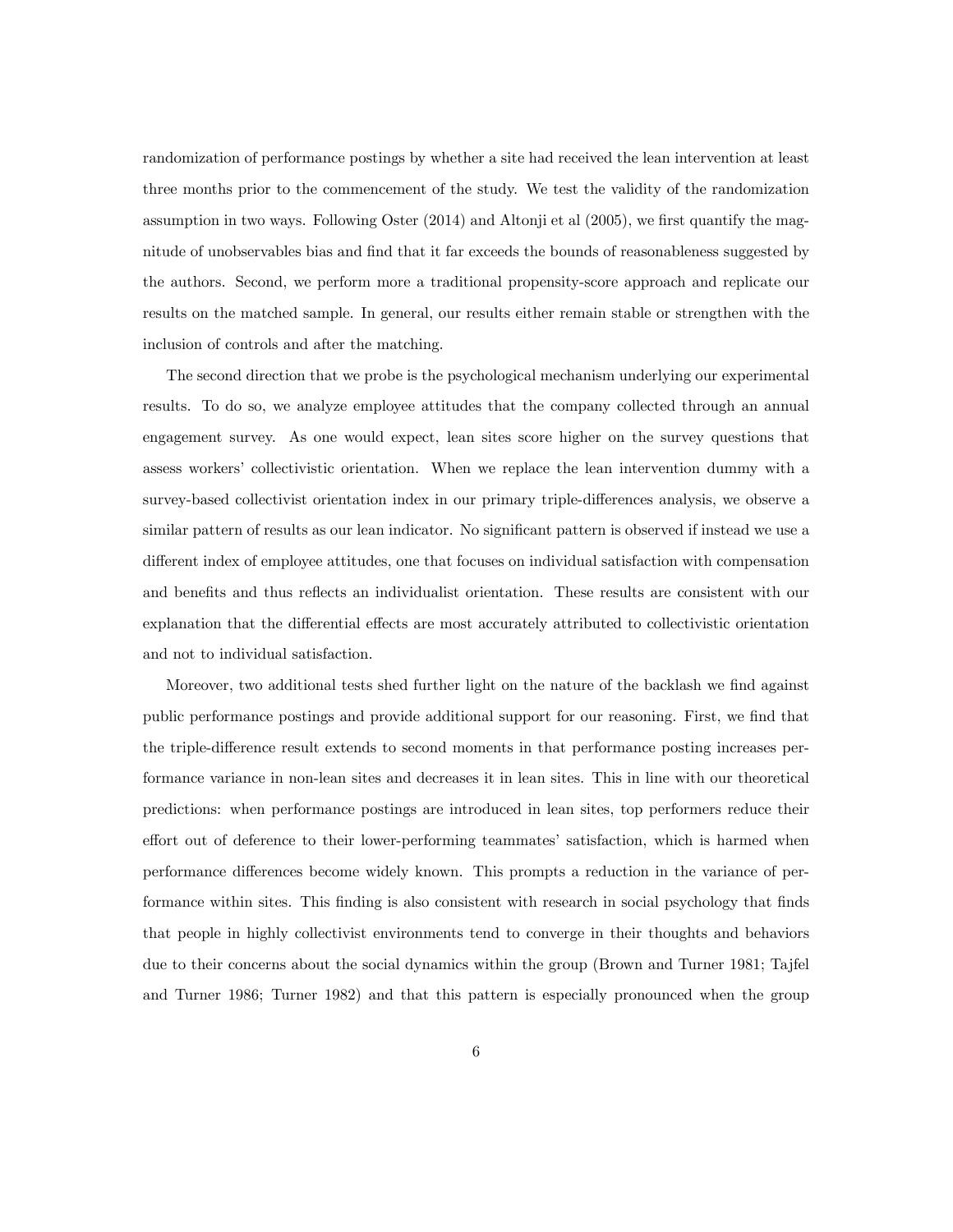randomization of performance postings by whether a site had received the lean intervention at least three months prior to the commencement of the study. We test the validity of the randomization assumption in two ways. Following Oster (2014) and Altonji et al (2005), we first quantify the magnitude of unobservables bias and find that it far exceeds the bounds of reasonableness suggested by the authors. Second, we perform more a traditional propensity-score approach and replicate our results on the matched sample. In general, our results either remain stable or strengthen with the inclusion of controls and after the matching.

The second direction that we probe is the psychological mechanism underlying our experimental results. To do so, we analyze employee attitudes that the company collected through an annual engagement survey. As one would expect, lean sites score higher on the survey questions that assess workers' collectivistic orientation. When we replace the lean intervention dummy with a survey-based collectivist orientation index in our primary triple-differences analysis, we observe a similar pattern of results as our lean indicator. No significant pattern is observed if instead we use a different index of employee attitudes, one that focuses on individual satisfaction with compensation and benefits and thus reflects an individualist orientation. These results are consistent with our explanation that the differential effects are most accurately attributed to collectivistic orientation and not to individual satisfaction.

Moreover, two additional tests shed further light on the nature of the backlash we find against public performance postings and provide additional support for our reasoning. First, we find that the triple-difference result extends to second moments in that performance posting increases performance variance in non-lean sites and decreases it in lean sites. This in line with our theoretical predictions: when performance postings are introduced in lean sites, top performers reduce their effort out of deference to their lower-performing teammates' satisfaction, which is harmed when performance differences become widely known. This prompts a reduction in the variance of performance within sites. This finding is also consistent with research in social psychology that finds that people in highly collectivist environments tend to converge in their thoughts and behaviors due to their concerns about the social dynamics within the group (Brown and Turner 1981; Tajfel and Turner 1986; Turner 1982) and that this pattern is especially pronounced when the group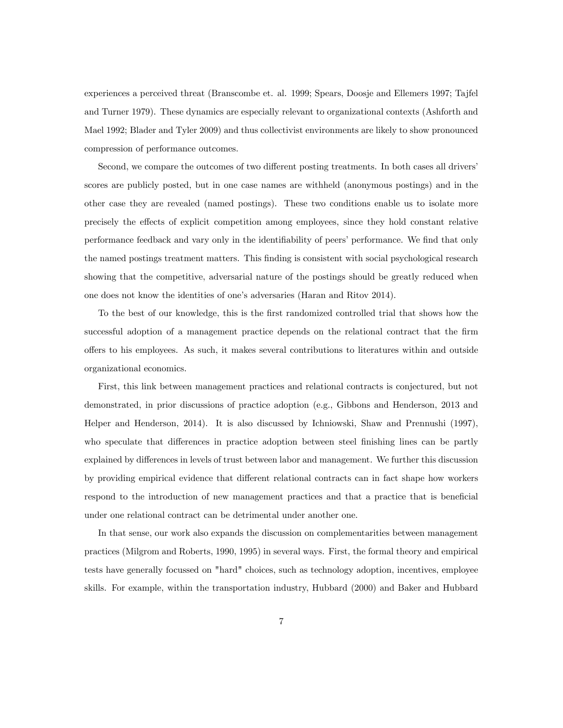experiences a perceived threat (Branscombe et. al. 1999; Spears, Doosje and Ellemers 1997; Tajfel and Turner 1979). These dynamics are especially relevant to organizational contexts (Ashforth and Mael 1992; Blader and Tyler 2009) and thus collectivist environments are likely to show pronounced compression of performance outcomes.

Second, we compare the outcomes of two different posting treatments. In both cases all drivers' scores are publicly posted, but in one case names are withheld (anonymous postings) and in the other case they are revealed (named postings). These two conditions enable us to isolate more precisely the effects of explicit competition among employees, since they hold constant relative performance feedback and vary only in the identifiability of peers' performance. We find that only the named postings treatment matters. This finding is consistent with social psychological research showing that the competitive, adversarial nature of the postings should be greatly reduced when one does not know the identities of one's adversaries (Haran and Ritov 2014).

To the best of our knowledge, this is the first randomized controlled trial that shows how the successful adoption of a management practice depends on the relational contract that the firm offers to his employees. As such, it makes several contributions to literatures within and outside organizational economics.

First, this link between management practices and relational contracts is conjectured, but not demonstrated, in prior discussions of practice adoption (e.g., Gibbons and Henderson, 2013 and Helper and Henderson, 2014). It is also discussed by Ichniowski, Shaw and Prennushi (1997), who speculate that differences in practice adoption between steel finishing lines can be partly explained by differences in levels of trust between labor and management. We further this discussion by providing empirical evidence that different relational contracts can in fact shape how workers respond to the introduction of new management practices and that a practice that is beneficial under one relational contract can be detrimental under another one.

In that sense, our work also expands the discussion on complementarities between management practices (Milgrom and Roberts, 1990, 1995) in several ways. First, the formal theory and empirical tests have generally focussed on "hard" choices, such as technology adoption, incentives, employee skills. For example, within the transportation industry, Hubbard (2000) and Baker and Hubbard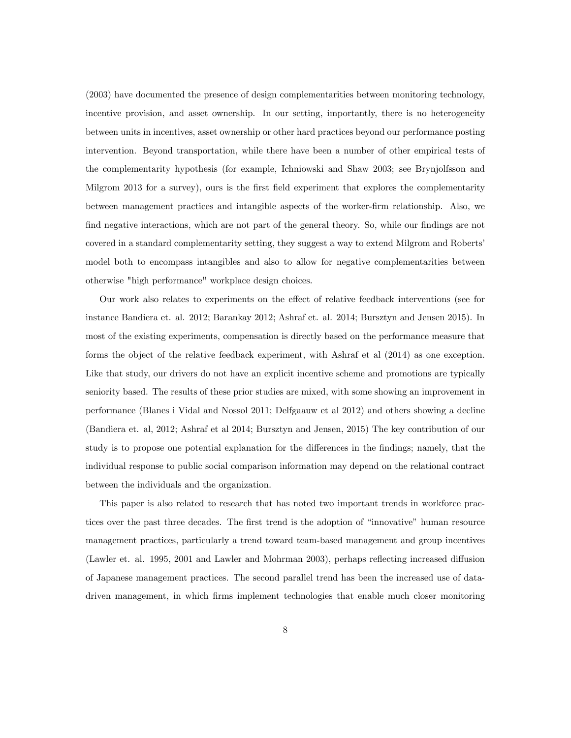(2003) have documented the presence of design complementarities between monitoring technology, incentive provision, and asset ownership. In our setting, importantly, there is no heterogeneity between units in incentives, asset ownership or other hard practices beyond our performance posting intervention. Beyond transportation, while there have been a number of other empirical tests of the complementarity hypothesis (for example, Ichniowski and Shaw 2003; see Brynjolfsson and Milgrom 2013 for a survey), ours is the first field experiment that explores the complementarity between management practices and intangible aspects of the worker-firm relationship. Also, we find negative interactions, which are not part of the general theory. So, while our findings are not covered in a standard complementarity setting, they suggest a way to extend Milgrom and Roberts' model both to encompass intangibles and also to allow for negative complementarities between otherwise "high performance" workplace design choices.

Our work also relates to experiments on the effect of relative feedback interventions (see for instance Bandiera et. al. 2012; Barankay 2012; Ashraf et. al. 2014; Bursztyn and Jensen 2015). In most of the existing experiments, compensation is directly based on the performance measure that forms the object of the relative feedback experiment, with Ashraf et al (2014) as one exception. Like that study, our drivers do not have an explicit incentive scheme and promotions are typically seniority based. The results of these prior studies are mixed, with some showing an improvement in performance (Blanes i Vidal and Nossol 2011; Delfgaauw et al 2012) and others showing a decline (Bandiera et. al, 2012; Ashraf et al 2014; Bursztyn and Jensen, 2015) The key contribution of our study is to propose one potential explanation for the differences in the findings; namely, that the individual response to public social comparison information may depend on the relational contract between the individuals and the organization.

This paper is also related to research that has noted two important trends in workforce practices over the past three decades. The first trend is the adoption of "innovative" human resource management practices, particularly a trend toward team-based management and group incentives (Lawler et. al. 1995, 2001 and Lawler and Mohrman 2003), perhaps reflecting increased diffusion of Japanese management practices. The second parallel trend has been the increased use of data-driven management, in which firms implement technologies that enable much closer monitoring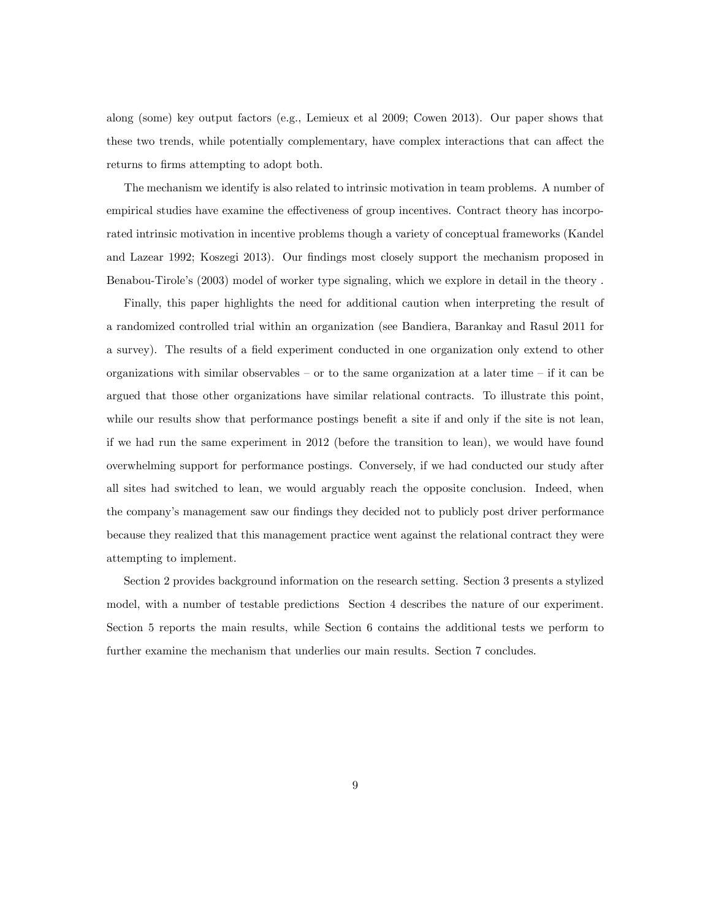along (some) key output factors (e.g., Lemieux et al 2009; Cowen 2013). Our paper shows that these two trends, while potentially complementary, have complex interactions that can affect the returns to firms attempting to adopt both.

The mechanism we identify is also related to intrinsic motivation in team problems. A number of empirical studies have examine the effectiveness of group incentives. Contract theory has incorporated intrinsic motivation in incentive problems though a variety of conceptual frameworks (Kandel and Lazear 1992; Koszegi 2013). Our findings most closely support the mechanism proposed in Benabou-Tirole's (2003) model of worker type signaling, which we explore in detail in the theory .

Finally, this paper highlights the need for additional caution when interpreting the result of a randomized controlled trial within an organization (see Bandiera, Barankay and Rasul 2011 for a survey). The results of a field experiment conducted in one organization only extend to other organizations with similar observables – or to the same organization at a later time – if it can be argued that those other organizations have similar relational contracts. To illustrate this point, while our results show that performance postings benefit a site if and only if the site is not lean, if we had run the same experiment in 2012 (before the transition to lean), we would have found overwhelming support for performance postings. Conversely, if we had conducted our study after all sites had switched to lean, we would arguably reach the opposite conclusion. Indeed, when the company's management saw our findings they decided not to publicly post driver performance because they realized that this management practice went against the relational contract they were attempting to implement.

Section 2 provides background information on the research setting. Section 3 presents a stylized model, with a number of testable predictions Section 4 describes the nature of our experiment. Section 5 reports the main results, while Section 6 contains the additional tests we perform to further examine the mechanism that underlies our main results. Section 7 concludes.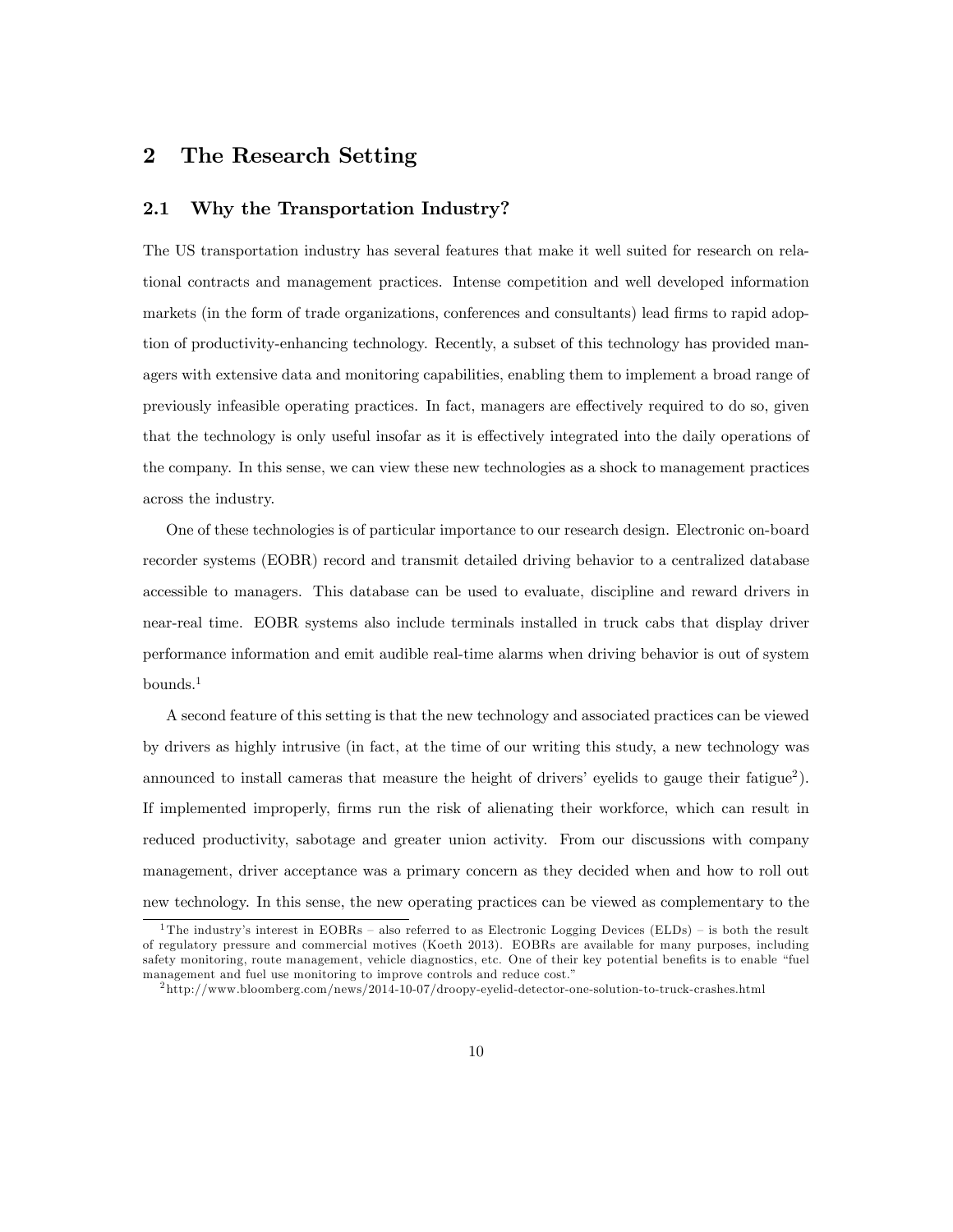# 2 The Research Setting

## 2.1 Why the Transportation Industry?

The US transportation industry has several features that make it well suited for research on relational contracts and management practices. Intense competition and well developed information markets (in the form of trade organizations, conferences and consultants) lead firms to rapid adoption of productivity-enhancing technology. Recently, a subset of this technology has provided managers with extensive data and monitoring capabilities, enabling them to implement a broad range of previously infeasible operating practices. In fact, managers are effectively required to do so, given that the technology is only useful insofar as it is effectively integrated into the daily operations of the company. In this sense, we can view these new technologies as a shock to management practices across the industry.

One of these technologies is of particular importance to our research design. Electronic on-board recorder systems (EOBR) record and transmit detailed driving behavior to a centralized database accessible to managers. This database can be used to evaluate, discipline and reward drivers in near-real time. EOBR systems also include terminals installed in truck cabs that display driver performance information and emit audible real-time alarms when driving behavior is out of system bounds.[1]

A second feature of this setting is that the new technology and associated practices can be viewed by drivers as highly intrusive (in fact, at the time of our writing this study, a new technology was announced to install cameras that measure the height of drivers' eyelids to gauge their fatigue[2]). If implemented improperly, firms run the risk of alienating their workforce, which can result in reduced productivity, sabotage and greater union activity. From our discussions with company management, driver acceptance was a primary concern as they decided when and how to roll out new technology. In this sense, the new operating practices can be viewed as complementary to the

[1] The industry's interest in EOBRs – also referred to as Electronic Logging Devices (ELDs) – is both the result of regulatory pressure and commercial motives (Koeth 2013). EOBRs are available for many purposes, including safety monitoring, route management, vehicle diagnostics, etc. One of their key potential benefits is to enable "fuel management and fuel use monitoring to improve controls and reduce cost."

[2] http://www.bloomberg.com/news/2014-10-07/droopy-eyelid-detector-one-solution-to-truck-crashes.html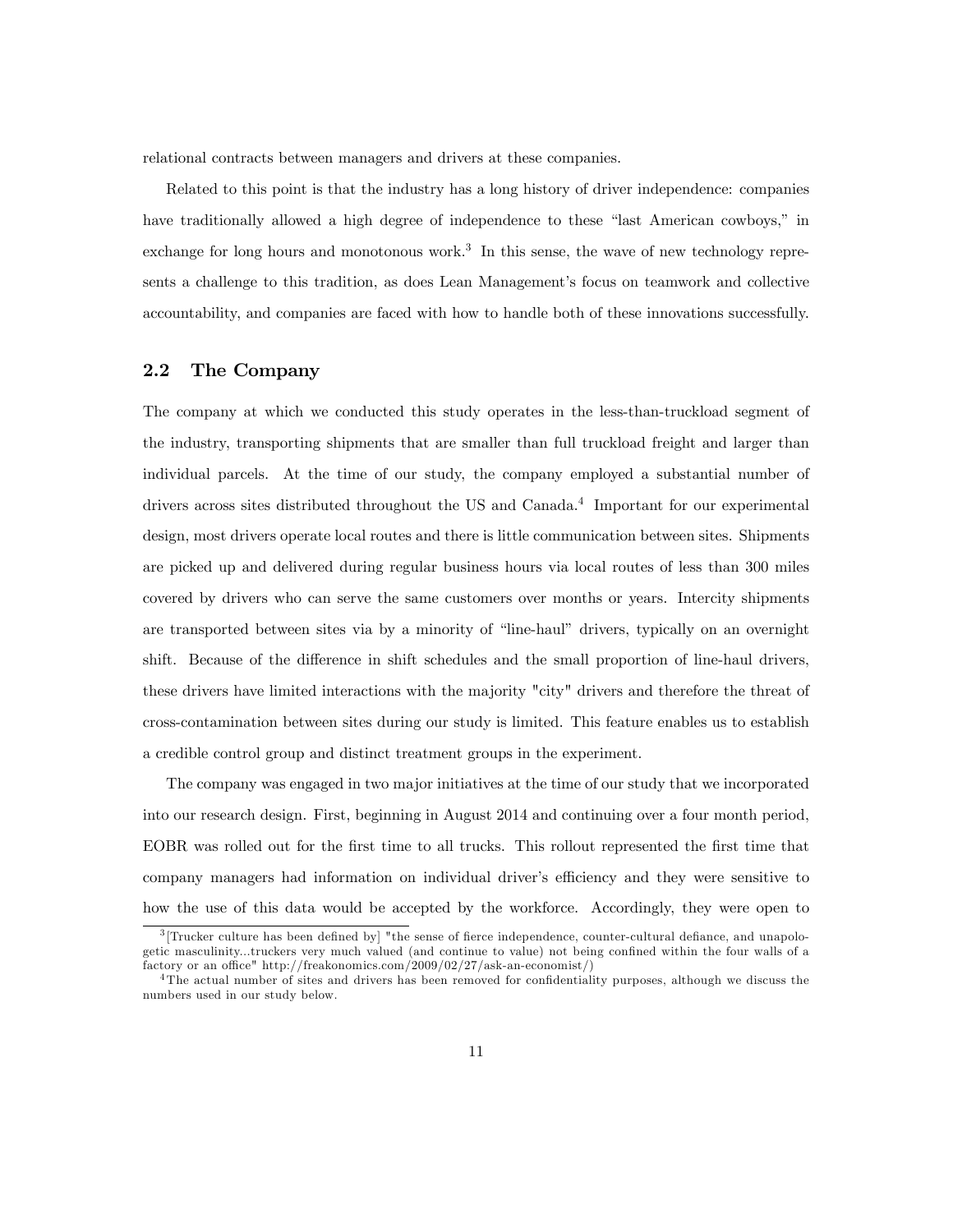relational contracts between managers and drivers at these companies.

Related to this point is that the industry has a long history of driver independence: companies have traditionally allowed a high degree of independence to these "last American cowboys," in exchange for long hours and monotonous work.[3] In this sense, the wave of new technology represents a challenge to this tradition, as does Lean Management's focus on teamwork and collective accountability, and companies are faced with how to handle both of these innovations successfully.

## 2.2 The Company

The company at which we conducted this study operates in the less-than-truckload segment of the industry, transporting shipments that are smaller than full truckload freight and larger than individual parcels. At the time of our study, the company employed a substantial number of drivers across sites distributed throughout the US and Canada.[4] Important for our experimental design, most drivers operate local routes and there is little communication between sites. Shipments are picked up and delivered during regular business hours via local routes of less than 300 miles covered by drivers who can serve the same customers over months or years. Intercity shipments are transported between sites via by a minority of "line-haul" drivers, typically on an overnight shift. Because of the difference in shift schedules and the small proportion of line-haul drivers, these drivers have limited interactions with the majority "city" drivers and therefore the threat of cross-contamination between sites during our study is limited. This feature enables us to establish a credible control group and distinct treatment groups in the experiment.

The company was engaged in two major initiatives at the time of our study that we incorporated into our research design. First, beginning in August 2014 and continuing over a four month period, EOBR was rolled out for the first time to all trucks. This rollout represented the first time that company managers had information on individual driver's efficiency and they were sensitive to how the use of this data would be accepted by the workforce. Accordingly, they were open to

[3] [Trucker culture has been defined by] "the sense of fierce independence, counter-cultural defiance, and unapologetic masculinity...truckers very much valued (and continue to value) not being confined within the four walls of a factory or an office" http://freakonomics.com/2009/02/27/ask-an-economist/)

[4] The actual number of sites and drivers has been removed for confidentiality purposes, although we discuss the numbers used in our study below.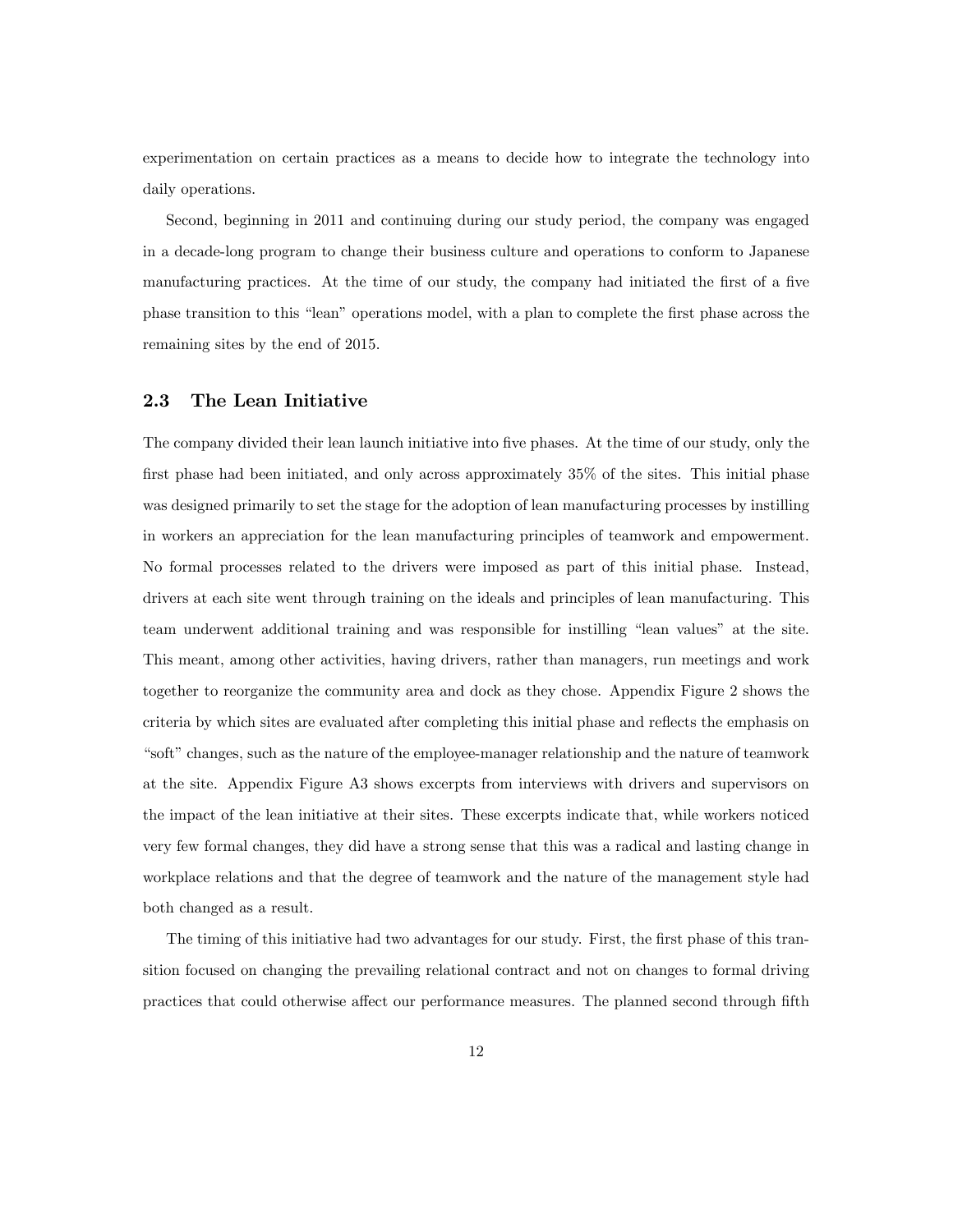experimentation on certain practices as a means to decide how to integrate the technology into daily operations.

Second, beginning in 2011 and continuing during our study period, the company was engaged in a decade-long program to change their business culture and operations to conform to Japanese manufacturing practices. At the time of our study, the company had initiated the first of a five phase transition to this "lean" operations model, with a plan to complete the first phase across the remaining sites by the end of 2015.

### 2.3 The Lean Initiative

The company divided their lean launch initiative into five phases. At the time of our study, only the first phase had been initiated, and only across approximately 35% of the sites. This initial phase was designed primarily to set the stage for the adoption of lean manufacturing processes by instilling in workers an appreciation for the lean manufacturing principles of teamwork and empowerment. No formal processes related to the drivers were imposed as part of this initial phase. Instead, drivers at each site went through training on the ideals and principles of lean manufacturing. This team underwent additional training and was responsible for instilling "lean values" at the site. This meant, among other activities, having drivers, rather than managers, run meetings and work together to reorganize the community area and dock as they chose. Appendix Figure 2 shows the criteria by which sites are evaluated after completing this initial phase and reflects the emphasis on "soft" changes, such as the nature of the employee-manager relationship and the nature of teamwork at the site. Appendix Figure A3 shows excerpts from interviews with drivers and supervisors on the impact of the lean initiative at their sites. These excerpts indicate that, while workers noticed very few formal changes, they did have a strong sense that this was a radical and lasting change in workplace relations and that the degree of teamwork and the nature of the management style had both changed as a result.

The timing of this initiative had two advantages for our study. First, the first phase of this transition focused on changing the prevailing relational contract and not on changes to formal driving practices that could otherwise affect our performance measures. The planned second through fifth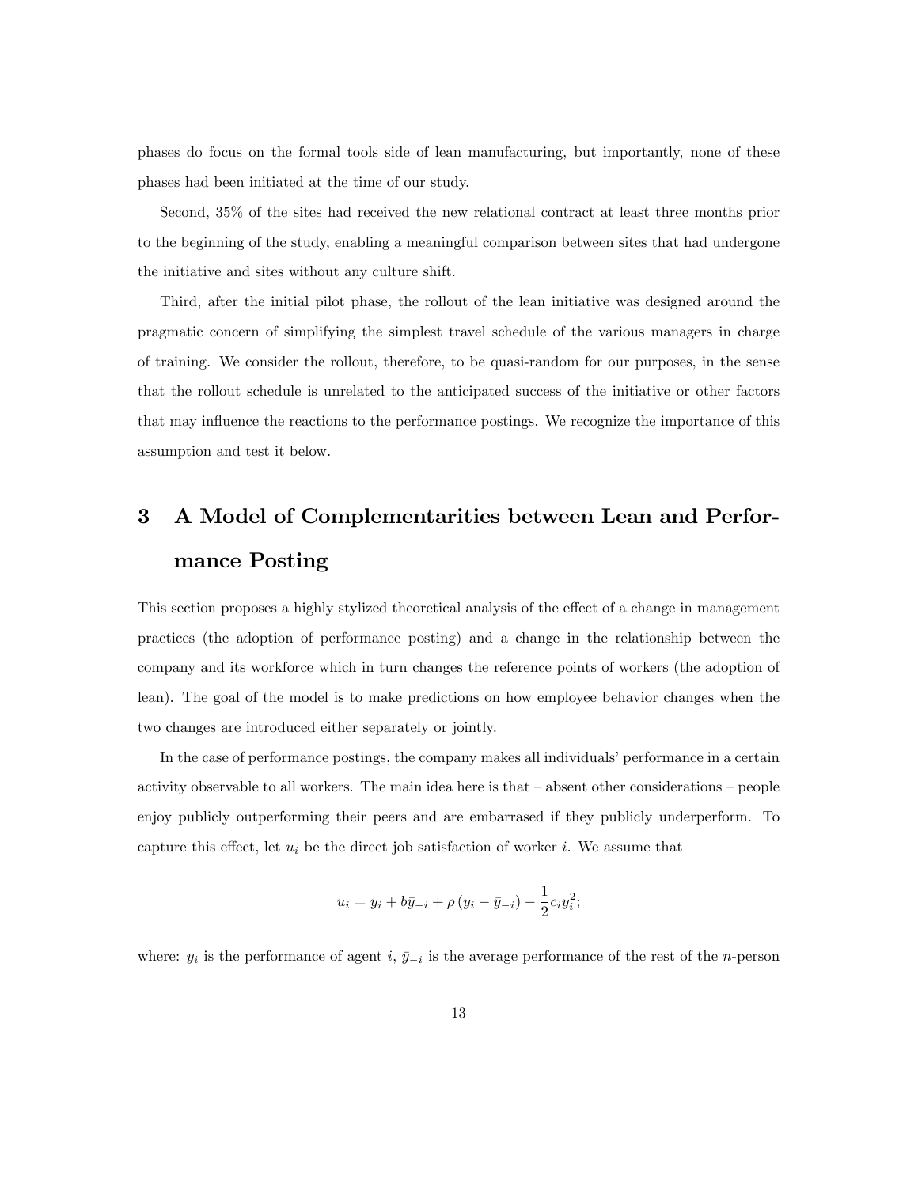phases do focus on the formal tools side of lean manufacturing, but importantly, none of these phases had been initiated at the time of our study.

Second, 35% of the sites had received the new relational contract at least three months prior to the beginning of the study, enabling a meaningful comparison between sites that had undergone the initiative and sites without any culture shift.

Third, after the initial pilot phase, the rollout of the lean initiative was designed around the pragmatic concern of simplifying the simplest travel schedule of the various managers in charge of training. We consider the rollout, therefore, to be quasi-random for our purposes, in the sense that the rollout schedule is unrelated to the anticipated success of the initiative or other factors that may influence the reactions to the performance postings. We recognize the importance of this assumption and test it below.

# 3 A Model of Complementarities between Lean and Performance Posting

This section proposes a highly stylized theoretical analysis of the effect of a change in management practices (the adoption of performance posting) and a change in the relationship between the company and its workforce which in turn changes the reference points of workers (the adoption of lean). The goal of the model is to make predictions on how employee behavior changes when the two changes are introduced either separately or jointly.

In the case of performance postings, the company makes all individuals' performance in a certain activity observable to all workers. The main idea here is that – absent other considerations – people enjoy publicly outperforming their peers and are embarrased if they publicly underperform. To capture this effect, let $u_i$ be the direct job satisfaction of worker $i$. We assume that

$$u_i = y_i + b\bar{y}_{-i} + \rho\left(y_i - \bar{y}_{-i}\right) - \frac{1}{2}c_i y_i^2;$$

where: $y_i$ is the performance of agent $i$, $\bar{y}_{-i}$ is the average performance of the rest of the $n$-person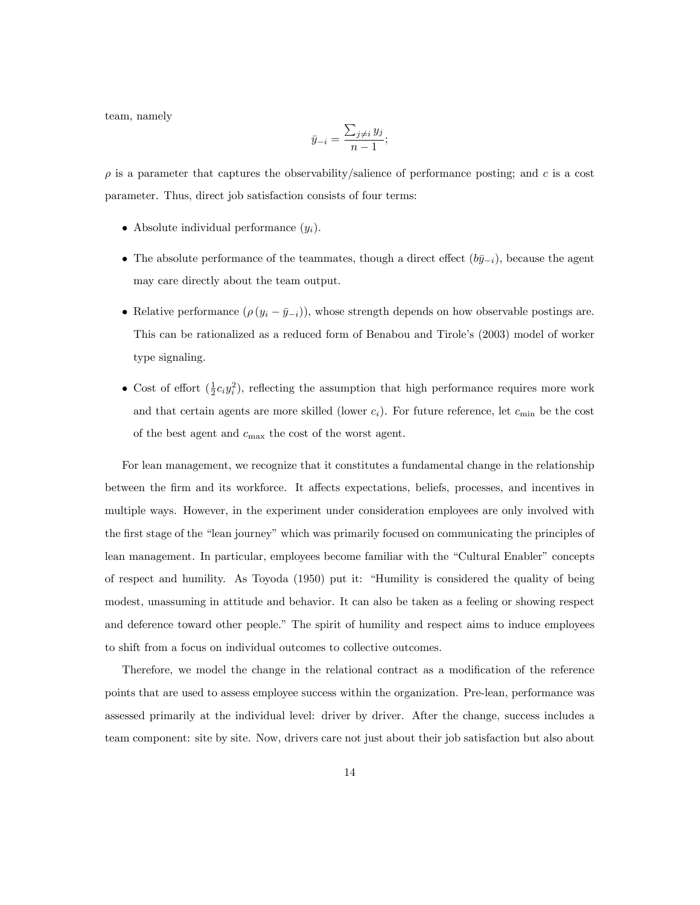team, namely

$$\bar{y}_{-i} = \frac{\sum_{j \neq i} y_j}{n-1};$$

$\rho$ is a parameter that captures the observability/salience of performance posting; and $c$ is a cost parameter. Thus, direct job satisfaction consists of four terms:

- Absolute individual performance ($y_i$).
- The absolute performance of the teammates, though a direct effect ($b\bar{y}_{-i}$), because the agent may care directly about the team output.
- Relative performance ($\rho\left(y_i - \bar{y}_{-i}\right)$), whose strength depends on how observable postings are. This can be rationalized as a reduced form of Benabou and Tirole's (2003) model of worker type signaling.
- Cost of effort ($\frac{1}{2}c_i y_i^2$), reflecting the assumption that high performance requires more work and that certain agents are more skilled (lower $c_i$). For future reference, let $c_{\min}$ be the cost of the best agent and $c_{\max}$ the cost of the worst agent.

For lean management, we recognize that it constitutes a fundamental change in the relationship between the firm and its workforce. It affects expectations, beliefs, processes, and incentives in multiple ways. However, in the experiment under consideration employees are only involved with the first stage of the "lean journey" which was primarily focused on communicating the principles of lean management. In particular, employees become familiar with the "Cultural Enabler" concepts of respect and humility. As Toyoda (1950) put it: "Humility is considered the quality of being modest, unassuming in attitude and behavior. It can also be taken as a feeling or showing respect and deference toward other people." The spirit of humility and respect aims to induce employees to shift from a focus on individual outcomes to collective outcomes.

Therefore, we model the change in the relational contract as a modification of the reference points that are used to assess employee success within the organization. Pre-lean, performance was assessed primarily at the individual level: driver by driver. After the change, success includes a team component: site by site. Now, drivers care not just about their job satisfaction but also about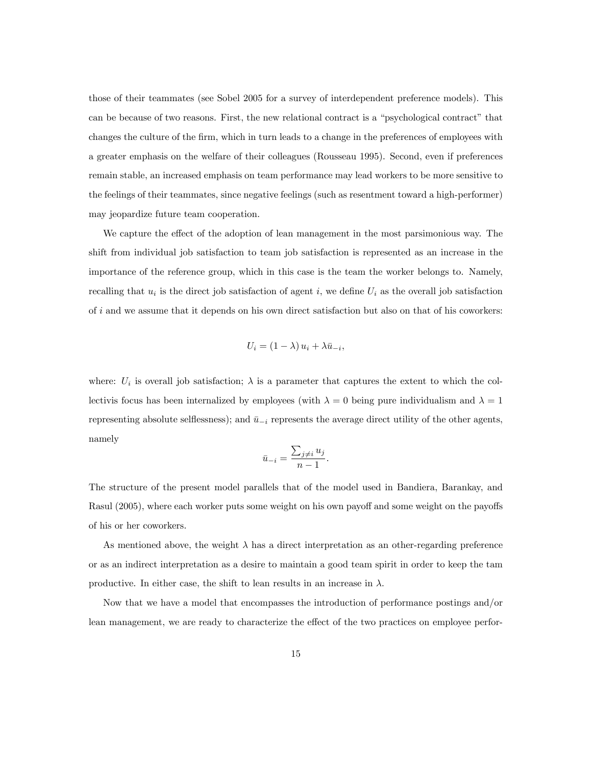those of their teammates (see Sobel 2005 for a survey of interdependent preference models). This can be because of two reasons. First, the new relational contract is a "psychological contract" that changes the culture of the firm, which in turn leads to a change in the preferences of employees with a greater emphasis on the welfare of their colleagues (Rousseau 1995). Second, even if preferences remain stable, an increased emphasis on team performance may lead workers to be more sensitive to the feelings of their teammates, since negative feelings (such as resentment toward a high-performer) may jeopardize future team cooperation.

We capture the effect of the adoption of lean management in the most parsimonious way. The shift from individual job satisfaction to team job satisfaction is represented as an increase in the importance of the reference group, which in this case is the team the worker belongs to. Namely, recalling that $u_i$ is the direct job satisfaction of agent $i$, we define $U_i$ as the overall job satisfaction of $i$ and we assume that it depends on his own direct satisfaction but also on that of his coworkers:

$$U_i = (1 - \lambda) u_i + \lambda \bar{u}_{-i},$$

where: $U_i$ is overall job satisfaction; $\lambda$ is a parameter that captures the extent to which the collectivis focus has been internalized by employees (with $\lambda = 0$ being pure individualism and $\lambda = 1$ representing absolute selflessness); and $\bar{u}_{-i}$ represents the average direct utility of the other agents, namely

$$\bar{u}_{-i} = \frac{\sum_{j \neq i} u_j}{n - 1}.$$

The structure of the present model parallels that of the model used in Bandiera, Barankay, and Rasul (2005), where each worker puts some weight on his own payoff and some weight on the payoffs of his or her coworkers.

As mentioned above, the weight $\lambda$ has a direct interpretation as an other-regarding preference or as an indirect interpretation as a desire to maintain a good team spirit in order to keep the tam productive. In either case, the shift to lean results in an increase in $\lambda$.

Now that we have a model that encompasses the introduction of performance postings and/or lean management, we are ready to characterize the effect of the two practices on employee perfor-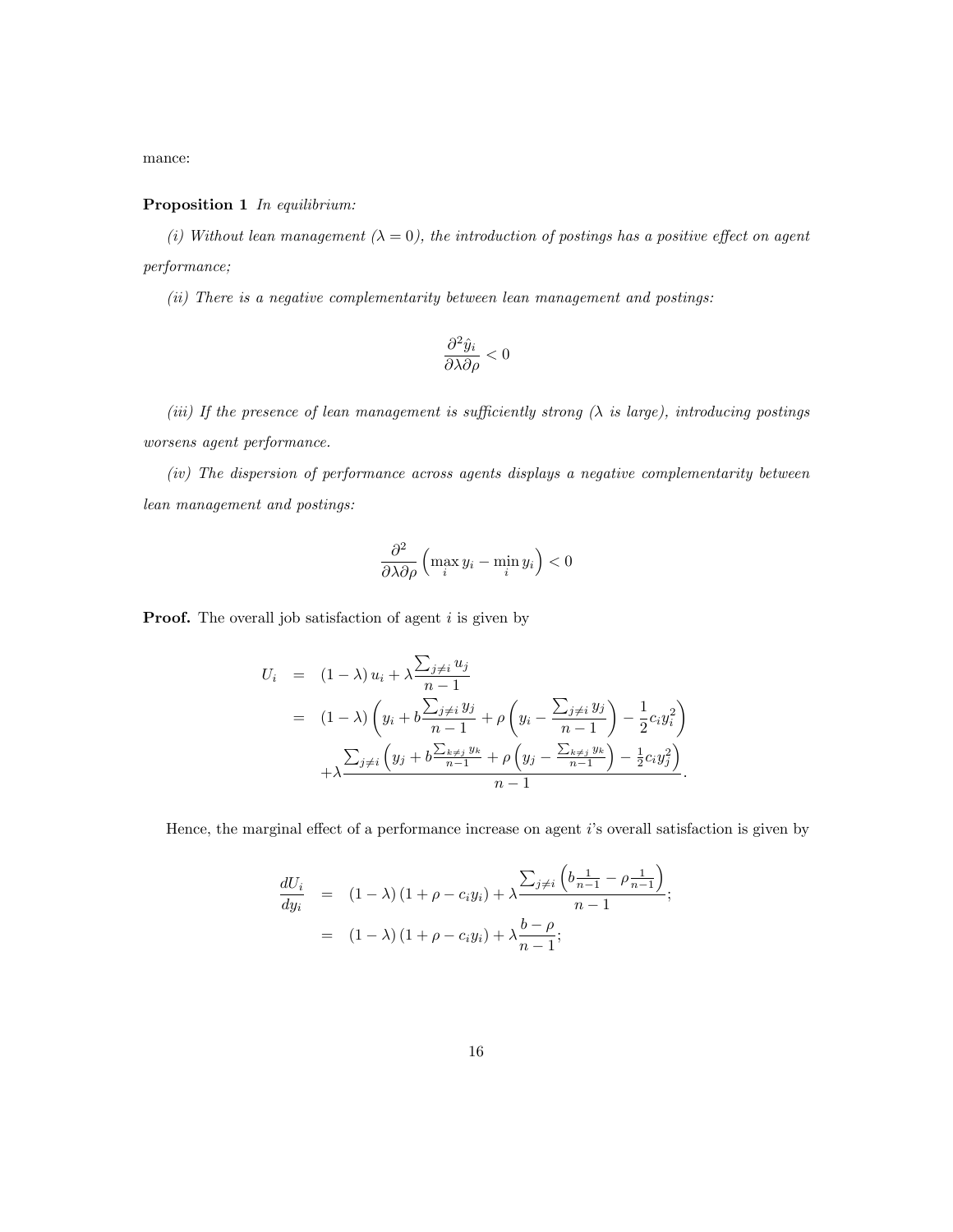mance:

**Proposition 1** *In equilibrium:*

*(i) Without lean management ($\lambda = 0$), the introduction of postings has a positive effect on agent performance;*

*(ii) There is a negative complementarity between lean management and postings:*

$$\frac{\partial^2 \hat{y}_i}{\partial \lambda \partial \rho} < 0$$

*(iii) If the presence of lean management is sufficiently strong ($\lambda$ is large), introducing postings worsens agent performance.*

*(iv) The dispersion of performance across agents displays a negative complementarity between lean management and postings:*

$$\frac{\partial^2}{\partial \lambda \partial \rho}\left(\max_i y_i - \min_i y_i\right) < 0$$

**Proof.** The overall job satisfaction of agent $i$ is given by

$$\begin{aligned}
U_i &= (1-\lambda)\, u_i + \lambda \frac{\sum_{j \neq i} u_j}{n-1} \\
&= (1-\lambda)\left(y_i + b\frac{\sum_{j\neq i} y_j}{n-1} + \rho\left(y_i - \frac{\sum_{j\neq i} y_j}{n-1}\right) - \frac{1}{2}c_i y_i^2\right) \\
&\quad + \lambda \frac{\sum_{j\neq i}\left(y_j + b\frac{\sum_{k\neq j} y_k}{n-1} + \rho\left(y_j - \frac{\sum_{k\neq j} y_k}{n-1}\right) - \frac{1}{2}c_i y_j^2\right)}{n-1}.
\end{aligned}$$

Hence, the marginal effect of a performance increase on agent $i$'s overall satisfaction is given by

$$\begin{aligned}
\frac{dU_i}{dy_i} &= (1-\lambda)(1+\rho - c_i y_i) + \lambda \frac{\sum_{j\neq i}\left(b\frac{1}{n-1} - \rho\frac{1}{n-1}\right)}{n-1}; \\
&= (1-\lambda)(1+\rho - c_i y_i) + \lambda \frac{b-\rho}{n-1};
\end{aligned}$$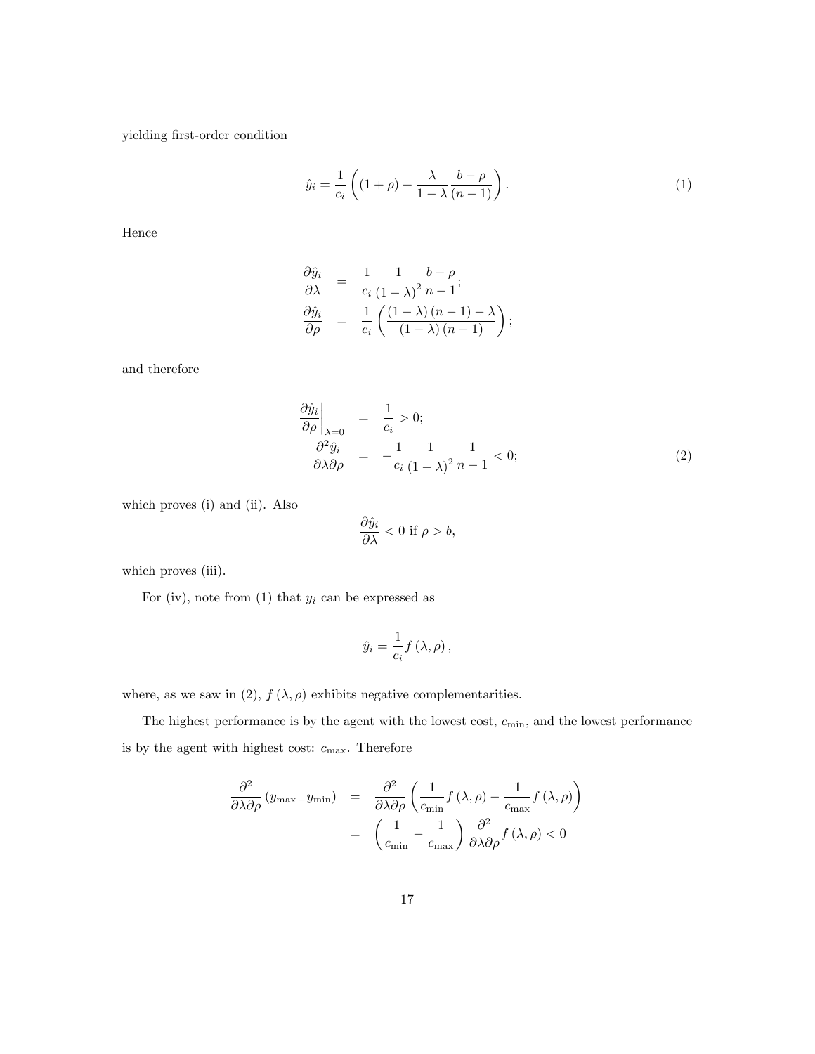yielding first-order condition

$$\hat{y}_i = \frac{1}{c_i}\left((1+\rho) + \frac{\lambda}{1-\lambda}\frac{b-\rho}{(n-1)}\right). \tag{1}$$

Hence

$$\begin{aligned}
\frac{\partial \hat{y}_i}{\partial \lambda} &= \frac{1}{c_i}\frac{1}{(1-\lambda)^2}\frac{b-\rho}{n-1}; \\
\frac{\partial \hat{y}_i}{\partial \rho} &= \frac{1}{c_i}\left(\frac{(1-\lambda)(n-1)-\lambda}{(1-\lambda)(n-1)}\right);
\end{aligned}$$

and therefore

$$\begin{aligned}
\left.\frac{\partial \hat{y}_i}{\partial \rho}\right|_{\lambda=0} &= \frac{1}{c_i} > 0; \\
\frac{\partial^2 \hat{y}_i}{\partial \lambda \partial \rho} &= -\frac{1}{c_i}\frac{1}{(1-\lambda)^2}\frac{1}{n-1} < 0;
\end{aligned} \tag{2}$$

which proves (i) and (ii). Also

$$\frac{\partial \hat{y}_i}{\partial \lambda} < 0 \text{ if } \rho > b,$$

which proves (iii).

For (iv), note from (1) that $y_i$ can be expressed as

$$\hat{y}_i = \frac{1}{c_i} f(\lambda, \rho),$$

where, as we saw in (2), $f(\lambda, \rho)$ exhibits negative complementarities.

The highest performance is by the agent with the lowest cost, $c_{\min}$, and the lowest performance is by the agent with highest cost: $c_{\max}$. Therefore

$$\begin{aligned}
\frac{\partial^2}{\partial \lambda \partial \rho}(y_{\max} - y_{\min}) &= \frac{\partial^2}{\partial \lambda \partial \rho}\left(\frac{1}{c_{\min}} f(\lambda, \rho) - \frac{1}{c_{\max}} f(\lambda, \rho)\right) \\
&= \left(\frac{1}{c_{\min}} - \frac{1}{c_{\max}}\right)\frac{\partial^2}{\partial \lambda \partial \rho} f(\lambda, \rho) < 0
\end{aligned}$$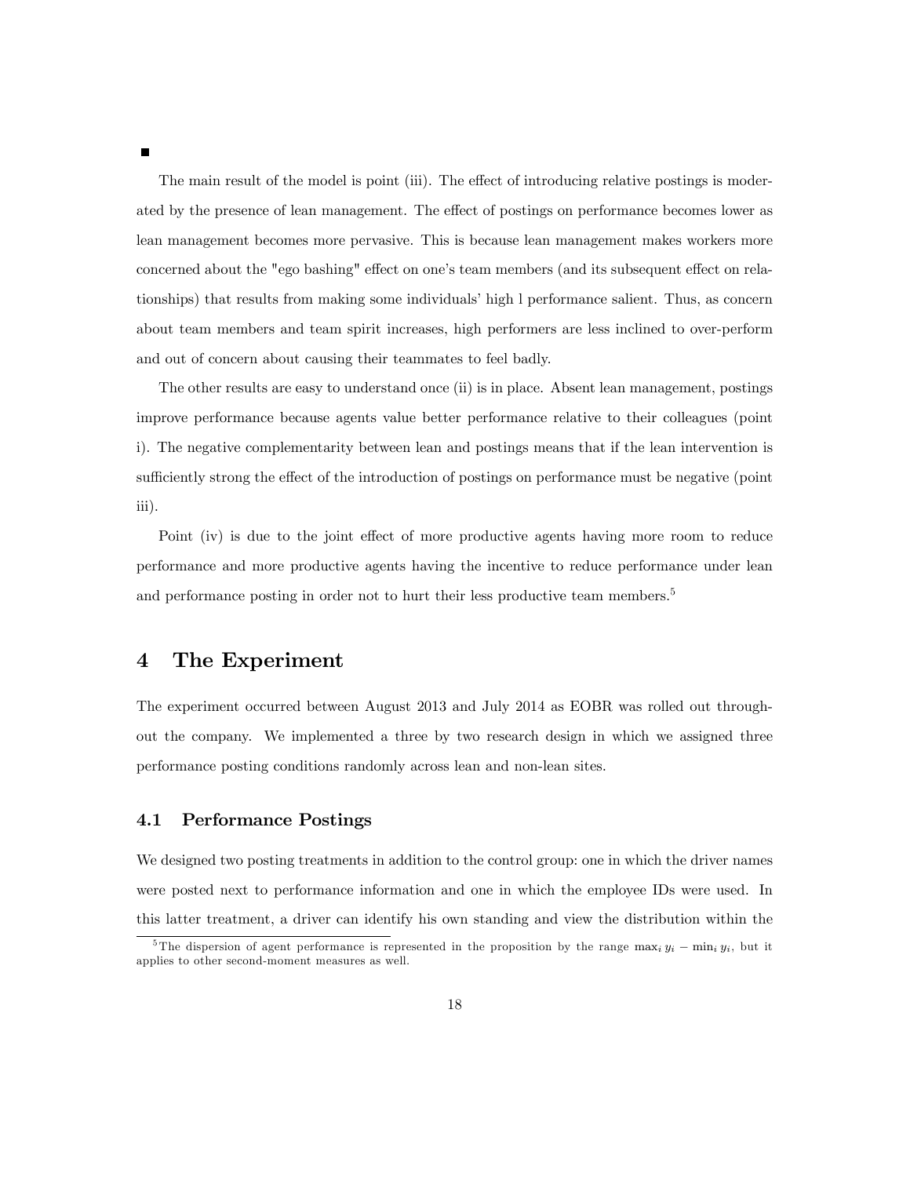■

The main result of the model is point (iii). The effect of introducing relative postings is moderated by the presence of lean management. The effect of postings on performance becomes lower as lean management becomes more pervasive. This is because lean management makes workers more concerned about the "ego bashing" effect on one's team members (and its subsequent effect on relationships) that results from making some individuals' high l performance salient. Thus, as concern about team members and team spirit increases, high performers are less inclined to over-perform and out of concern about causing their teammates to feel badly.

The other results are easy to understand once (ii) is in place. Absent lean management, postings improve performance because agents value better performance relative to their colleagues (point i). The negative complementarity between lean and postings means that if the lean intervention is sufficiently strong the effect of the introduction of postings on performance must be negative (point iii).

Point (iv) is due to the joint effect of more productive agents having more room to reduce performance and more productive agents having the incentive to reduce performance under lean and performance posting in order not to hurt their less productive team members.[5]

# 4 The Experiment

The experiment occurred between August 2013 and July 2014 as EOBR was rolled out throughout the company. We implemented a three by two research design in which we assigned three performance posting conditions randomly across lean and non-lean sites.

## 4.1 Performance Postings

We designed two posting treatments in addition to the control group: one in which the driver names were posted next to performance information and one in which the employee IDs were used. In this latter treatment, a driver can identify his own standing and view the distribution within the

[5] The dispersion of agent performance is represented in the proposition by the range $\max_i y_i - \min_i y_i$, but it applies to other second-moment measures as well.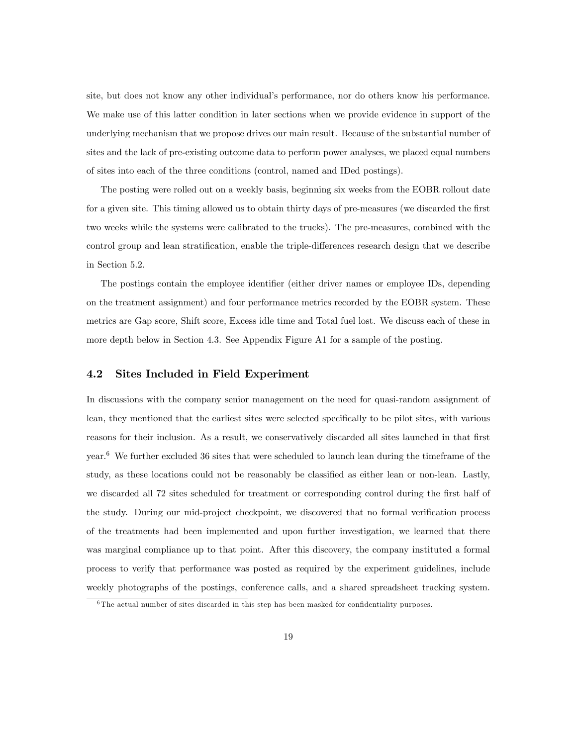site, but does not know any other individual's performance, nor do others know his performance. We make use of this latter condition in later sections when we provide evidence in support of the underlying mechanism that we propose drives our main result. Because of the substantial number of sites and the lack of pre-existing outcome data to perform power analyses, we placed equal numbers of sites into each of the three conditions (control, named and IDed postings).

The posting were rolled out on a weekly basis, beginning six weeks from the EOBR rollout date for a given site. This timing allowed us to obtain thirty days of pre-measures (we discarded the first two weeks while the systems were calibrated to the trucks). The pre-measures, combined with the control group and lean stratification, enable the triple-differences research design that we describe in Section 5.2.

The postings contain the employee identifier (either driver names or employee IDs, depending on the treatment assignment) and four performance metrics recorded by the EOBR system. These metrics are Gap score, Shift score, Excess idle time and Total fuel lost. We discuss each of these in more depth below in Section 4.3. See Appendix Figure A1 for a sample of the posting.

## 4.2 Sites Included in Field Experiment

In discussions with the company senior management on the need for quasi-random assignment of lean, they mentioned that the earliest sites were selected specifically to be pilot sites, with various reasons for their inclusion. As a result, we conservatively discarded all sites launched in that first year.[6] We further excluded 36 sites that were scheduled to launch lean during the timeframe of the study, as these locations could not be reasonably be classified as either lean or non-lean. Lastly, we discarded all 72 sites scheduled for treatment or corresponding control during the first half of the study. During our mid-project checkpoint, we discovered that no formal verification process of the treatments had been implemented and upon further investigation, we learned that there was marginal compliance up to that point. After this discovery, the company instituted a formal process to verify that performance was posted as required by the experiment guidelines, include weekly photographs of the postings, conference calls, and a shared spreadsheet tracking system.

[6] The actual number of sites discarded in this step has been masked for confidentiality purposes.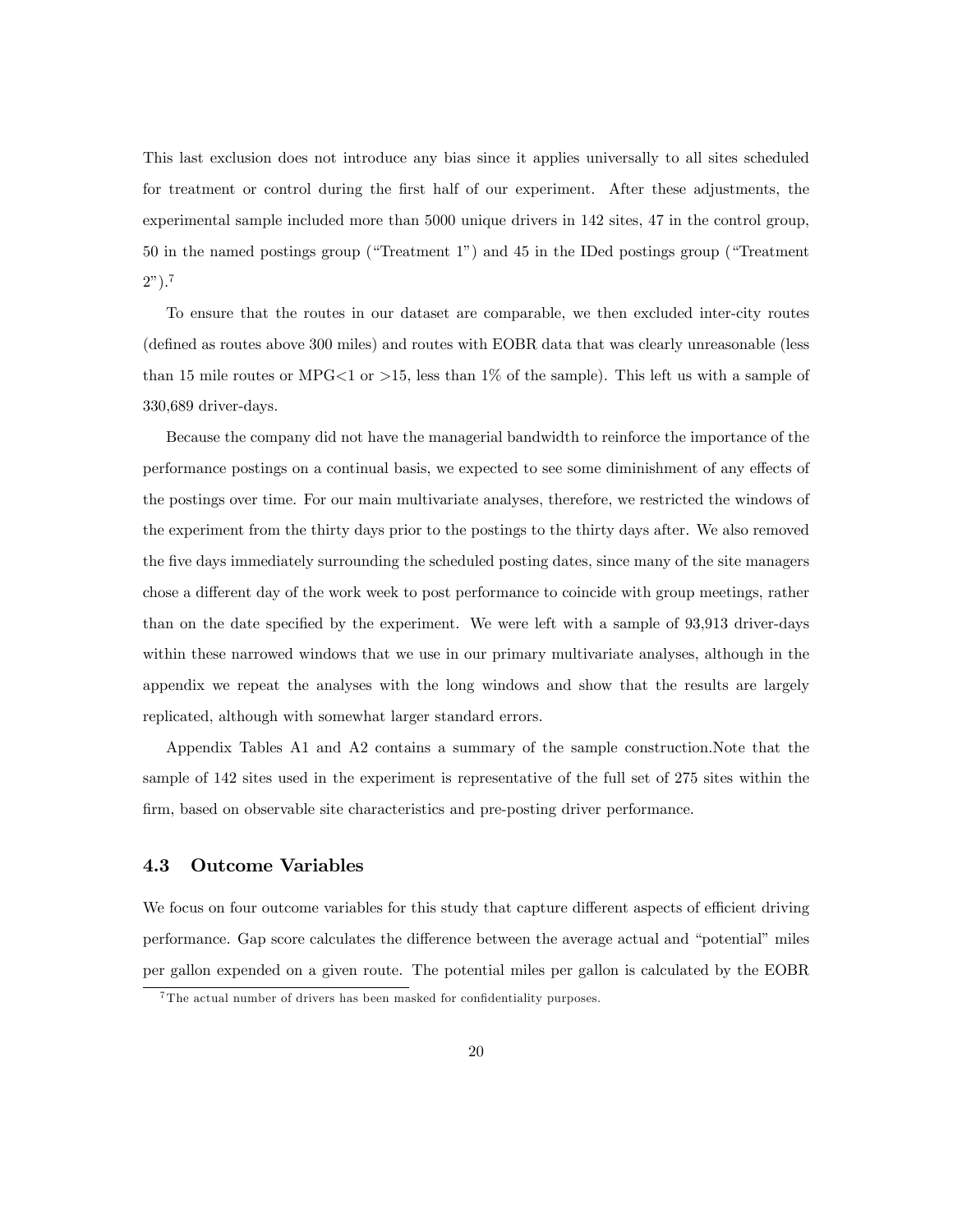This last exclusion does not introduce any bias since it applies universally to all sites scheduled for treatment or control during the first half of our experiment. After these adjustments, the experimental sample included more than 5000 unique drivers in 142 sites, 47 in the control group, 50 in the named postings group ("Treatment 1") and 45 in the IDed postings group ("Treatment 2").[7]

To ensure that the routes in our dataset are comparable, we then excluded inter-city routes (defined as routes above 300 miles) and routes with EOBR data that was clearly unreasonable (less than 15 mile routes or MPG<1 or >15, less than 1% of the sample). This left us with a sample of 330,689 driver-days.

Because the company did not have the managerial bandwidth to reinforce the importance of the performance postings on a continual basis, we expected to see some diminishment of any effects of the postings over time. For our main multivariate analyses, therefore, we restricted the windows of the experiment from the thirty days prior to the postings to the thirty days after. We also removed the five days immediately surrounding the scheduled posting dates, since many of the site managers chose a different day of the work week to post performance to coincide with group meetings, rather than on the date specified by the experiment. We were left with a sample of 93,913 driver-days within these narrowed windows that we use in our primary multivariate analyses, although in the appendix we repeat the analyses with the long windows and show that the results are largely replicated, although with somewhat larger standard errors.

Appendix Tables A1 and A2 contains a summary of the sample construction.Note that the sample of 142 sites used in the experiment is representative of the full set of 275 sites within the firm, based on observable site characteristics and pre-posting driver performance.

### 4.3 Outcome Variables

We focus on four outcome variables for this study that capture different aspects of efficient driving performance. Gap score calculates the difference between the average actual and "potential" miles per gallon expended on a given route. The potential miles per gallon is calculated by the EOBR

[7] The actual number of drivers has been masked for confidentiality purposes.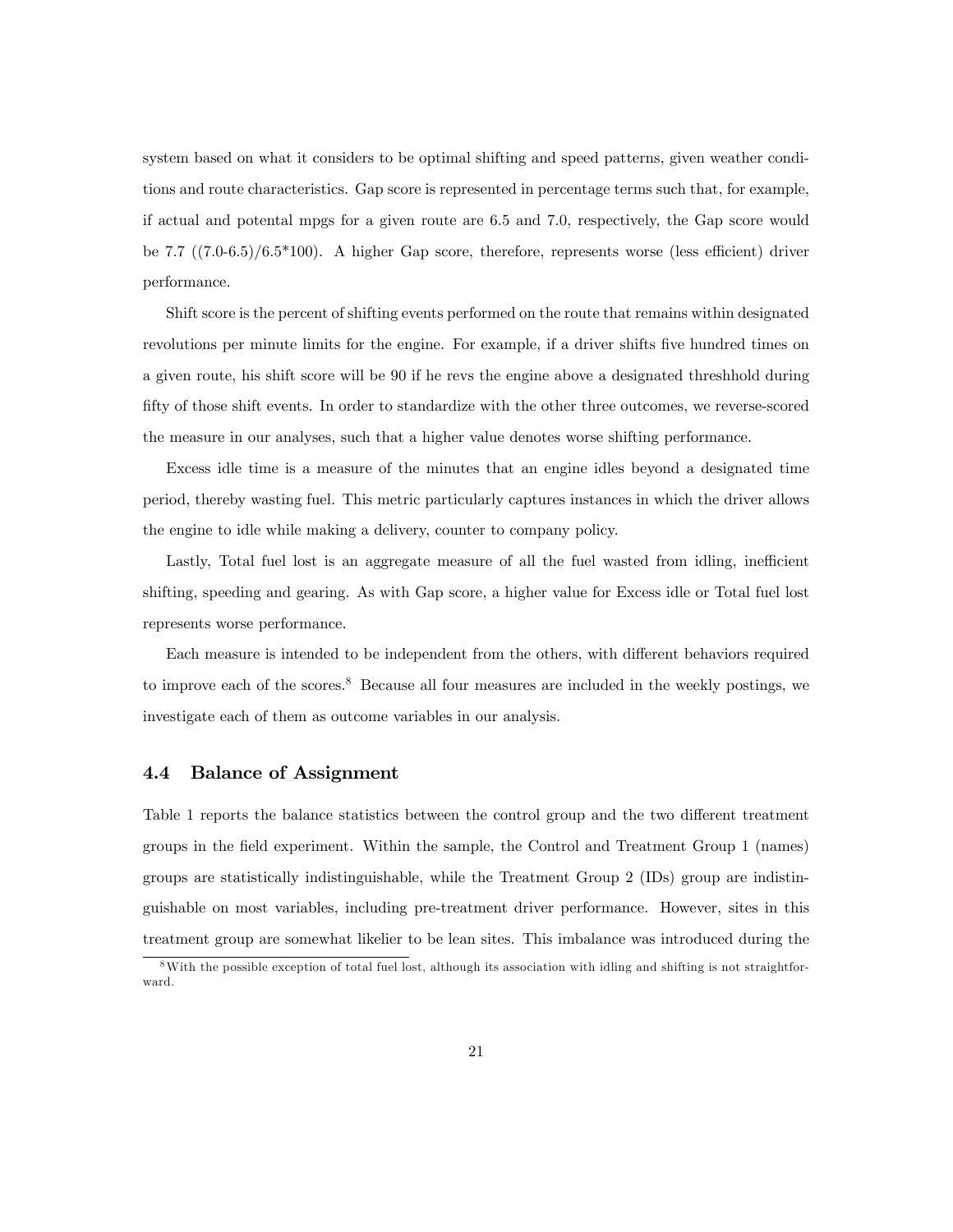system based on what it considers to be optimal shifting and speed patterns, given weather conditions and route characteristics. Gap score is represented in percentage terms such that, for example, if actual and potental mpgs for a given route are 6.5 and 7.0, respectively, the Gap score would be 7.7 ((7.0-6.5)/6.5*100). A higher Gap score, therefore, represents worse (less efficient) driver performance.

Shift score is the percent of shifting events performed on the route that remains within designated revolutions per minute limits for the engine. For example, if a driver shifts five hundred times on a given route, his shift score will be 90 if he revs the engine above a designated threshhold during fifty of those shift events. In order to standardize with the other three outcomes, we reverse-scored the measure in our analyses, such that a higher value denotes worse shifting performance.

Excess idle time is a measure of the minutes that an engine idles beyond a designated time period, thereby wasting fuel. This metric particularly captures instances in which the driver allows the engine to idle while making a delivery, counter to company policy.

Lastly, Total fuel lost is an aggregate measure of all the fuel wasted from idling, inefficient shifting, speeding and gearing. As with Gap score, a higher value for Excess idle or Total fuel lost represents worse performance.

Each measure is intended to be independent from the others, with different behaviors required to improve each of the scores.[8] Because all four measures are included in the weekly postings, we investigate each of them as outcome variables in our analysis.

### 4.4 Balance of Assignment

Table 1 reports the balance statistics between the control group and the two different treatment groups in the field experiment. Within the sample, the Control and Treatment Group 1 (names) groups are statistically indistinguishable, while the Treatment Group 2 (IDs) group are indistinguishable on most variables, including pre-treatment driver performance. However, sites in this treatment group are somewhat likelier to be lean sites. This imbalance was introduced during the

[8] With the possible exception of total fuel lost, although its association with idling and shifting is not straightforward.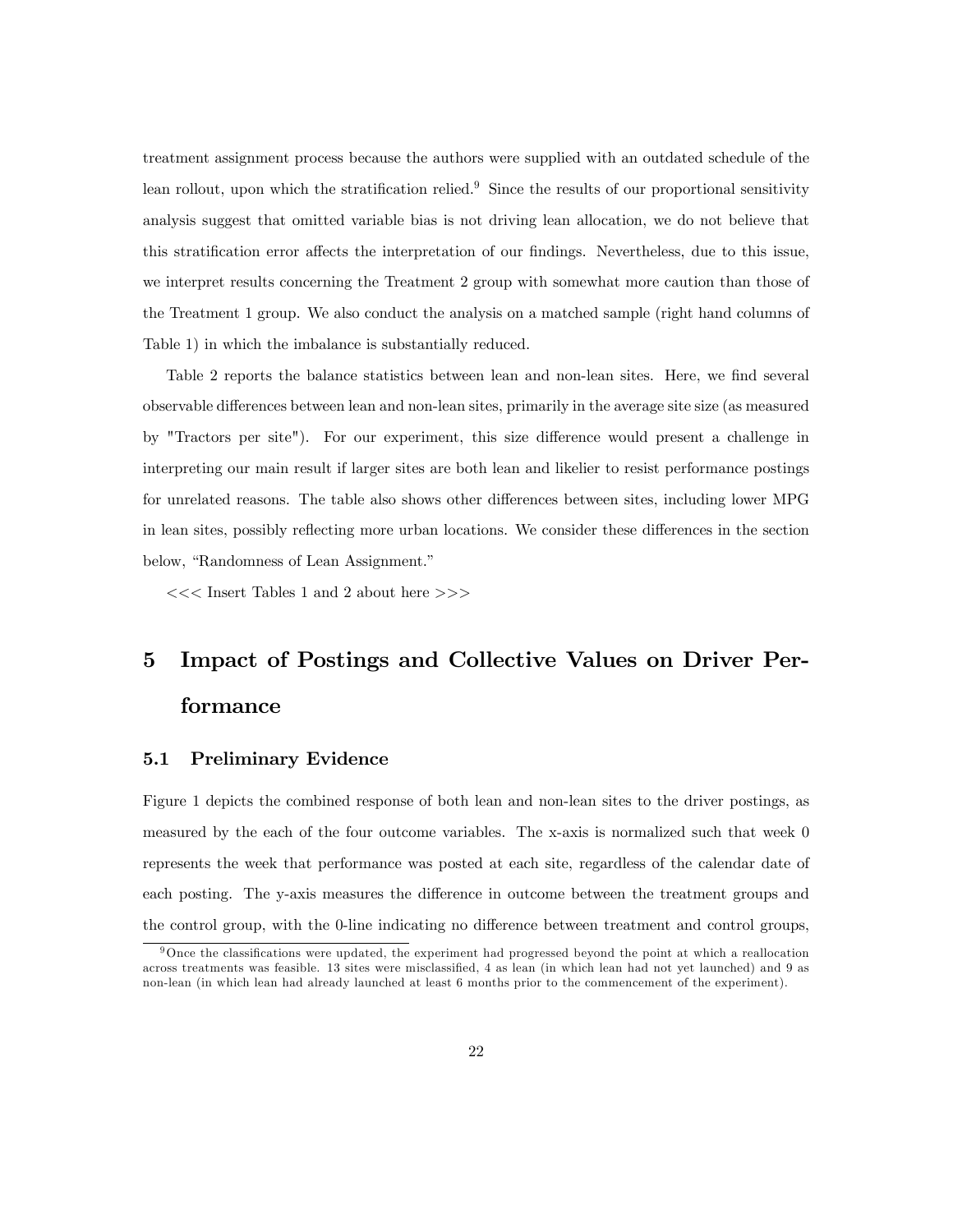treatment assignment process because the authors were supplied with an outdated schedule of the lean rollout, upon which the stratification relied.[9] Since the results of our proportional sensitivity analysis suggest that omitted variable bias is not driving lean allocation, we do not believe that this stratification error affects the interpretation of our findings. Nevertheless, due to this issue, we interpret results concerning the Treatment 2 group with somewhat more caution than those of the Treatment 1 group. We also conduct the analysis on a matched sample (right hand columns of Table 1) in which the imbalance is substantially reduced.

Table 2 reports the balance statistics between lean and non-lean sites. Here, we find several observable differences between lean and non-lean sites, primarily in the average site size (as measured by "Tractors per site"). For our experiment, this size difference would present a challenge in interpreting our main result if larger sites are both lean and likelier to resist performance postings for unrelated reasons. The table also shows other differences between sites, including lower MPG in lean sites, possibly reflecting more urban locations. We consider these differences in the section below, "Randomness of Lean Assignment."

<<< Insert Tables 1 and 2 about here >>>

# 5 Impact of Postings and Collective Values on Driver Performance

## 5.1 Preliminary Evidence

Figure 1 depicts the combined response of both lean and non-lean sites to the driver postings, as measured by the each of the four outcome variables. The x-axis is normalized such that week 0 represents the week that performance was posted at each site, regardless of the calendar date of each posting. The y-axis measures the difference in outcome between the treatment groups and the control group, with the 0-line indicating no difference between treatment and control groups,

[9] Once the classifications were updated, the experiment had progressed beyond the point at which a reallocation across treatments was feasible. 13 sites were misclassified, 4 as lean (in which lean had not yet launched) and 9 as non-lean (in which lean had already launched at least 6 months prior to the commencement of the experiment).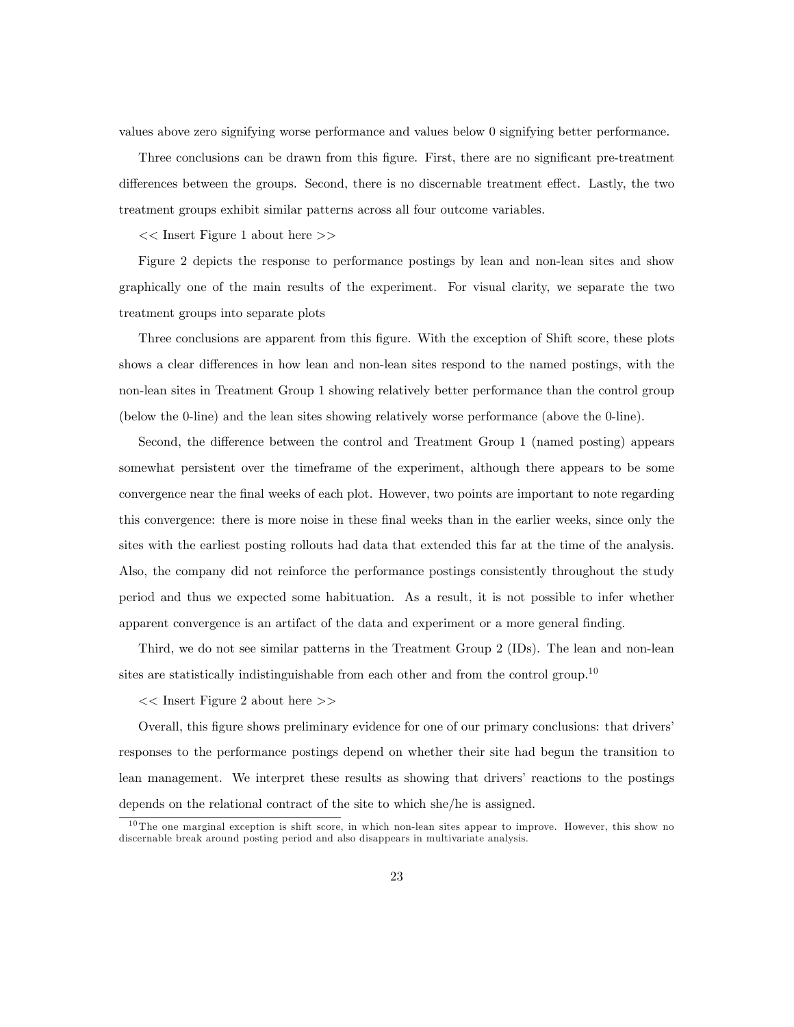values above zero signifying worse performance and values below 0 signifying better performance.

Three conclusions can be drawn from this figure. First, there are no significant pre-treatment differences between the groups. Second, there is no discernable treatment effect. Lastly, the two treatment groups exhibit similar patterns across all four outcome variables.

<< Insert Figure 1 about here >>

Figure 2 depicts the response to performance postings by lean and non-lean sites and show graphically one of the main results of the experiment. For visual clarity, we separate the two treatment groups into separate plots

Three conclusions are apparent from this figure. With the exception of Shift score, these plots shows a clear differences in how lean and non-lean sites respond to the named postings, with the non-lean sites in Treatment Group 1 showing relatively better performance than the control group (below the 0-line) and the lean sites showing relatively worse performance (above the 0-line).

Second, the difference between the control and Treatment Group 1 (named posting) appears somewhat persistent over the timeframe of the experiment, although there appears to be some convergence near the final weeks of each plot. However, two points are important to note regarding this convergence: there is more noise in these final weeks than in the earlier weeks, since only the sites with the earliest posting rollouts had data that extended this far at the time of the analysis. Also, the company did not reinforce the performance postings consistently throughout the study period and thus we expected some habituation. As a result, it is not possible to infer whether apparent convergence is an artifact of the data and experiment or a more general finding.

Third, we do not see similar patterns in the Treatment Group 2 (IDs). The lean and non-lean sites are statistically indistinguishable from each other and from the control group.[10]

<< Insert Figure 2 about here >>

Overall, this figure shows preliminary evidence for one of our primary conclusions: that drivers' responses to the performance postings depend on whether their site had begun the transition to lean management. We interpret these results as showing that drivers' reactions to the postings depends on the relational contract of the site to which she/he is assigned.

[10] The one marginal exception is shift score, in which non-lean sites appear to improve. However, this show no discernable break around posting period and also disappears in multivariate analysis.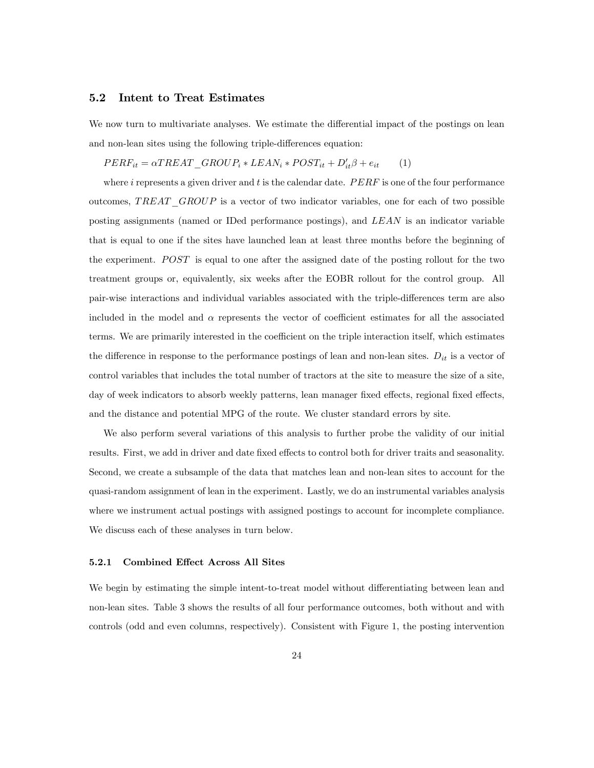## 5.2 Intent to Treat Estimates

We now turn to multivariate analyses. We estimate the differential impact of the postings on lean and non-lean sites using the following triple-differences equation:

$$PERF_{it} = \alpha TREAT\_GROUP_i * LEAN_i * POST_{it} + D'_{it}\beta + e_{it} \qquad (1)$$

where $i$ represents a given driver and $t$ is the calendar date. $PERF$ is one of the four performance outcomes, $TREAT\_GROUP$ is a vector of two indicator variables, one for each of two possible posting assignments (named or IDed performance postings), and $LEAN$ is an indicator variable that is equal to one if the sites have launched lean at least three months before the beginning of the experiment. $POST$ is equal to one after the assigned date of the posting rollout for the two treatment groups or, equivalently, six weeks after the EOBR rollout for the control group. All pair-wise interactions and individual variables associated with the triple-differences term are also included in the model and $\alpha$ represents the vector of coefficient estimates for all the associated terms. We are primarily interested in the coefficient on the triple interaction itself, which estimates the difference in response to the performance postings of lean and non-lean sites. $D_{it}$ is a vector of control variables that includes the total number of tractors at the site to measure the size of a site, day of week indicators to absorb weekly patterns, lean manager fixed effects, regional fixed effects, and the distance and potential MPG of the route. We cluster standard errors by site.

We also perform several variations of this analysis to further probe the validity of our initial results. First, we add in driver and date fixed effects to control both for driver traits and seasonality. Second, we create a subsample of the data that matches lean and non-lean sites to account for the quasi-random assignment of lean in the experiment. Lastly, we do an instrumental variables analysis where we instrument actual postings with assigned postings to account for incomplete compliance. We discuss each of these analyses in turn below.

### 5.2.1 Combined Effect Across All Sites

We begin by estimating the simple intent-to-treat model without differentiating between lean and non-lean sites. Table 3 shows the results of all four performance outcomes, both without and with controls (odd and even columns, respectively). Consistent with Figure 1, the posting intervention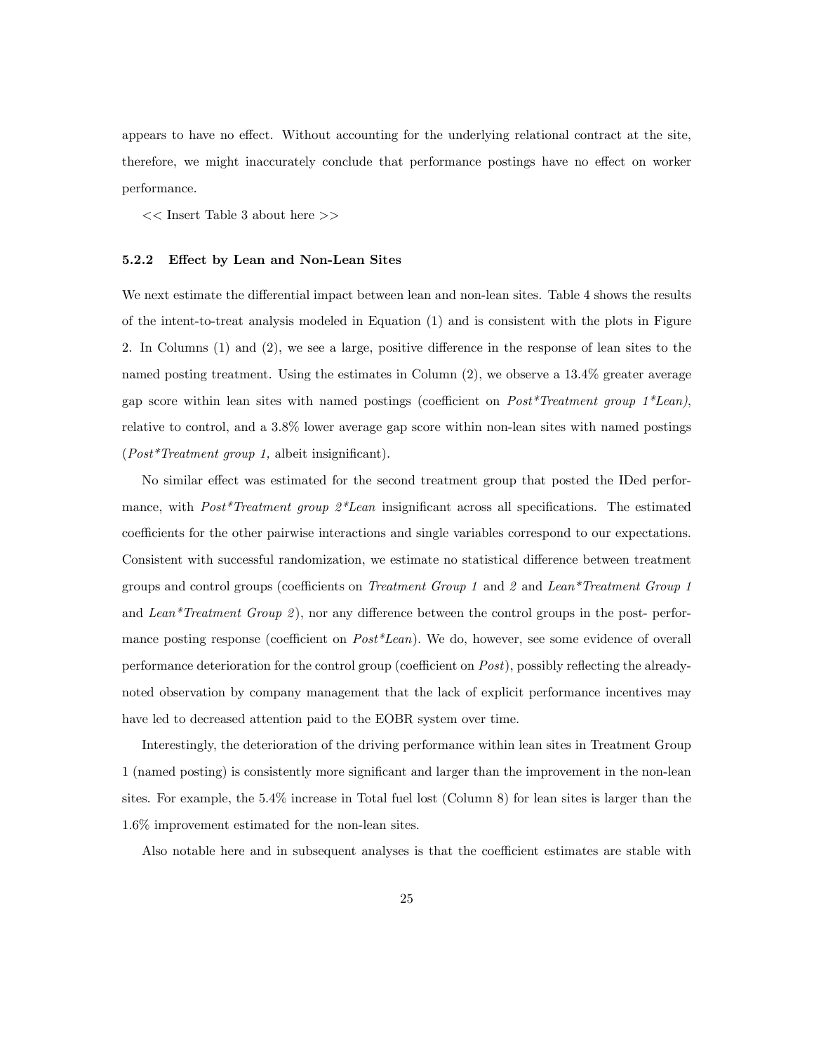appears to have no effect. Without accounting for the underlying relational contract at the site, therefore, we might inaccurately conclude that performance postings have no effect on worker performance.

<< Insert Table 3 about here >>

### 5.2.2 Effect by Lean and Non-Lean Sites

We next estimate the differential impact between lean and non-lean sites. Table 4 shows the results of the intent-to-treat analysis modeled in Equation (1) and is consistent with the plots in Figure 2. In Columns (1) and (2), we see a large, positive difference in the response of lean sites to the named posting treatment. Using the estimates in Column (2), we observe a 13.4% greater average gap score within lean sites with named postings (coefficient on *Post*Treatment group 1*Lean)*, relative to control, and a 3.8% lower average gap score within non-lean sites with named postings (*Post*Treatment group 1,* albeit insignificant).

No similar effect was estimated for the second treatment group that posted the IDed performance, with *Post*Treatment group 2*Lean* insignificant across all specifications. The estimated coefficients for the other pairwise interactions and single variables correspond to our expectations. Consistent with successful randomization, we estimate no statistical difference between treatment groups and control groups (coefficients on *Treatment Group 1* and *2* and *Lean*Treatment Group 1* and *Lean*Treatment Group 2*), nor any difference between the control groups in the post- performance posting response (coefficient on *Post*Lean*). We do, however, see some evidence of overall performance deterioration for the control group (coefficient on *Post*), possibly reflecting the already-noted observation by company management that the lack of explicit performance incentives may have led to decreased attention paid to the EOBR system over time.

Interestingly, the deterioration of the driving performance within lean sites in Treatment Group 1 (named posting) is consistently more significant and larger than the improvement in the non-lean sites. For example, the 5.4% increase in Total fuel lost (Column 8) for lean sites is larger than the 1.6% improvement estimated for the non-lean sites.

Also notable here and in subsequent analyses is that the coefficient estimates are stable with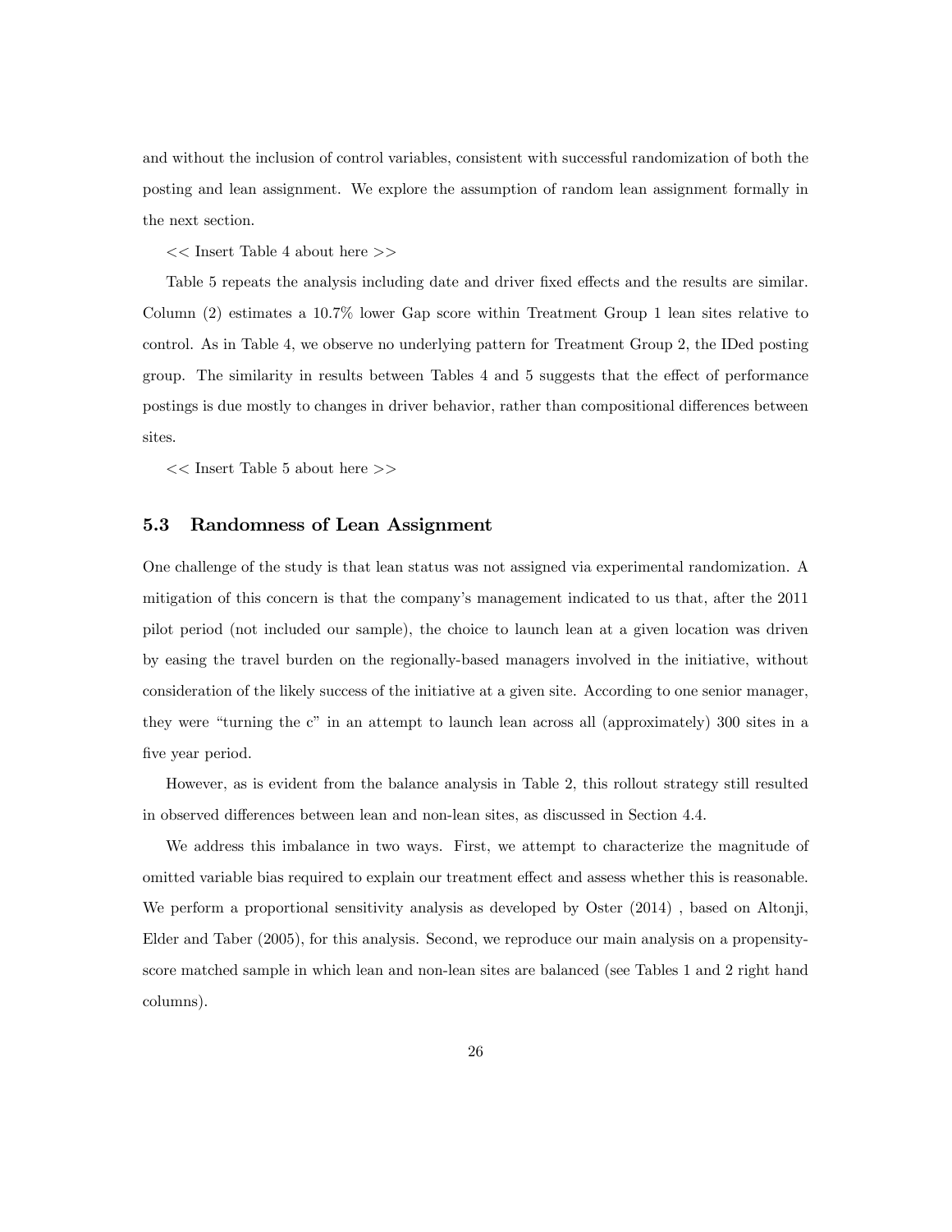and without the inclusion of control variables, consistent with successful randomization of both the posting and lean assignment. We explore the assumption of random lean assignment formally in the next section.

<< Insert Table 4 about here >>

Table 5 repeats the analysis including date and driver fixed effects and the results are similar. Column (2) estimates a 10.7% lower Gap score within Treatment Group 1 lean sites relative to control. As in Table 4, we observe no underlying pattern for Treatment Group 2, the IDed posting group. The similarity in results between Tables 4 and 5 suggests that the effect of performance postings is due mostly to changes in driver behavior, rather than compositional differences between sites.

<< Insert Table 5 about here >>

### 5.3 Randomness of Lean Assignment

One challenge of the study is that lean status was not assigned via experimental randomization. A mitigation of this concern is that the company's management indicated to us that, after the 2011 pilot period (not included our sample), the choice to launch lean at a given location was driven by easing the travel burden on the regionally-based managers involved in the initiative, without consideration of the likely success of the initiative at a given site. According to one senior manager, they were "turning the c" in an attempt to launch lean across all (approximately) 300 sites in a five year period.

However, as is evident from the balance analysis in Table 2, this rollout strategy still resulted in observed differences between lean and non-lean sites, as discussed in Section 4.4.

We address this imbalance in two ways. First, we attempt to characterize the magnitude of omitted variable bias required to explain our treatment effect and assess whether this is reasonable. We perform a proportional sensitivity analysis as developed by Oster (2014) , based on Altonji, Elder and Taber (2005), for this analysis. Second, we reproduce our main analysis on a propensity-score matched sample in which lean and non-lean sites are balanced (see Tables 1 and 2 right hand columns).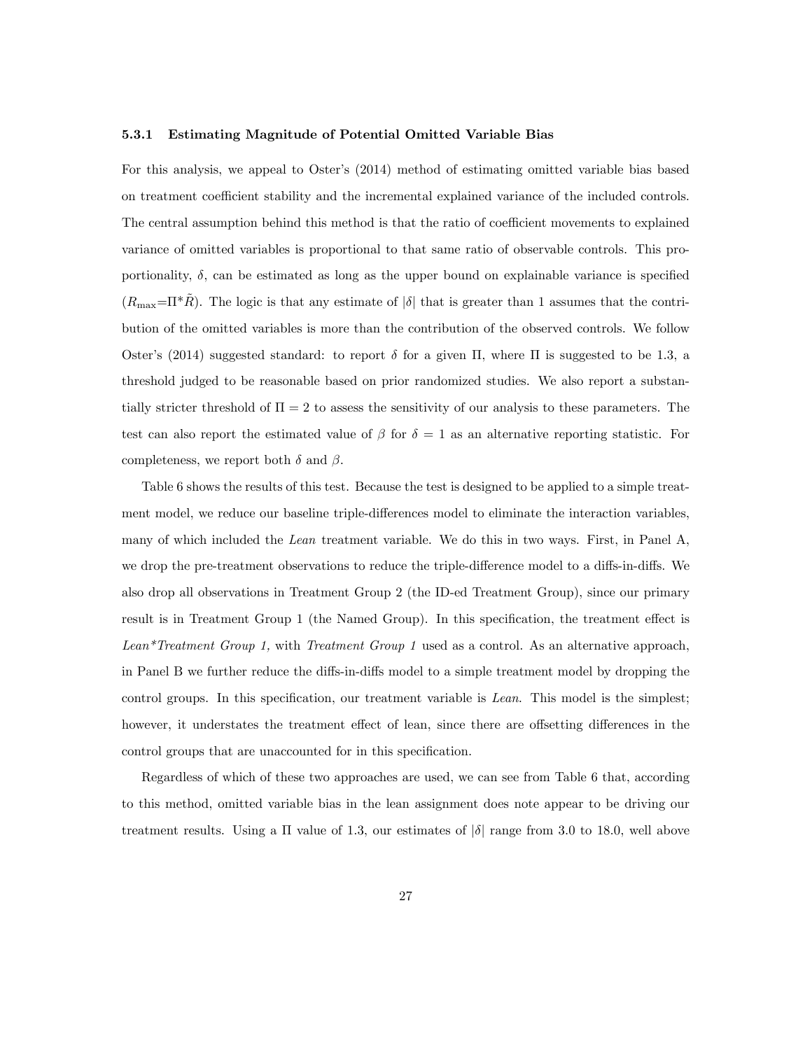#### 5.3.1 Estimating Magnitude of Potential Omitted Variable Bias

For this analysis, we appeal to Oster's (2014) method of estimating omitted variable bias based on treatment coefficient stability and the incremental explained variance of the included controls. The central assumption behind this method is that the ratio of coefficient movements to explained variance of omitted variables is proportional to that same ratio of observable controls. This proportionality, $\delta$, can be estimated as long as the upper bound on explainable variance is specified ($R_{\max}$=$\Pi$*$\tilde{R}$). The logic is that any estimate of $|\delta|$ that is greater than 1 assumes that the contribution of the omitted variables is more than the contribution of the observed controls. We follow Oster's (2014) suggested standard: to report $\delta$ for a given $\Pi$, where $\Pi$ is suggested to be 1.3, a threshold judged to be reasonable based on prior randomized studies. We also report a substantially stricter threshold of $\Pi = 2$ to assess the sensitivity of our analysis to these parameters. The test can also report the estimated value of $\beta$ for $\delta = 1$ as an alternative reporting statistic. For completeness, we report both $\delta$ and $\beta$.

Table 6 shows the results of this test. Because the test is designed to be applied to a simple treatment model, we reduce our baseline triple-differences model to eliminate the interaction variables, many of which included the *Lean* treatment variable. We do this in two ways. First, in Panel A, we drop the pre-treatment observations to reduce the triple-difference model to a diffs-in-diffs. We also drop all observations in Treatment Group 2 (the ID-ed Treatment Group), since our primary result is in Treatment Group 1 (the Named Group). In this specification, the treatment effect is *Lean\*Treatment Group 1,* with *Treatment Group 1* used as a control. As an alternative approach, in Panel B we further reduce the diffs-in-diffs model to a simple treatment model by dropping the control groups. In this specification, our treatment variable is *Lean*. This model is the simplest; however, it understates the treatment effect of lean, since there are offsetting differences in the control groups that are unaccounted for in this specification.

Regardless of which of these two approaches are used, we can see from Table 6 that, according to this method, omitted variable bias in the lean assignment does note appear to be driving our treatment results. Using a $\Pi$ value of 1.3, our estimates of $|\delta|$ range from 3.0 to 18.0, well above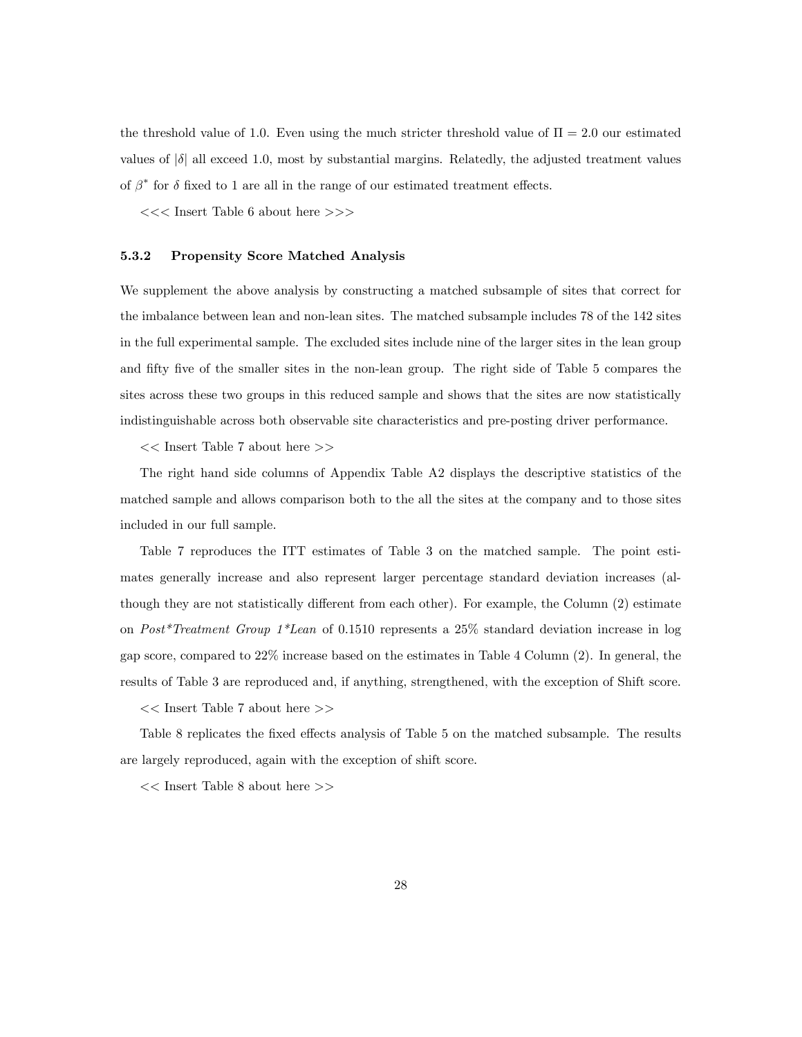the threshold value of 1.0. Even using the much stricter threshold value of $\Pi = 2.0$ our estimated values of $|\delta|$ all exceed 1.0, most by substantial margins. Relatedly, the adjusted treatment values of $\beta^*$ for $\delta$ fixed to 1 are all in the range of our estimated treatment effects.

<<< Insert Table 6 about here >>>

### 5.3.2 Propensity Score Matched Analysis

We supplement the above analysis by constructing a matched subsample of sites that correct for the imbalance between lean and non-lean sites. The matched subsample includes 78 of the 142 sites in the full experimental sample. The excluded sites include nine of the larger sites in the lean group and fifty five of the smaller sites in the non-lean group. The right side of Table 5 compares the sites across these two groups in this reduced sample and shows that the sites are now statistically indistinguishable across both observable site characteristics and pre-posting driver performance.

<< Insert Table 7 about here >>

The right hand side columns of Appendix Table A2 displays the descriptive statistics of the matched sample and allows comparison both to the all the sites at the company and to those sites included in our full sample.

Table 7 reproduces the ITT estimates of Table 3 on the matched sample. The point estimates generally increase and also represent larger percentage standard deviation increases (although they are not statistically different from each other). For example, the Column (2) estimate on *Post*Treatment Group 1*Lean* of 0.1510 represents a 25% standard deviation increase in log gap score, compared to 22% increase based on the estimates in Table 4 Column (2). In general, the results of Table 3 are reproduced and, if anything, strengthened, with the exception of Shift score.

<< Insert Table 7 about here >>

Table 8 replicates the fixed effects analysis of Table 5 on the matched subsample. The results are largely reproduced, again with the exception of shift score.

<< Insert Table 8 about here >>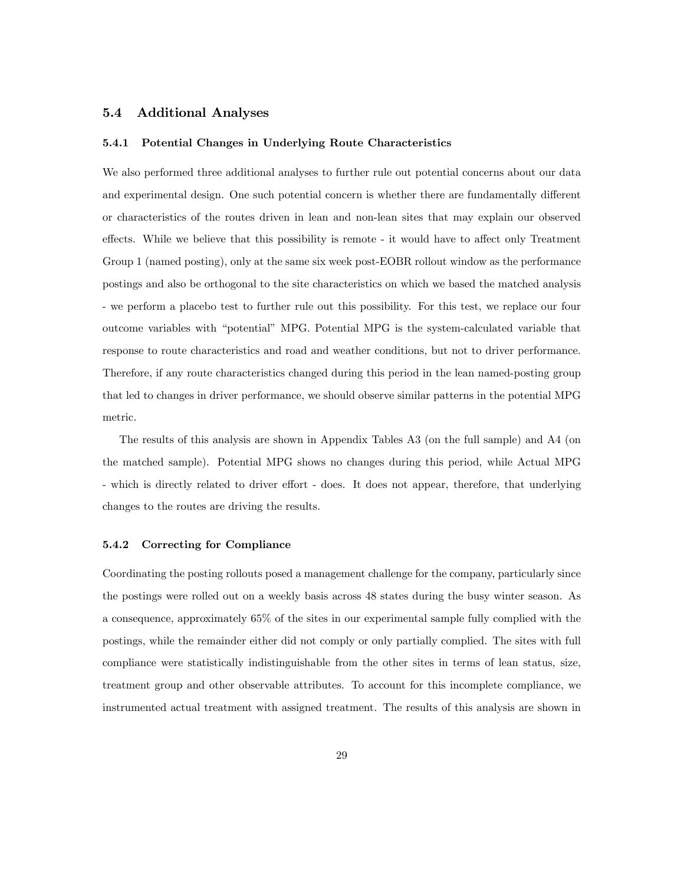### 5.4 Additional Analyses

#### 5.4.1 Potential Changes in Underlying Route Characteristics

We also performed three additional analyses to further rule out potential concerns about our data and experimental design. One such potential concern is whether there are fundamentally different or characteristics of the routes driven in lean and non-lean sites that may explain our observed effects. While we believe that this possibility is remote - it would have to affect only Treatment Group 1 (named posting), only at the same six week post-EOBR rollout window as the performance postings and also be orthogonal to the site characteristics on which we based the matched analysis - we perform a placebo test to further rule out this possibility. For this test, we replace our four outcome variables with "potential" MPG. Potential MPG is the system-calculated variable that response to route characteristics and road and weather conditions, but not to driver performance. Therefore, if any route characteristics changed during this period in the lean named-posting group that led to changes in driver performance, we should observe similar patterns in the potential MPG metric.

The results of this analysis are shown in Appendix Tables A3 (on the full sample) and A4 (on the matched sample). Potential MPG shows no changes during this period, while Actual MPG - which is directly related to driver effort - does. It does not appear, therefore, that underlying changes to the routes are driving the results.

#### 5.4.2 Correcting for Compliance

Coordinating the posting rollouts posed a management challenge for the company, particularly since the postings were rolled out on a weekly basis across 48 states during the busy winter season. As a consequence, approximately 65% of the sites in our experimental sample fully complied with the postings, while the remainder either did not comply or only partially complied. The sites with full compliance were statistically indistinguishable from the other sites in terms of lean status, size, treatment group and other observable attributes. To account for this incomplete compliance, we instrumented actual treatment with assigned treatment. The results of this analysis are shown in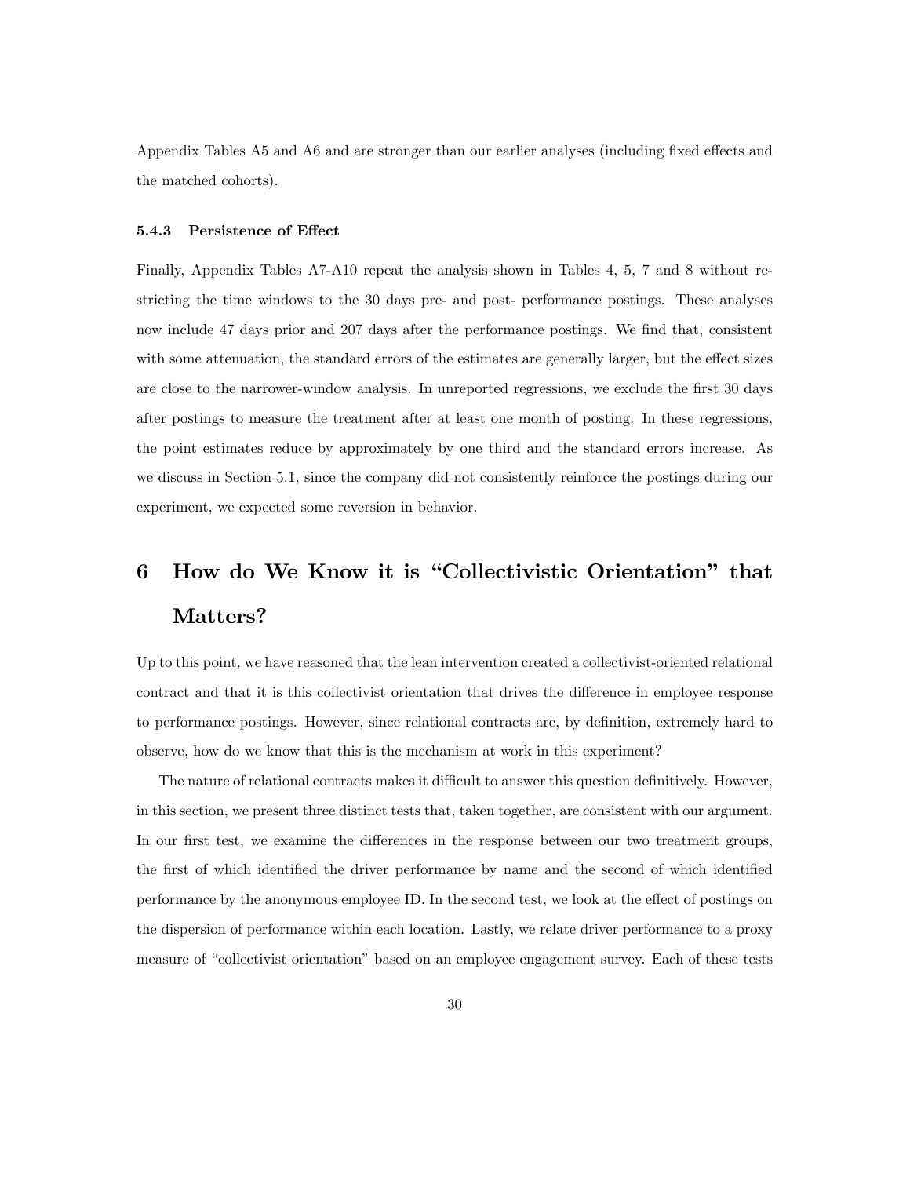Appendix Tables A5 and A6 and are stronger than our earlier analyses (including fixed effects and the matched cohorts).

### 5.4.3 Persistence of Effect

Finally, Appendix Tables A7-A10 repeat the analysis shown in Tables 4, 5, 7 and 8 without restricting the time windows to the 30 days pre- and post- performance postings. These analyses now include 47 days prior and 207 days after the performance postings. We find that, consistent with some attenuation, the standard errors of the estimates are generally larger, but the effect sizes are close to the narrower-window analysis. In unreported regressions, we exclude the first 30 days after postings to measure the treatment after at least one month of posting. In these regressions, the point estimates reduce by approximately by one third and the standard errors increase. As we discuss in Section 5.1, since the company did not consistently reinforce the postings during our experiment, we expected some reversion in behavior.

# 6 How do We Know it is "Collectivistic Orientation" that Matters?

Up to this point, we have reasoned that the lean intervention created a collectivist-oriented relational contract and that it is this collectivist orientation that drives the difference in employee response to performance postings. However, since relational contracts are, by definition, extremely hard to observe, how do we know that this is the mechanism at work in this experiment?

The nature of relational contracts makes it difficult to answer this question definitively. However, in this section, we present three distinct tests that, taken together, are consistent with our argument. In our first test, we examine the differences in the response between our two treatment groups, the first of which identified the driver performance by name and the second of which identified performance by the anonymous employee ID. In the second test, we look at the effect of postings on the dispersion of performance within each location. Lastly, we relate driver performance to a proxy measure of "collectivist orientation" based on an employee engagement survey. Each of these tests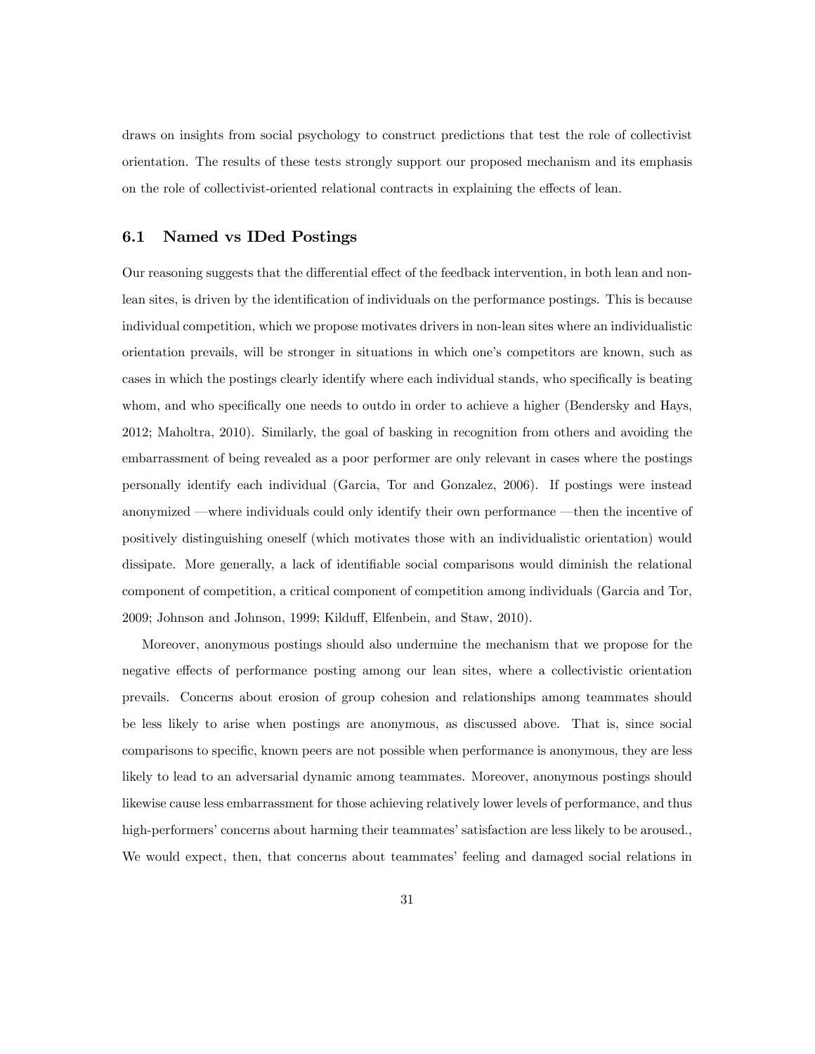draws on insights from social psychology to construct predictions that test the role of collectivist orientation. The results of these tests strongly support our proposed mechanism and its emphasis on the role of collectivist-oriented relational contracts in explaining the effects of lean.

### 6.1 Named vs IDed Postings

Our reasoning suggests that the differential effect of the feedback intervention, in both lean and non-lean sites, is driven by the identification of individuals on the performance postings. This is because individual competition, which we propose motivates drivers in non-lean sites where an individualistic orientation prevails, will be stronger in situations in which one's competitors are known, such as cases in which the postings clearly identify where each individual stands, who specifically is beating whom, and who specifically one needs to outdo in order to achieve a higher (Bendersky and Hays, 2012; Maholtra, 2010). Similarly, the goal of basking in recognition from others and avoiding the embarrassment of being revealed as a poor performer are only relevant in cases where the postings personally identify each individual (Garcia, Tor and Gonzalez, 2006). If postings were instead anonymized —where individuals could only identify their own performance —then the incentive of positively distinguishing oneself (which motivates those with an individualistic orientation) would dissipate. More generally, a lack of identifiable social comparisons would diminish the relational component of competition, a critical component of competition among individuals (Garcia and Tor, 2009; Johnson and Johnson, 1999; Kilduff, Elfenbein, and Staw, 2010).

Moreover, anonymous postings should also undermine the mechanism that we propose for the negative effects of performance posting among our lean sites, where a collectivistic orientation prevails. Concerns about erosion of group cohesion and relationships among teammates should be less likely to arise when postings are anonymous, as discussed above. That is, since social comparisons to specific, known peers are not possible when performance is anonymous, they are less likely to lead to an adversarial dynamic among teammates. Moreover, anonymous postings should likewise cause less embarrassment for those achieving relatively lower levels of performance, and thus high-performers' concerns about harming their teammates' satisfaction are less likely to be aroused., We would expect, then, that concerns about teammates' feeling and damaged social relations in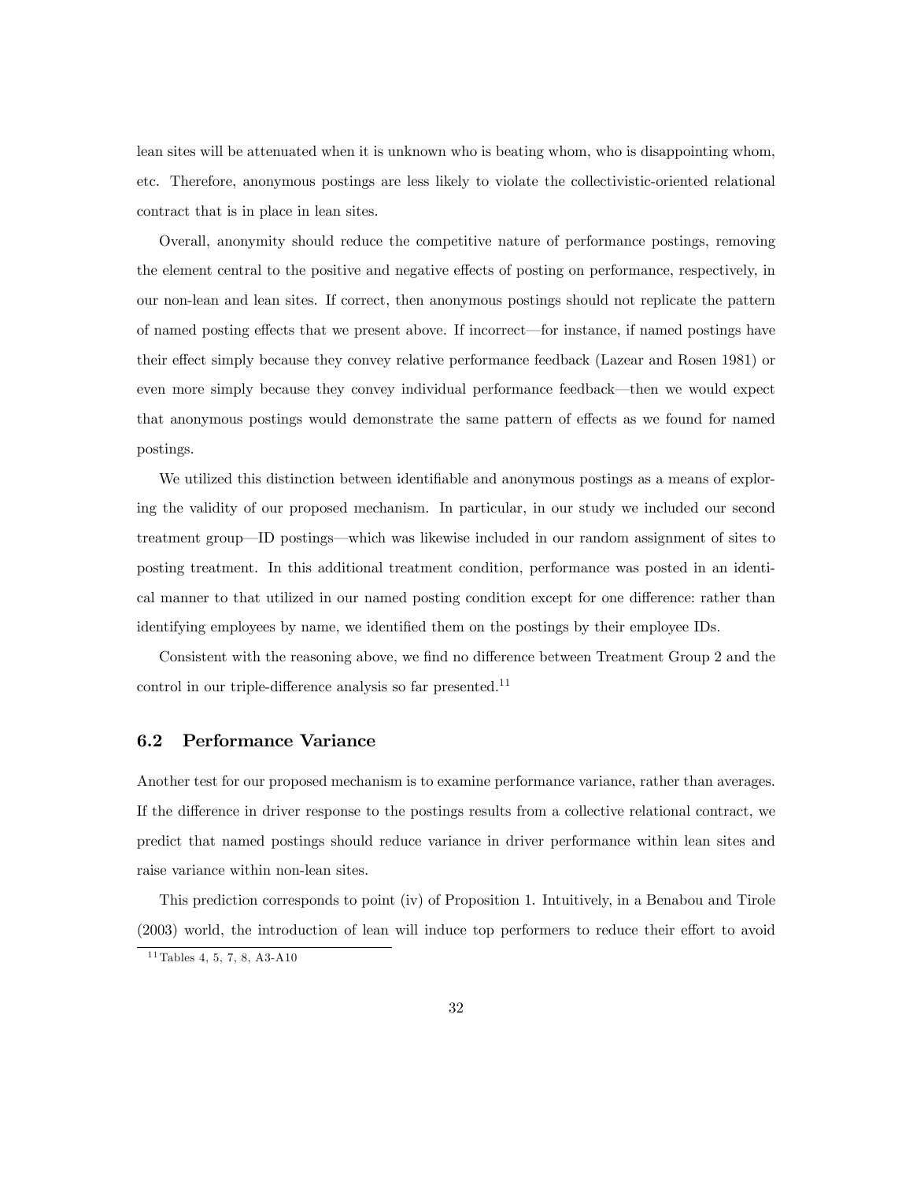lean sites will be attenuated when it is unknown who is beating whom, who is disappointing whom, etc. Therefore, anonymous postings are less likely to violate the collectivistic-oriented relational contract that is in place in lean sites.

Overall, anonymity should reduce the competitive nature of performance postings, removing the element central to the positive and negative effects of posting on performance, respectively, in our non-lean and lean sites. If correct, then anonymous postings should not replicate the pattern of named posting effects that we present above. If incorrect—for instance, if named postings have their effect simply because they convey relative performance feedback (Lazear and Rosen 1981) or even more simply because they convey individual performance feedback—then we would expect that anonymous postings would demonstrate the same pattern of effects as we found for named postings.

We utilized this distinction between identifiable and anonymous postings as a means of exploring the validity of our proposed mechanism. In particular, in our study we included our second treatment group—ID postings—which was likewise included in our random assignment of sites to posting treatment. In this additional treatment condition, performance was posted in an identical manner to that utilized in our named posting condition except for one difference: rather than identifying employees by name, we identified them on the postings by their employee IDs.

Consistent with the reasoning above, we find no difference between Treatment Group 2 and the control in our triple-difference analysis so far presented.[11]

## 6.2 Performance Variance

Another test for our proposed mechanism is to examine performance variance, rather than averages. If the difference in driver response to the postings results from a collective relational contract, we predict that named postings should reduce variance in driver performance within lean sites and raise variance within non-lean sites.

This prediction corresponds to point (iv) of Proposition 1. Intuitively, in a Benabou and Tirole (2003) world, the introduction of lean will induce top performers to reduce their effort to avoid

[11] Tables 4, 5, 7, 8, A3-A10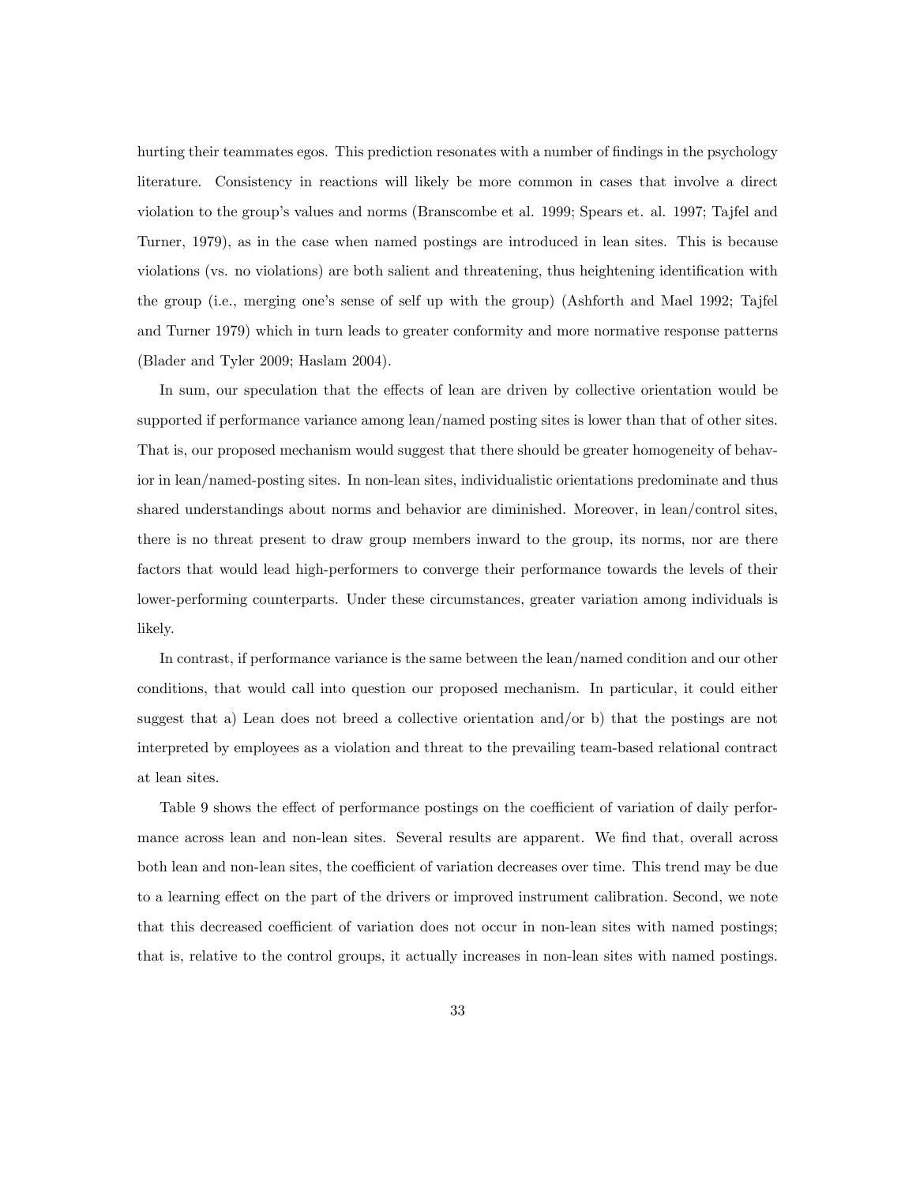hurting their teammates egos. This prediction resonates with a number of findings in the psychology literature. Consistency in reactions will likely be more common in cases that involve a direct violation to the group's values and norms (Branscombe et al. 1999; Spears et. al. 1997; Tajfel and Turner, 1979), as in the case when named postings are introduced in lean sites. This is because violations (vs. no violations) are both salient and threatening, thus heightening identification with the group (i.e., merging one's sense of self up with the group) (Ashforth and Mael 1992; Tajfel and Turner 1979) which in turn leads to greater conformity and more normative response patterns (Blader and Tyler 2009; Haslam 2004).

In sum, our speculation that the effects of lean are driven by collective orientation would be supported if performance variance among lean/named posting sites is lower than that of other sites. That is, our proposed mechanism would suggest that there should be greater homogeneity of behavior in lean/named-posting sites. In non-lean sites, individualistic orientations predominate and thus shared understandings about norms and behavior are diminished. Moreover, in lean/control sites, there is no threat present to draw group members inward to the group, its norms, nor are there factors that would lead high-performers to converge their performance towards the levels of their lower-performing counterparts. Under these circumstances, greater variation among individuals is likely.

In contrast, if performance variance is the same between the lean/named condition and our other conditions, that would call into question our proposed mechanism. In particular, it could either suggest that a) Lean does not breed a collective orientation and/or b) that the postings are not interpreted by employees as a violation and threat to the prevailing team-based relational contract at lean sites.

Table 9 shows the effect of performance postings on the coefficient of variation of daily performance across lean and non-lean sites. Several results are apparent. We find that, overall across both lean and non-lean sites, the coefficient of variation decreases over time. This trend may be due to a learning effect on the part of the drivers or improved instrument calibration. Second, we note that this decreased coefficient of variation does not occur in non-lean sites with named postings; that is, relative to the control groups, it actually increases in non-lean sites with named postings.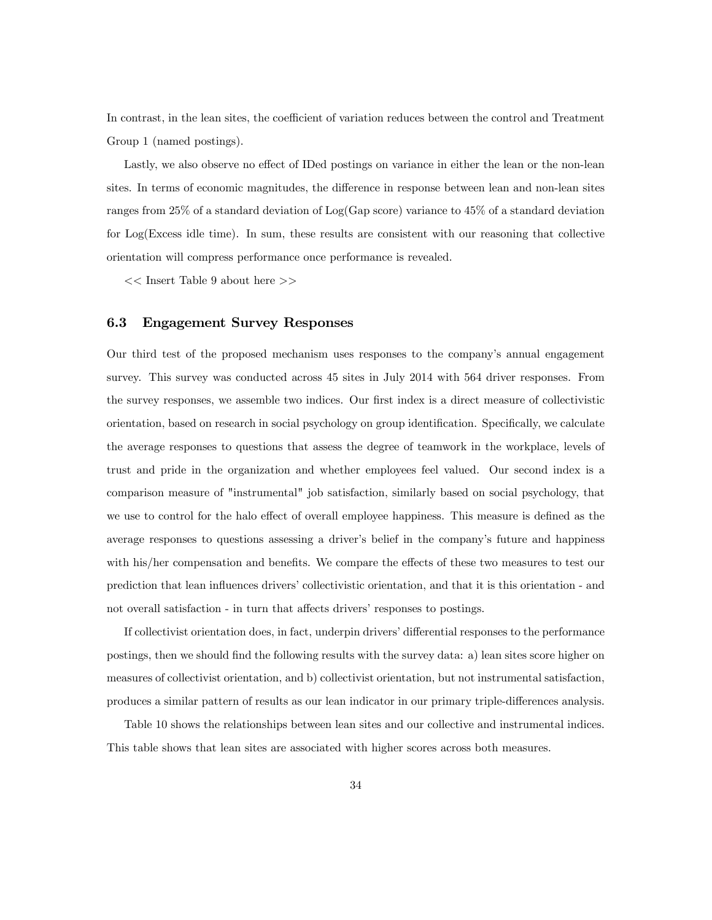In contrast, in the lean sites, the coefficient of variation reduces between the control and Treatment Group 1 (named postings).

Lastly, we also observe no effect of IDed postings on variance in either the lean or the non-lean sites. In terms of economic magnitudes, the difference in response between lean and non-lean sites ranges from 25% of a standard deviation of Log(Gap score) variance to 45% of a standard deviation for Log(Excess idle time). In sum, these results are consistent with our reasoning that collective orientation will compress performance once performance is revealed.

<< Insert Table 9 about here >>

### 6.3 Engagement Survey Responses

Our third test of the proposed mechanism uses responses to the company's annual engagement survey. This survey was conducted across 45 sites in July 2014 with 564 driver responses. From the survey responses, we assemble two indices. Our first index is a direct measure of collectivistic orientation, based on research in social psychology on group identification. Specifically, we calculate the average responses to questions that assess the degree of teamwork in the workplace, levels of trust and pride in the organization and whether employees feel valued. Our second index is a comparison measure of "instrumental" job satisfaction, similarly based on social psychology, that we use to control for the halo effect of overall employee happiness. This measure is defined as the average responses to questions assessing a driver's belief in the company's future and happiness with his/her compensation and benefits. We compare the effects of these two measures to test our prediction that lean influences drivers' collectivistic orientation, and that it is this orientation - and not overall satisfaction - in turn that affects drivers' responses to postings.

If collectivist orientation does, in fact, underpin drivers' differential responses to the performance postings, then we should find the following results with the survey data: a) lean sites score higher on measures of collectivist orientation, and b) collectivist orientation, but not instrumental satisfaction, produces a similar pattern of results as our lean indicator in our primary triple-differences analysis.

Table 10 shows the relationships between lean sites and our collective and instrumental indices. This table shows that lean sites are associated with higher scores across both measures.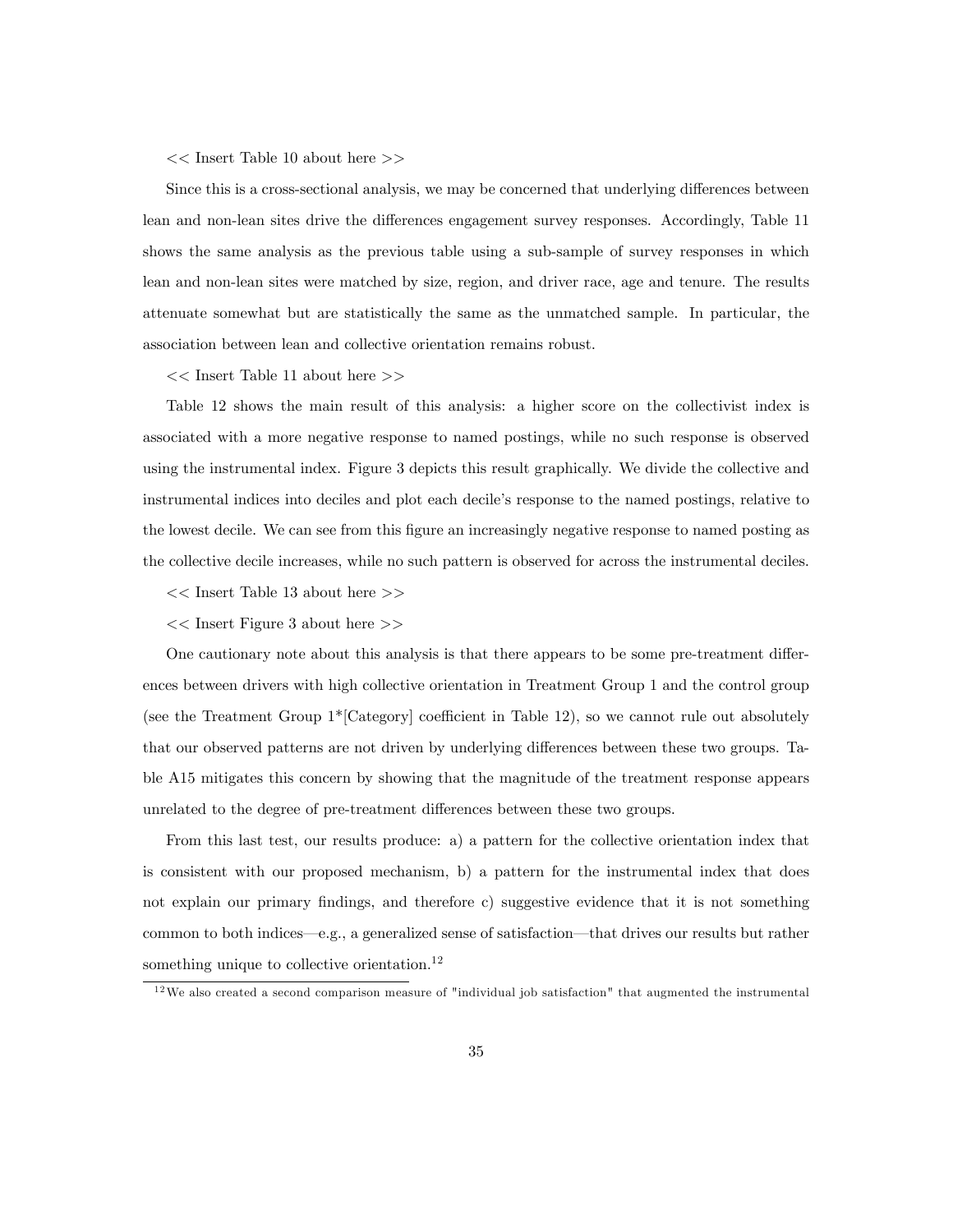<< Insert Table 10 about here >>

Since this is a cross-sectional analysis, we may be concerned that underlying differences between lean and non-lean sites drive the differences engagement survey responses. Accordingly, Table 11 shows the same analysis as the previous table using a sub-sample of survey responses in which lean and non-lean sites were matched by size, region, and driver race, age and tenure. The results attenuate somewhat but are statistically the same as the unmatched sample. In particular, the association between lean and collective orientation remains robust.

<< Insert Table 11 about here >>

Table 12 shows the main result of this analysis: a higher score on the collectivist index is associated with a more negative response to named postings, while no such response is observed using the instrumental index. Figure 3 depicts this result graphically. We divide the collective and instrumental indices into deciles and plot each decile's response to the named postings, relative to the lowest decile. We can see from this figure an increasingly negative response to named posting as the collective decile increases, while no such pattern is observed for across the instrumental deciles.

<< Insert Table 13 about here >>

<< Insert Figure 3 about here >>

One cautionary note about this analysis is that there appears to be some pre-treatment differences between drivers with high collective orientation in Treatment Group 1 and the control group (see the Treatment Group 1*[Category] coefficient in Table 12), so we cannot rule out absolutely that our observed patterns are not driven by underlying differences between these two groups. Table A15 mitigates this concern by showing that the magnitude of the treatment response appears unrelated to the degree of pre-treatment differences between these two groups.

From this last test, our results produce: a) a pattern for the collective orientation index that is consistent with our proposed mechanism, b) a pattern for the instrumental index that does not explain our primary findings, and therefore c) suggestive evidence that it is not something common to both indices—e.g., a generalized sense of satisfaction—that drives our results but rather something unique to collective orientation.[12]

[12] We also created a second comparison measure of "individual job satisfaction" that augmented the instrumental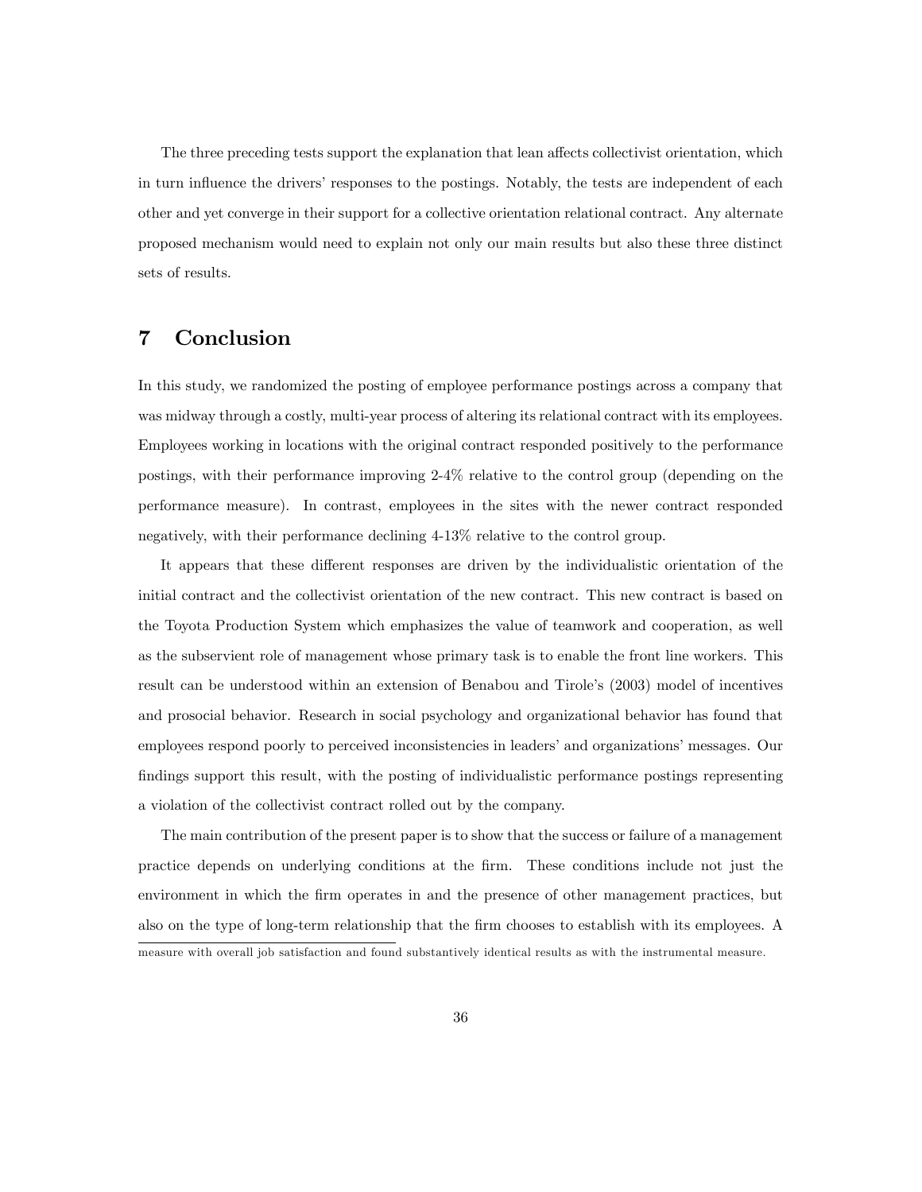The three preceding tests support the explanation that lean affects collectivist orientation, which in turn influence the drivers' responses to the postings. Notably, the tests are independent of each other and yet converge in their support for a collective orientation relational contract. Any alternate proposed mechanism would need to explain not only our main results but also these three distinct sets of results.

# 7 Conclusion

In this study, we randomized the posting of employee performance postings across a company that was midway through a costly, multi-year process of altering its relational contract with its employees. Employees working in locations with the original contract responded positively to the performance postings, with their performance improving 2-4% relative to the control group (depending on the performance measure). In contrast, employees in the sites with the newer contract responded negatively, with their performance declining 4-13% relative to the control group.

It appears that these different responses are driven by the individualistic orientation of the initial contract and the collectivist orientation of the new contract. This new contract is based on the Toyota Production System which emphasizes the value of teamwork and cooperation, as well as the subservient role of management whose primary task is to enable the front line workers. This result can be understood within an extension of Benabou and Tirole's (2003) model of incentives and prosocial behavior. Research in social psychology and organizational behavior has found that employees respond poorly to perceived inconsistencies in leaders' and organizations' messages. Our findings support this result, with the posting of individualistic performance postings representing a violation of the collectivist contract rolled out by the company.

The main contribution of the present paper is to show that the success or failure of a management practice depends on underlying conditions at the firm. These conditions include not just the environment in which the firm operates in and the presence of other management practices, but also on the type of long-term relationship that the firm chooses to establish with its employees. A

measure with overall job satisfaction and found substantively identical results as with the instrumental measure.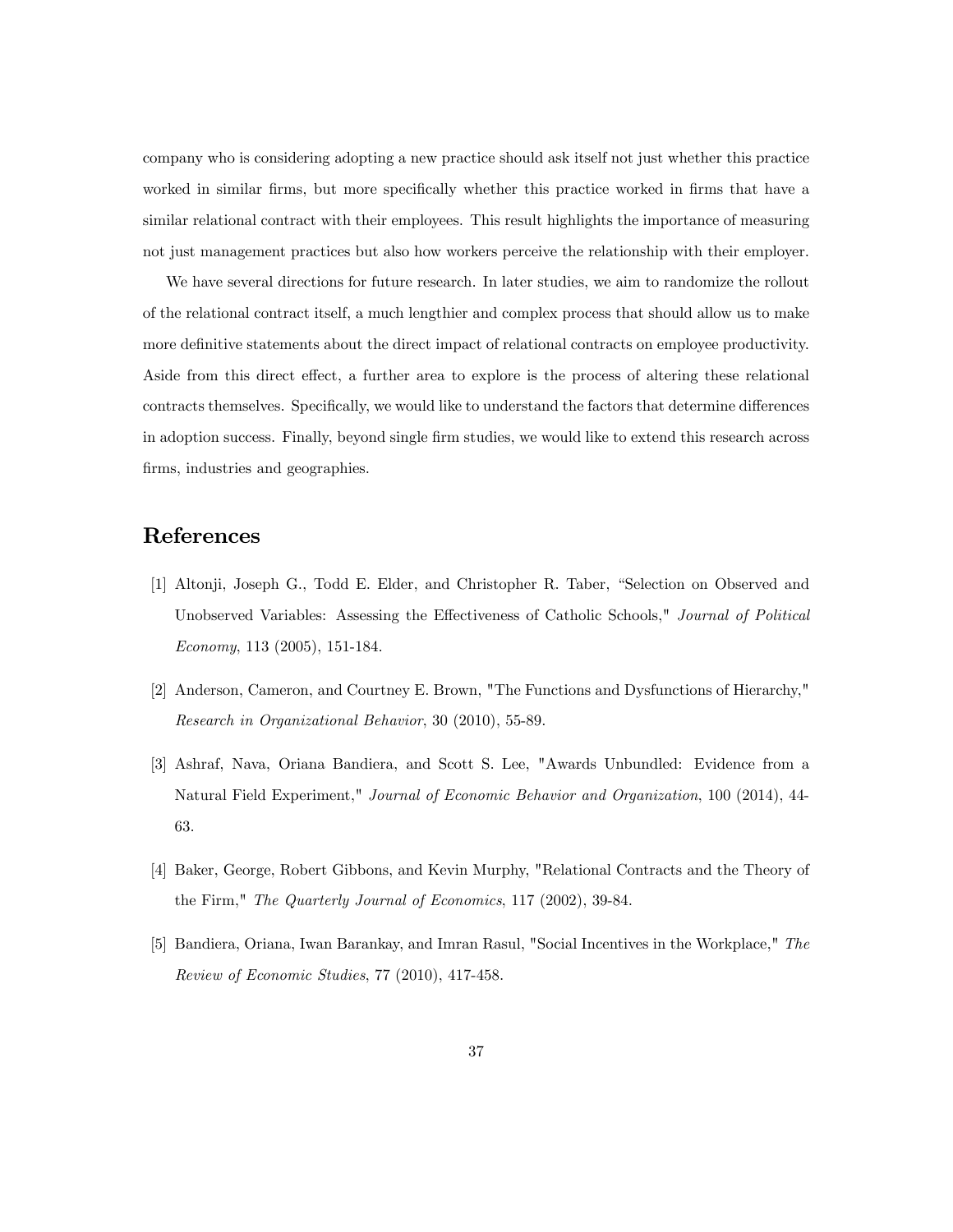company who is considering adopting a new practice should ask itself not just whether this practice worked in similar firms, but more specifically whether this practice worked in firms that have a similar relational contract with their employees. This result highlights the importance of measuring not just management practices but also how workers perceive the relationship with their employer.

We have several directions for future research. In later studies, we aim to randomize the rollout of the relational contract itself, a much lengthier and complex process that should allow us to make more definitive statements about the direct impact of relational contracts on employee productivity. Aside from this direct effect, a further area to explore is the process of altering these relational contracts themselves. Specifically, we would like to understand the factors that determine differences in adoption success. Finally, beyond single firm studies, we would like to extend this research across firms, industries and geographies.

# References

[1] Altonji, Joseph G., Todd E. Elder, and Christopher R. Taber, "Selection on Observed and Unobserved Variables: Assessing the Effectiveness of Catholic Schools," *Journal of Political Economy*, 113 (2005), 151-184.

[2] Anderson, Cameron, and Courtney E. Brown, "The Functions and Dysfunctions of Hierarchy," *Research in Organizational Behavior*, 30 (2010), 55-89.

[3] Ashraf, Nava, Oriana Bandiera, and Scott S. Lee, "Awards Unbundled: Evidence from a Natural Field Experiment," *Journal of Economic Behavior and Organization*, 100 (2014), 44-63.

[4] Baker, George, Robert Gibbons, and Kevin Murphy, "Relational Contracts and the Theory of the Firm," *The Quarterly Journal of Economics*, 117 (2002), 39-84.

[5] Bandiera, Oriana, Iwan Barankay, and Imran Rasul, "Social Incentives in the Workplace," *The Review of Economic Studies*, 77 (2010), 417-458.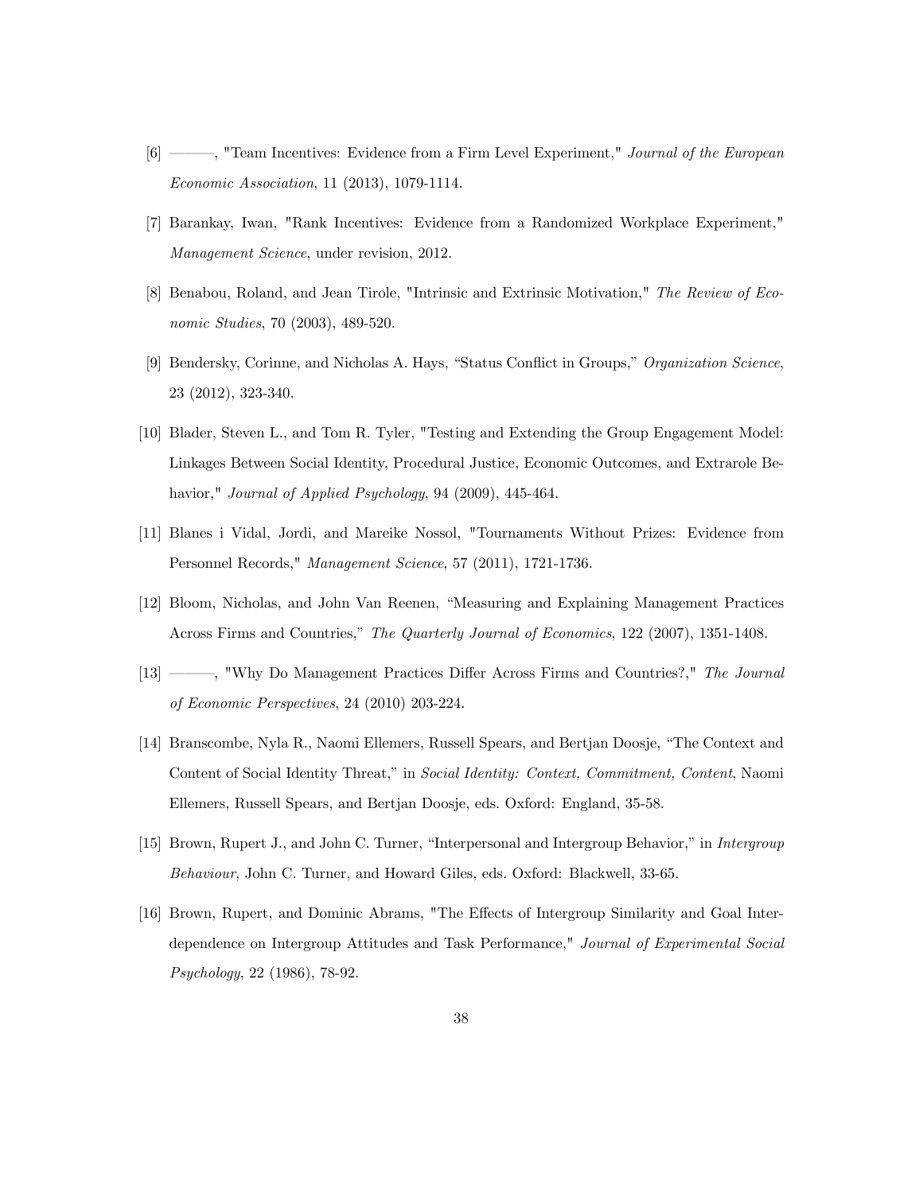[6] ———, "Team Incentives: Evidence from a Firm Level Experiment," *Journal of the European Economic Association*, 11 (2013), 1079-1114.

[7] Barankay, Iwan, "Rank Incentives: Evidence from a Randomized Workplace Experiment," *Management Science*, under revision, 2012.

[8] Benabou, Roland, and Jean Tirole, "Intrinsic and Extrinsic Motivation," *The Review of Economic Studies*, 70 (2003), 489-520.

[9] Bendersky, Corinne, and Nicholas A. Hays, "Status Conflict in Groups," *Organization Science*, 23 (2012), 323-340.

[10] Blader, Steven L., and Tom R. Tyler, "Testing and Extending the Group Engagement Model: Linkages Between Social Identity, Procedural Justice, Economic Outcomes, and Extrarole Behavior," *Journal of Applied Psychology*, 94 (2009), 445-464.

[11] Blanes i Vidal, Jordi, and Mareike Nossol, "Tournaments Without Prizes: Evidence from Personnel Records," *Management Science*, 57 (2011), 1721-1736.

[12] Bloom, Nicholas, and John Van Reenen, "Measuring and Explaining Management Practices Across Firms and Countries," *The Quarterly Journal of Economics*, 122 (2007), 1351-1408.

[13] ———, "Why Do Management Practices Differ Across Firms and Countries?," *The Journal of Economic Perspectives*, 24 (2010) 203-224.

[14] Branscombe, Nyla R., Naomi Ellemers, Russell Spears, and Bertjan Doosje, "The Context and Content of Social Identity Threat," in *Social Identity: Context, Commitment, Content*, Naomi Ellemers, Russell Spears, and Bertjan Doosje, eds. Oxford: England, 35-58.

[15] Brown, Rupert J., and John C. Turner, "Interpersonal and Intergroup Behavior," in *Intergroup Behaviour*, John C. Turner, and Howard Giles, eds. Oxford: Blackwell, 33-65.

[16] Brown, Rupert, and Dominic Abrams, "The Effects of Intergroup Similarity and Goal Interdependence on Intergroup Attitudes and Task Performance," *Journal of Experimental Social Psychology*, 22 (1986), 78-92.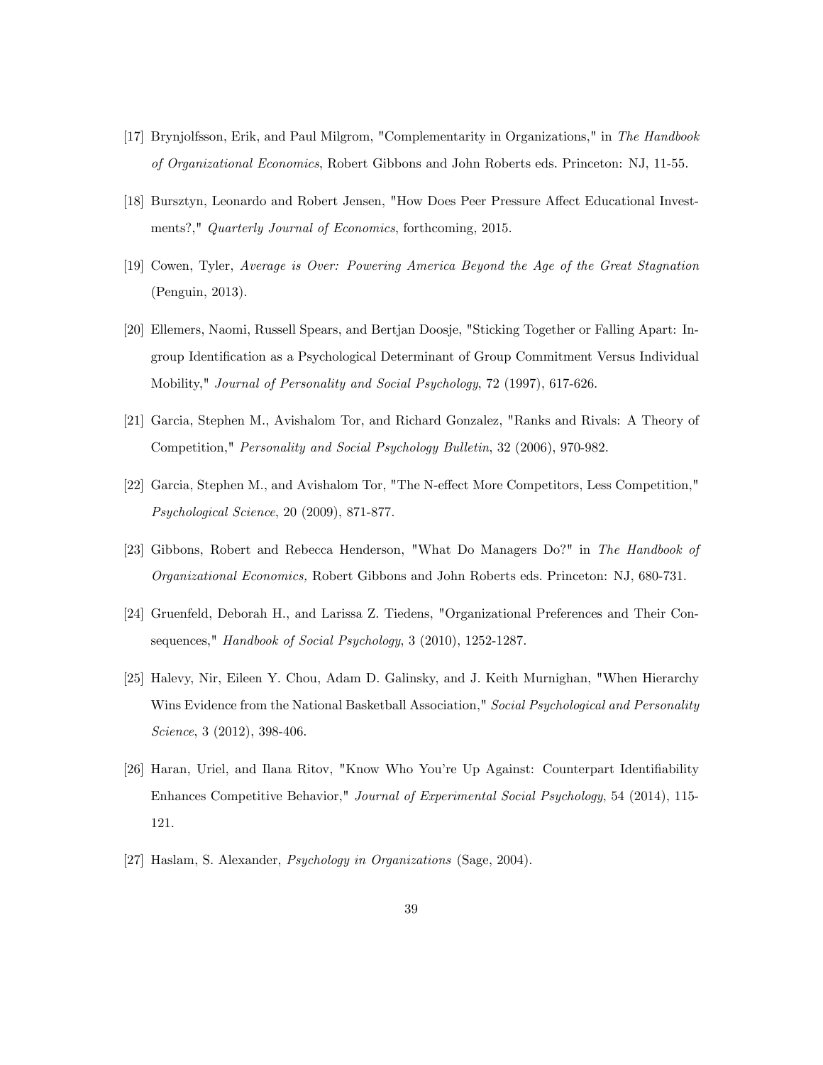[17] Brynjolfsson, Erik, and Paul Milgrom, "Complementarity in Organizations," in *The Handbook of Organizational Economics*, Robert Gibbons and John Roberts eds. Princeton: NJ, 11-55.

[18] Bursztyn, Leonardo and Robert Jensen, "How Does Peer Pressure Affect Educational Investments?," *Quarterly Journal of Economics*, forthcoming, 2015.

[19] Cowen, Tyler, *Average is Over: Powering America Beyond the Age of the Great Stagnation* (Penguin, 2013).

[20] Ellemers, Naomi, Russell Spears, and Bertjan Doosje, "Sticking Together or Falling Apart: In-group Identification as a Psychological Determinant of Group Commitment Versus Individual Mobility," *Journal of Personality and Social Psychology*, 72 (1997), 617-626.

[21] Garcia, Stephen M., Avishalom Tor, and Richard Gonzalez, "Ranks and Rivals: A Theory of Competition," *Personality and Social Psychology Bulletin*, 32 (2006), 970-982.

[22] Garcia, Stephen M., and Avishalom Tor, "The N-effect More Competitors, Less Competition," *Psychological Science*, 20 (2009), 871-877.

[23] Gibbons, Robert and Rebecca Henderson, "What Do Managers Do?" in *The Handbook of Organizational Economics,* Robert Gibbons and John Roberts eds. Princeton: NJ, 680-731.

[24] Gruenfeld, Deborah H., and Larissa Z. Tiedens, "Organizational Preferences and Their Consequences," *Handbook of Social Psychology*, 3 (2010), 1252-1287.

[25] Halevy, Nir, Eileen Y. Chou, Adam D. Galinsky, and J. Keith Murnighan, "When Hierarchy Wins Evidence from the National Basketball Association," *Social Psychological and Personality Science*, 3 (2012), 398-406.

[26] Haran, Uriel, and Ilana Ritov, "Know Who You're Up Against: Counterpart Identifiability Enhances Competitive Behavior," *Journal of Experimental Social Psychology*, 54 (2014), 115-121.

[27] Haslam, S. Alexander, *Psychology in Organizations* (Sage, 2004).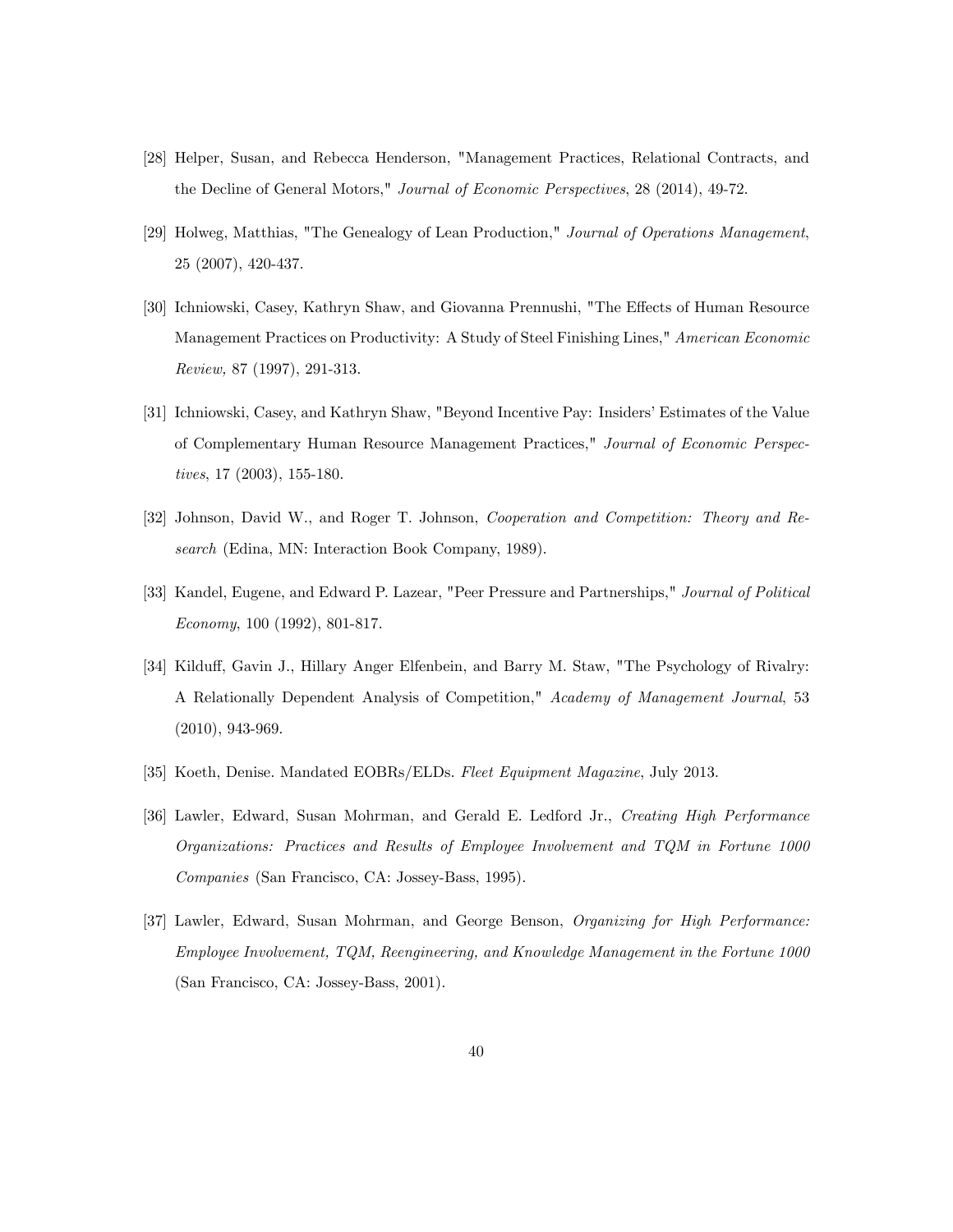[28] Helper, Susan, and Rebecca Henderson, "Management Practices, Relational Contracts, and the Decline of General Motors," *Journal of Economic Perspectives*, 28 (2014), 49-72.

[29] Holweg, Matthias, "The Genealogy of Lean Production," *Journal of Operations Management*, 25 (2007), 420-437.

[30] Ichniowski, Casey, Kathryn Shaw, and Giovanna Prennushi, "The Effects of Human Resource Management Practices on Productivity: A Study of Steel Finishing Lines," *American Economic Review,* 87 (1997), 291-313.

[31] Ichniowski, Casey, and Kathryn Shaw, "Beyond Incentive Pay: Insiders' Estimates of the Value of Complementary Human Resource Management Practices," *Journal of Economic Perspectives*, 17 (2003), 155-180.

[32] Johnson, David W., and Roger T. Johnson, *Cooperation and Competition: Theory and Research* (Edina, MN: Interaction Book Company, 1989).

[33] Kandel, Eugene, and Edward P. Lazear, "Peer Pressure and Partnerships," *Journal of Political Economy*, 100 (1992), 801-817.

[34] Kilduff, Gavin J., Hillary Anger Elfenbein, and Barry M. Staw, "The Psychology of Rivalry: A Relationally Dependent Analysis of Competition," *Academy of Management Journal*, 53 (2010), 943-969.

[35] Koeth, Denise. Mandated EOBRs/ELDs. *Fleet Equipment Magazine*, July 2013.

[36] Lawler, Edward, Susan Mohrman, and Gerald E. Ledford Jr., *Creating High Performance Organizations: Practices and Results of Employee Involvement and TQM in Fortune 1000 Companies* (San Francisco, CA: Jossey-Bass, 1995).

[37] Lawler, Edward, Susan Mohrman, and George Benson, *Organizing for High Performance: Employee Involvement, TQM, Reengineering, and Knowledge Management in the Fortune 1000* (San Francisco, CA: Jossey-Bass, 2001).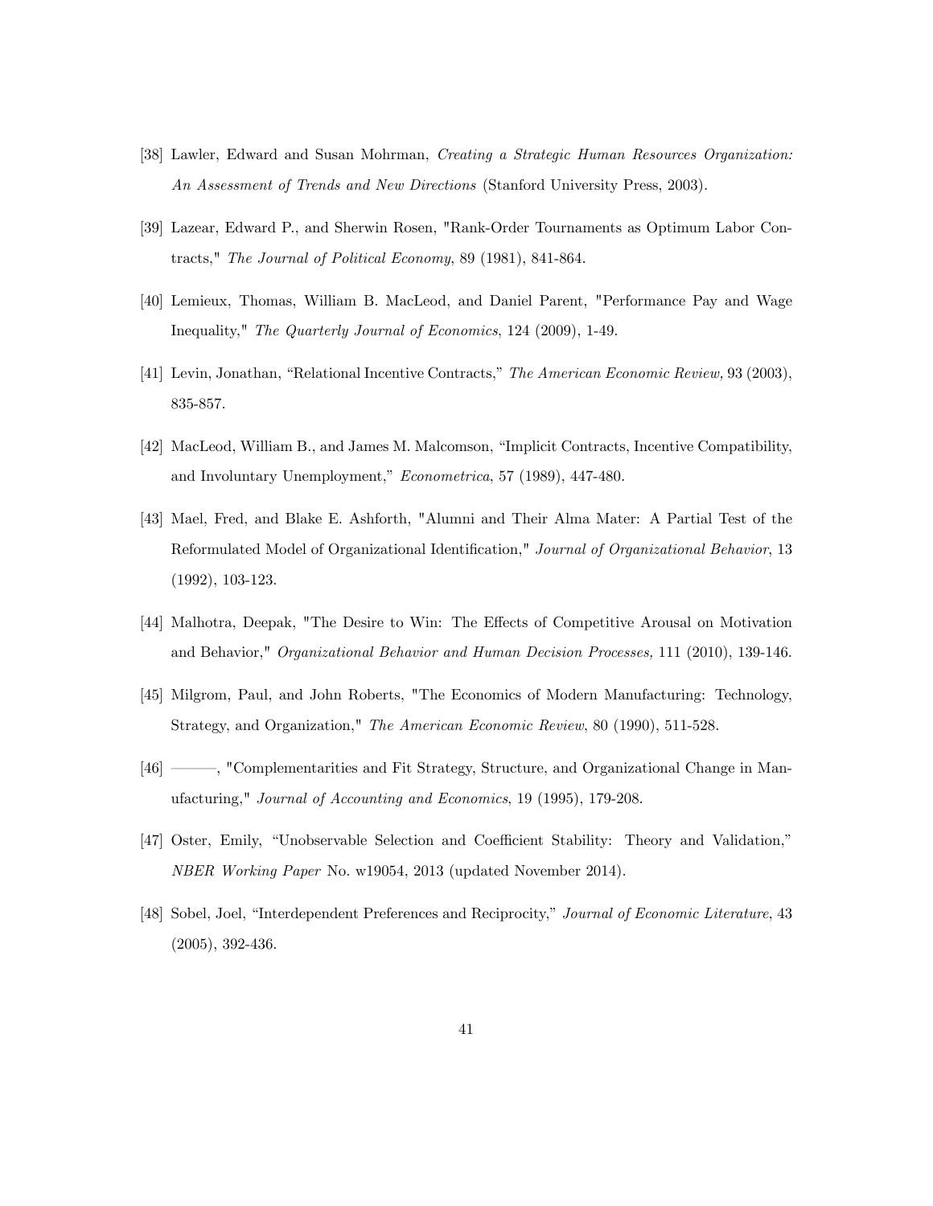[38] Lawler, Edward and Susan Mohrman, *Creating a Strategic Human Resources Organization: An Assessment of Trends and New Directions* (Stanford University Press, 2003).

[39] Lazear, Edward P., and Sherwin Rosen, "Rank-Order Tournaments as Optimum Labor Contracts," *The Journal of Political Economy*, 89 (1981), 841-864.

[40] Lemieux, Thomas, William B. MacLeod, and Daniel Parent, "Performance Pay and Wage Inequality," *The Quarterly Journal of Economics*, 124 (2009), 1-49.

[41] Levin, Jonathan, "Relational Incentive Contracts," *The American Economic Review,* 93 (2003), 835-857.

[42] MacLeod, William B., and James M. Malcomson, "Implicit Contracts, Incentive Compatibility, and Involuntary Unemployment," *Econometrica*, 57 (1989), 447-480.

[43] Mael, Fred, and Blake E. Ashforth, "Alumni and Their Alma Mater: A Partial Test of the Reformulated Model of Organizational Identification," *Journal of Organizational Behavior*, 13 (1992), 103-123.

[44] Malhotra, Deepak, "The Desire to Win: The Effects of Competitive Arousal on Motivation and Behavior," *Organizational Behavior and Human Decision Processes,* 111 (2010), 139-146.

[45] Milgrom, Paul, and John Roberts, "The Economics of Modern Manufacturing: Technology, Strategy, and Organization," *The American Economic Review*, 80 (1990), 511-528.

[46] ———, "Complementarities and Fit Strategy, Structure, and Organizational Change in Manufacturing," *Journal of Accounting and Economics*, 19 (1995), 179-208.

[47] Oster, Emily, "Unobservable Selection and Coefficient Stability: Theory and Validation," *NBER Working Paper* No. w19054, 2013 (updated November 2014).

[48] Sobel, Joel, "Interdependent Preferences and Reciprocity," *Journal of Economic Literature*, 43 (2005), 392-436.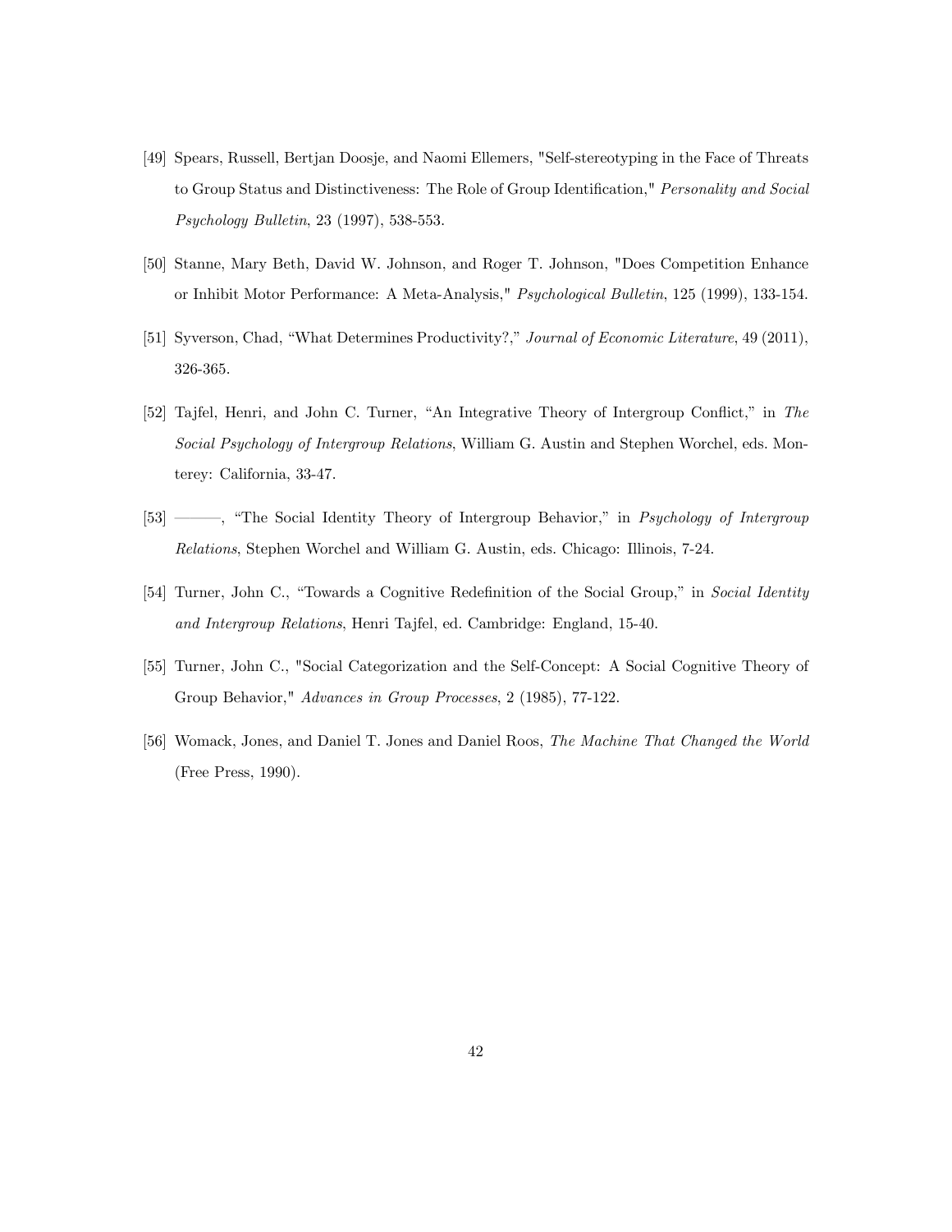[49] Spears, Russell, Bertjan Doosje, and Naomi Ellemers, "Self-stereotyping in the Face of Threats to Group Status and Distinctiveness: The Role of Group Identification," *Personality and Social Psychology Bulletin*, 23 (1997), 538-553.

[50] Stanne, Mary Beth, David W. Johnson, and Roger T. Johnson, "Does Competition Enhance or Inhibit Motor Performance: A Meta-Analysis," *Psychological Bulletin*, 125 (1999), 133-154.

[51] Syverson, Chad, "What Determines Productivity?," *Journal of Economic Literature*, 49 (2011), 326-365.

[52] Tajfel, Henri, and John C. Turner, "An Integrative Theory of Intergroup Conflict," in *The Social Psychology of Intergroup Relations*, William G. Austin and Stephen Worchel, eds. Monterey: California, 33-47.

[53] ———, "The Social Identity Theory of Intergroup Behavior," in *Psychology of Intergroup Relations*, Stephen Worchel and William G. Austin, eds. Chicago: Illinois, 7-24.

[54] Turner, John C., "Towards a Cognitive Redefinition of the Social Group," in *Social Identity and Intergroup Relations*, Henri Tajfel, ed. Cambridge: England, 15-40.

[55] Turner, John C., "Social Categorization and the Self-Concept: A Social Cognitive Theory of Group Behavior," *Advances in Group Processes*, 2 (1985), 77-122.

[56] Womack, Jones, and Daniel T. Jones and Daniel Roos, *The Machine That Changed the World* (Free Press, 1990).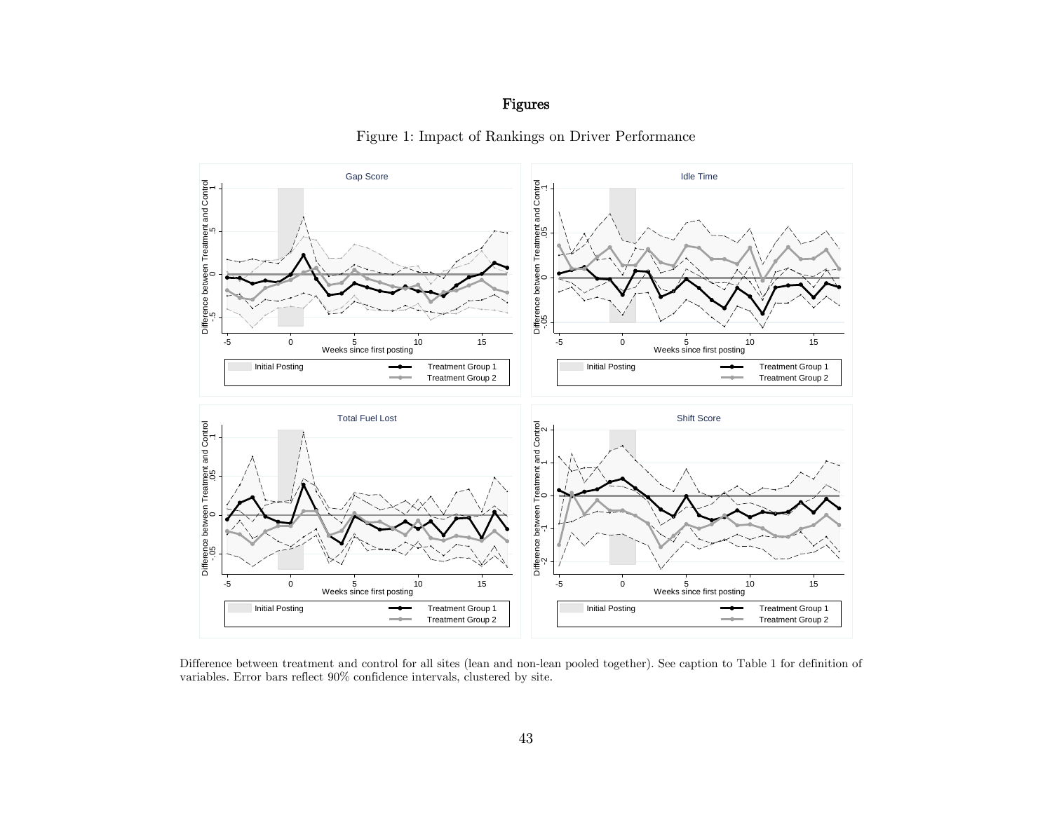# Figures

Figure 1: Impact of Rankings on Driver Performance

Difference between treatment and control for all sites (lean and non-lean pooled together). See caption to Table 1 for definition of variables. Error bars reflect 90% confidence intervals, clustered by site.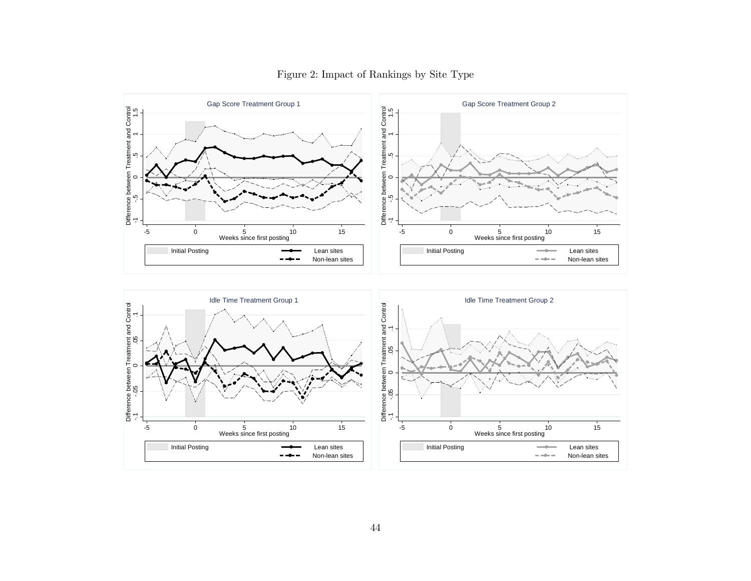Figure 2: Impact of Rankings by Site Type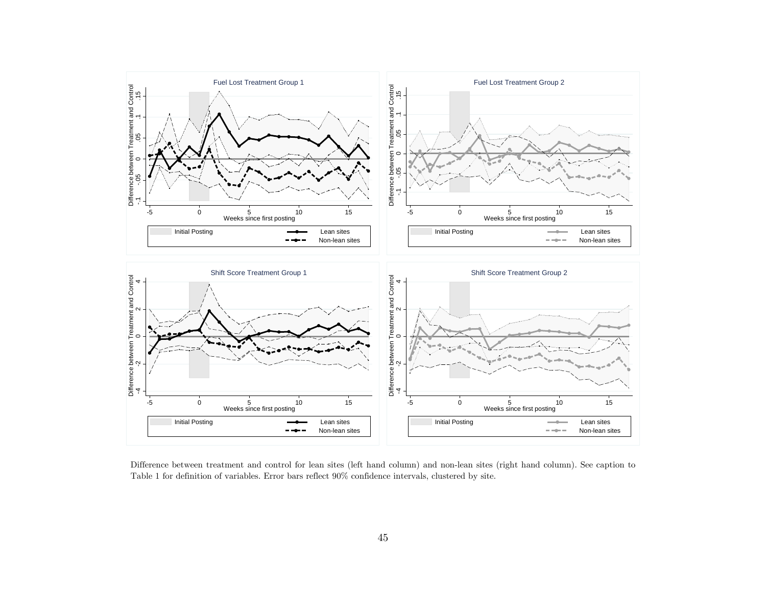Difference between treatment and control for lean sites (left hand column) and non-lean sites (right hand column). See caption to Table 1 for definition of variables. Error bars reflect 90% confidence intervals, clustered by site.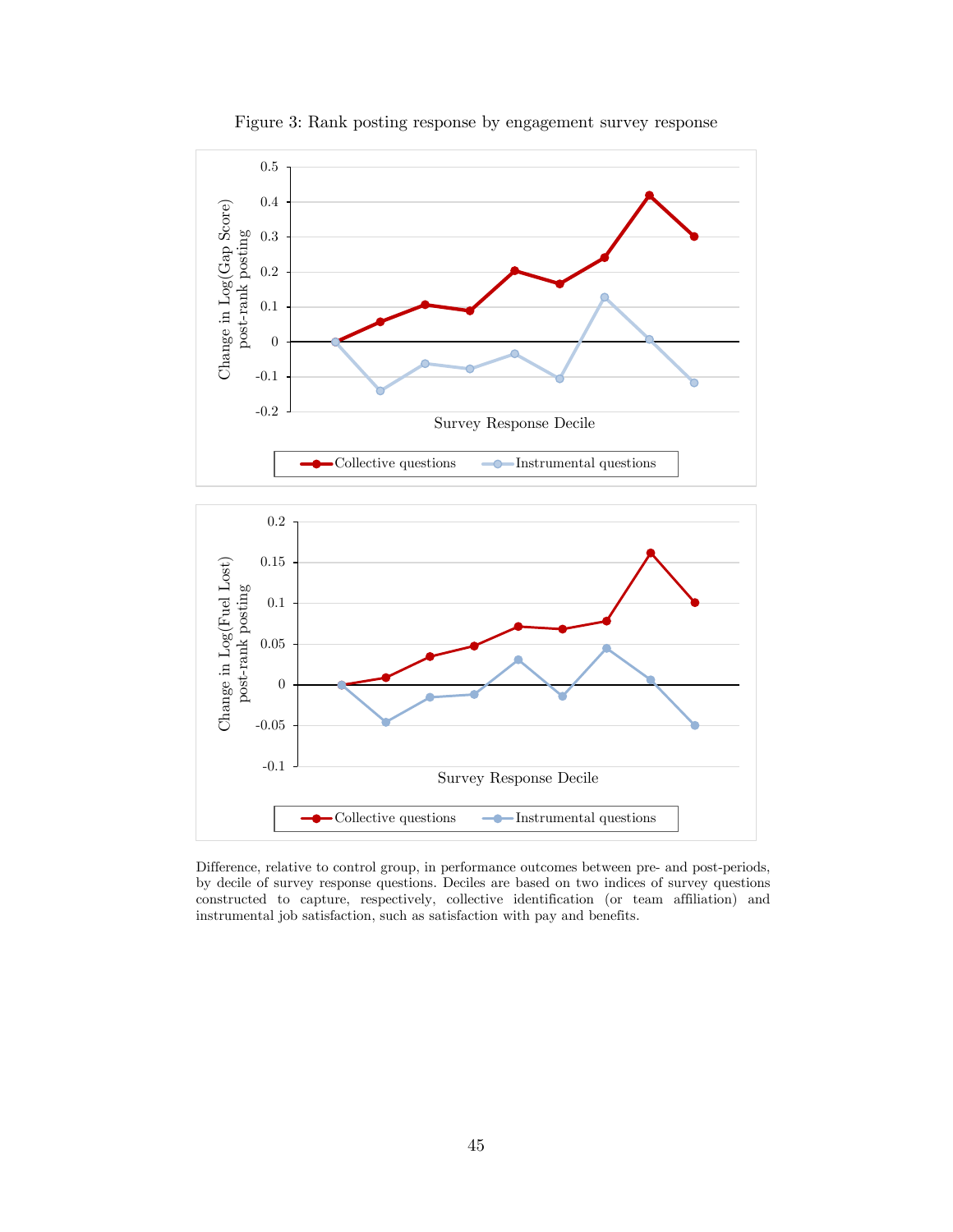Figure 3: Rank posting response by engagement survey response

Difference, relative to control group, in performance outcomes between pre- and post-periods, by decile of survey response questions. Deciles are based on two indices of survey questions constructed to capture, respectively, collective identification (or team affiliation) and instrumental job satisfaction, such as satisfaction with pay and benefits.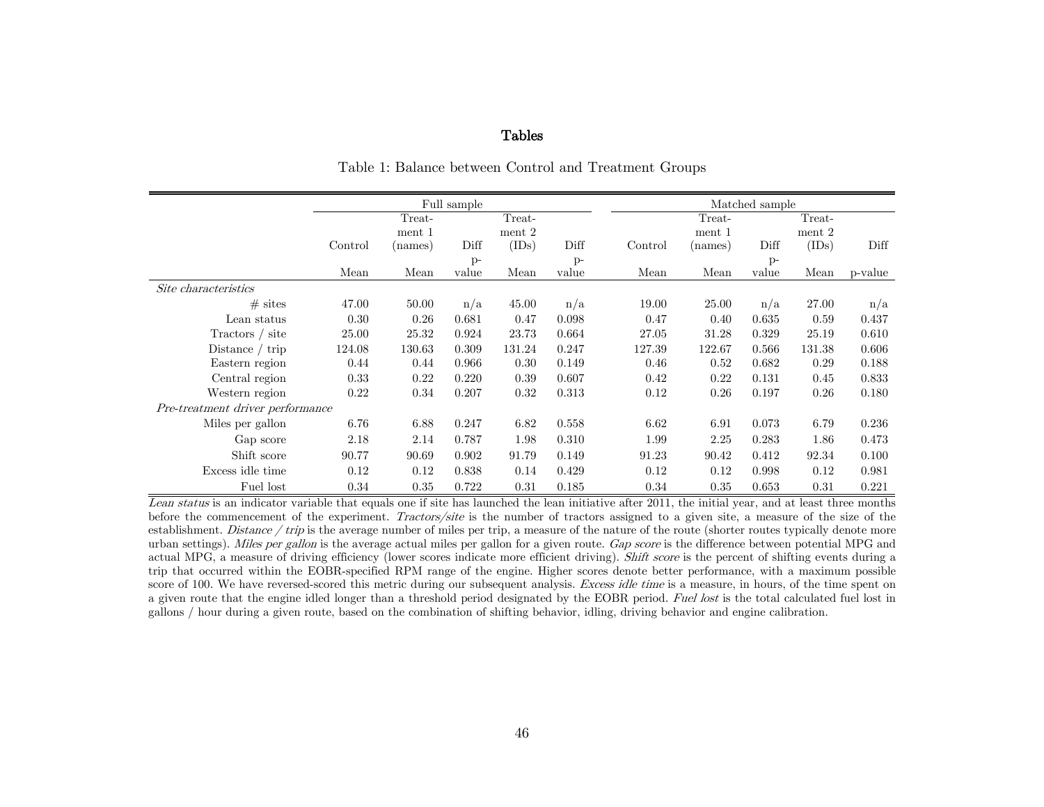# Tables

Table 1: Balance between Control and Treatment Groups

| | Full sample | | | | | Matched sample | | | | |
|---|---|---|---|---|---|---|---|---|---|---|
| | Control | Treatment 1 (names) | Diff | Treatment 2 (IDs) | Diff | Control | Treatment 1 (names) | Diff | Treatment 2 (IDs) | Diff |
| | Mean | Mean | p-value | Mean | p-value | Mean | Mean | p-value | Mean | p-value |
| *Site characteristics* | | | | | | | | | | |
| # sites | 47.00 | 50.00 | n/a | 45.00 | n/a | 19.00 | 25.00 | n/a | 27.00 | n/a |
| Lean status | 0.30 | 0.26 | 0.681 | 0.47 | 0.098 | 0.47 | 0.40 | 0.635 | 0.59 | 0.437 |
| Tractors / site | 25.00 | 25.32 | 0.924 | 23.73 | 0.664 | 27.05 | 31.28 | 0.329 | 25.19 | 0.610 |
| Distance / trip | 124.08 | 130.63 | 0.309 | 131.24 | 0.247 | 127.39 | 122.67 | 0.566 | 131.38 | 0.606 |
| Eastern region | 0.44 | 0.44 | 0.966 | 0.30 | 0.149 | 0.46 | 0.52 | 0.682 | 0.29 | 0.188 |
| Central region | 0.33 | 0.22 | 0.220 | 0.39 | 0.607 | 0.42 | 0.22 | 0.131 | 0.45 | 0.833 |
| Western region | 0.22 | 0.34 | 0.207 | 0.32 | 0.313 | 0.12 | 0.26 | 0.197 | 0.26 | 0.180 |
| *Pre-treatment driver performance* | | | | | | | | | | |
| Miles per gallon | 6.76 | 6.88 | 0.247 | 6.82 | 0.558 | 6.62 | 6.91 | 0.073 | 6.79 | 0.236 |
| Gap score | 2.18 | 2.14 | 0.787 | 1.98 | 0.310 | 1.99 | 2.25 | 0.283 | 1.86 | 0.473 |
| Shift score | 90.77 | 90.69 | 0.902 | 91.79 | 0.149 | 91.23 | 90.42 | 0.412 | 92.34 | 0.100 |
| Excess idle time | 0.12 | 0.12 | 0.838 | 0.14 | 0.429 | 0.12 | 0.12 | 0.998 | 0.12 | 0.981 |
| Fuel lost | 0.34 | 0.35 | 0.722 | 0.31 | 0.185 | 0.34 | 0.35 | 0.653 | 0.31 | 0.221 |

*Lean status* is an indicator variable that equals one if site has launched the lean initiative after 2011, the initial year, and at least three months before the commencement of the experiment. *Tractors/site* is the number of tractors assigned to a given site, a measure of the size of the establishment. *Distance / trip* is the average number of miles per trip, a measure of the nature of the route (shorter routes typically denote more urban settings). *Miles per gallon* is the average actual miles per gallon for a given route. *Gap score* is the difference between potential MPG and actual MPG, a measure of driving efficiency (lower scores indicate more efficient driving). *Shift score* is the percent of shifting events during a trip that occurred within the EOBR-specified RPM range of the engine. Higher scores denote better performance, with a maximum possible score of 100. We have reversed-scored this metric during our subsequent analysis. *Excess idle time* is a measure, in hours, of the time spent on a given route that the engine idled longer than a threshold period designated by the EOBR period. *Fuel lost* is the total calculated fuel lost in gallons / hour during a given route, based on the combination of shifting behavior, idling, driving behavior and engine calibration.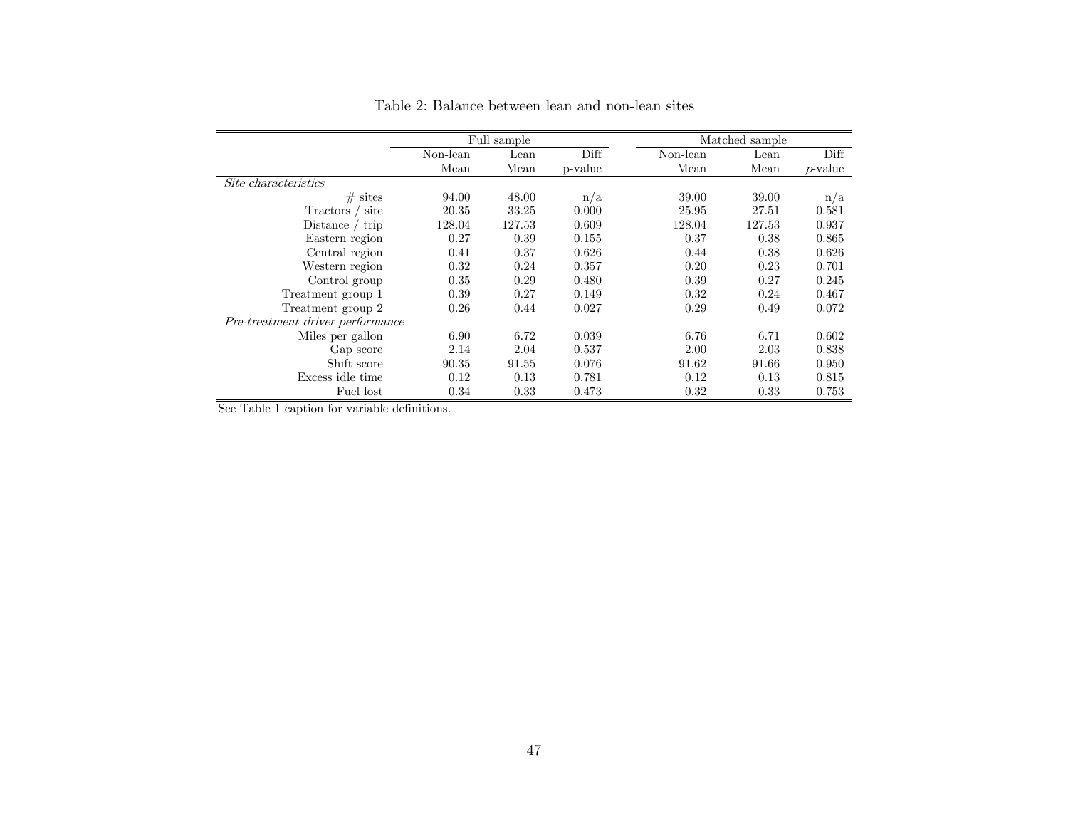Table 2: Balance between lean and non-lean sites

| | Full sample | | | Matched sample | | |
|---|---|---|---|---|---|---|
| | Non-lean Mean | Lean Mean | Diff p-value | Non-lean Mean | Lean Mean | Diff *p*-value |
| *Site characteristics* | | | | | | |
| # sites | 94.00 | 48.00 | n/a | 39.00 | 39.00 | n/a |
| Tractors / site | 20.35 | 33.25 | 0.000 | 25.95 | 27.51 | 0.581 |
| Distance / trip | 128.04 | 127.53 | 0.609 | 128.04 | 127.53 | 0.937 |
| Eastern region | 0.27 | 0.39 | 0.155 | 0.37 | 0.38 | 0.865 |
| Central region | 0.41 | 0.37 | 0.626 | 0.44 | 0.38 | 0.626 |
| Western region | 0.32 | 0.24 | 0.357 | 0.20 | 0.23 | 0.701 |
| Control group | 0.35 | 0.29 | 0.480 | 0.39 | 0.27 | 0.245 |
| Treatment group 1 | 0.39 | 0.27 | 0.149 | 0.32 | 0.24 | 0.467 |
| Treatment group 2 | 0.26 | 0.44 | 0.027 | 0.29 | 0.49 | 0.072 |
| *Pre-treatment driver performance* | | | | | | |
| Miles per gallon | 6.90 | 6.72 | 0.039 | 6.76 | 6.71 | 0.602 |
| Gap score | 2.14 | 2.04 | 0.537 | 2.00 | 2.03 | 0.838 |
| Shift score | 90.35 | 91.55 | 0.076 | 91.62 | 91.66 | 0.950 |
| Excess idle time | 0.12 | 0.13 | 0.781 | 0.12 | 0.13 | 0.815 |
| Fuel lost | 0.34 | 0.33 | 0.473 | 0.32 | 0.33 | 0.753 |

See Table 1 caption for variable definitions.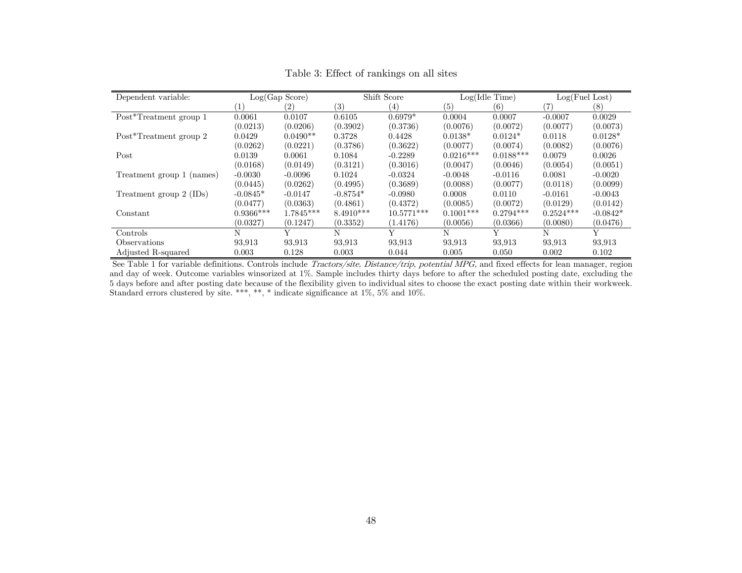Table 3: Effect of rankings on all sites

| Dependent variable: | Log(Gap Score) | | Shift Score | | Log(Idle Time) | | Log(Fuel Lost) | |
|---|---|---|---|---|---|---|---|---|
| | (1) | (2) | (3) | (4) | (5) | (6) | (7) | (8) |
| Post*Treatment group 1 | 0.0061 | 0.0107 | 0.6105 | 0.6979* | 0.0004 | 0.0007 | -0.0007 | 0.0029 |
| | (0.0213) | (0.0206) | (0.3902) | (0.3736) | (0.0076) | (0.0072) | (0.0077) | (0.0073) |
| Post*Treatment group 2 | 0.0429 | 0.0490** | 0.3728 | 0.4428 | 0.0138* | 0.0124* | 0.0118 | 0.0128* |
| | (0.0262) | (0.0221) | (0.3786) | (0.3622) | (0.0077) | (0.0074) | (0.0082) | (0.0076) |
| Post | 0.0139 | 0.0061 | 0.1084 | -0.2289 | 0.0216*** | 0.0188*** | 0.0079 | 0.0026 |
| | (0.0168) | (0.0149) | (0.3121) | (0.3016) | (0.0047) | (0.0046) | (0.0054) | (0.0051) |
| Treatment group 1 (names) | -0.0030 | -0.0096 | 0.1024 | -0.0324 | -0.0048 | -0.0116 | 0.0081 | -0.0020 |
| | (0.0445) | (0.0262) | (0.4995) | (0.3689) | (0.0088) | (0.0077) | (0.0118) | (0.0099) |
| Treatment group 2 (IDs) | -0.0845* | -0.0147 | -0.8754* | -0.0980 | 0.0008 | 0.0110 | -0.0161 | -0.0043 |
| | (0.0477) | (0.0363) | (0.4861) | (0.4372) | (0.0085) | (0.0072) | (0.0129) | (0.0142) |
| Constant | 0.9366*** | 1.7845*** | 8.4910*** | 10.5771*** | 0.1001*** | 0.2794*** | 0.2524*** | -0.0842* |
| | (0.0327) | (0.1247) | (0.3352) | (1.4176) | (0.0056) | (0.0366) | (0.0080) | (0.0476) |
| Controls | N | Y | N | Y | N | Y | N | Y |
| Observations | 93,913 | 93,913 | 93,913 | 93,913 | 93,913 | 93,913 | 93,913 | 93,913 |
| Adjusted R-squared | 0.003 | 0.128 | 0.003 | 0.044 | 0.005 | 0.050 | 0.002 | 0.102 |

See Table 1 for variable definitions. Controls include *Tractors/site, Distance/trip, potential MPG,* and fixed effects for lean manager, region and day of week. Outcome variables winsorized at 1%. Sample includes thirty days before to after the scheduled posting date, excluding the 5 days before and after posting date because of the flexibility given to individual sites to choose the exact posting date within their workweek. Standard errors clustered by site. ***, **, * indicate significance at 1%, 5% and 10%.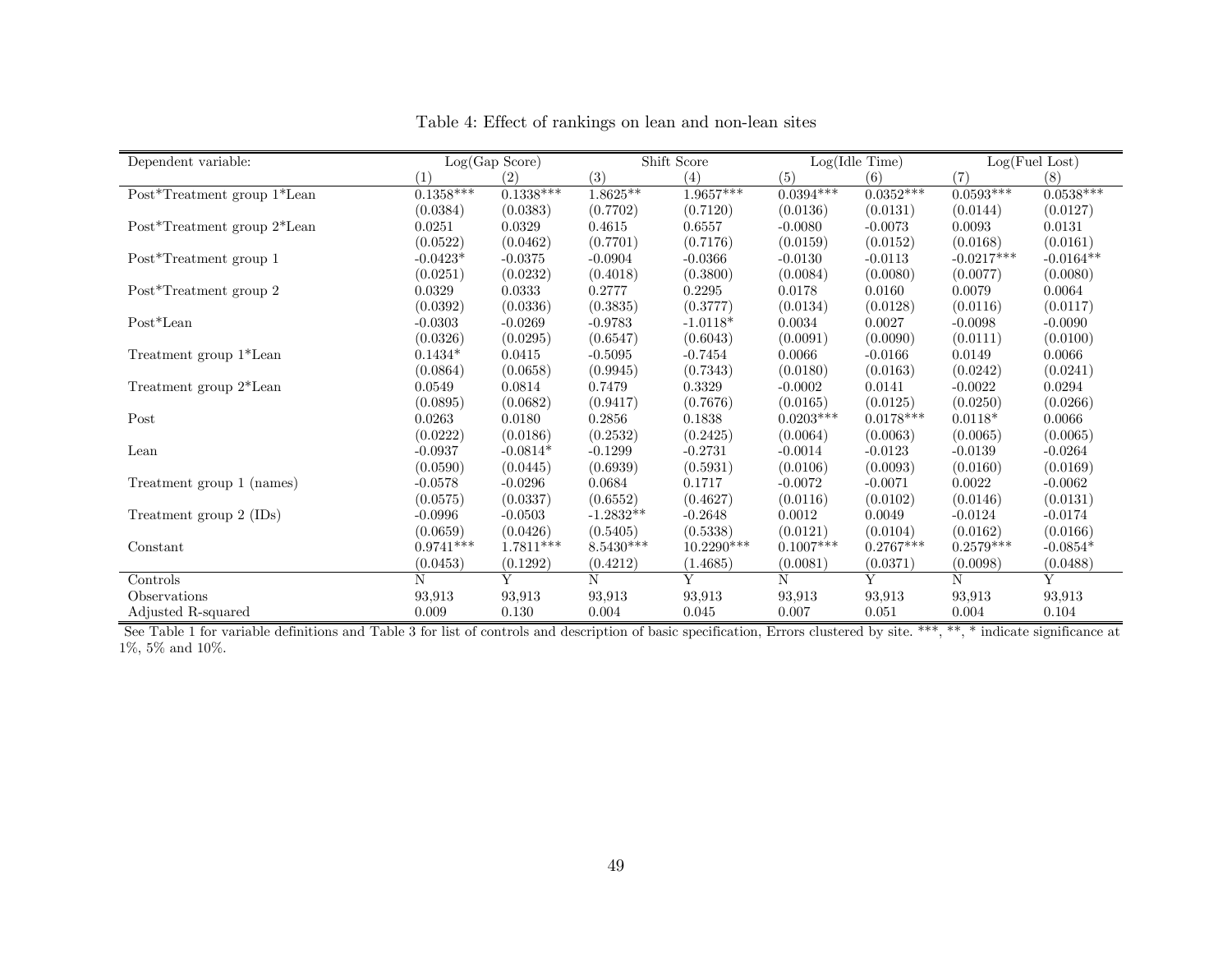Table 4: Effect of rankings on lean and non-lean sites

| Dependent variable: | Log(Gap Score) | | Shift Score | | Log(Idle Time) | | Log(Fuel Lost) | |
|---|---|---|---|---|---|---|---|---|
| | (1) | (2) | (3) | (4) | (5) | (6) | (7) | (8) |
| Post*Treatment group 1*Lean | 0.1358*** | 0.1338*** | 1.8625** | 1.9657*** | 0.0394*** | 0.0352*** | 0.0593*** | 0.0538*** |
| | (0.0384) | (0.0383) | (0.7702) | (0.7120) | (0.0136) | (0.0131) | (0.0144) | (0.0127) |
| Post*Treatment group 2*Lean | 0.0251 | 0.0329 | 0.4615 | 0.6557 | -0.0080 | -0.0073 | 0.0093 | 0.0131 |
| | (0.0522) | (0.0462) | (0.7701) | (0.7176) | (0.0159) | (0.0152) | (0.0168) | (0.0161) |
| Post*Treatment group 1 | -0.0423* | -0.0375 | -0.0904 | -0.0366 | -0.0130 | -0.0113 | -0.0217*** | -0.0164** |
| | (0.0251) | (0.0232) | (0.4018) | (0.3800) | (0.0084) | (0.0080) | (0.0077) | (0.0080) |
| Post*Treatment group 2 | 0.0329 | 0.0333 | 0.2777 | 0.2295 | 0.0178 | 0.0160 | 0.0079 | 0.0064 |
| | (0.0392) | (0.0336) | (0.3835) | (0.3777) | (0.0134) | (0.0128) | (0.0116) | (0.0117) |
| Post*Lean | -0.0303 | -0.0269 | -0.9783 | -1.0118* | 0.0034 | 0.0027 | -0.0098 | -0.0090 |
| | (0.0326) | (0.0295) | (0.6547) | (0.6043) | (0.0091) | (0.0090) | (0.0111) | (0.0100) |
| Treatment group 1*Lean | 0.1434* | 0.0415 | -0.5095 | -0.7454 | 0.0066 | -0.0166 | 0.0149 | 0.0066 |
| | (0.0864) | (0.0658) | (0.9945) | (0.7343) | (0.0180) | (0.0163) | (0.0242) | (0.0241) |
| Treatment group 2*Lean | 0.0549 | 0.0814 | 0.7479 | 0.3329 | -0.0002 | 0.0141 | -0.0022 | 0.0294 |
| | (0.0895) | (0.0682) | (0.9417) | (0.7676) | (0.0165) | (0.0125) | (0.0250) | (0.0266) |
| Post | 0.0263 | 0.0180 | 0.2856 | 0.1838 | 0.0203*** | 0.0178*** | 0.0118* | 0.0066 |
| | (0.0222) | (0.0186) | (0.2532) | (0.2425) | (0.0064) | (0.0063) | (0.0065) | (0.0065) |
| Lean | -0.0937 | -0.0814* | -0.1299 | -0.2731 | -0.0014 | -0.0123 | -0.0139 | -0.0264 |
| | (0.0590) | (0.0445) | (0.6939) | (0.5931) | (0.0106) | (0.0093) | (0.0160) | (0.0169) |
| Treatment group 1 (names) | -0.0578 | -0.0296 | 0.0684 | 0.1717 | -0.0072 | -0.0071 | 0.0022 | -0.0062 |
| | (0.0575) | (0.0337) | (0.6552) | (0.4627) | (0.0116) | (0.0102) | (0.0146) | (0.0131) |
| Treatment group 2 (IDs) | -0.0996 | -0.0503 | -1.2832** | -0.2648 | 0.0012 | 0.0049 | -0.0124 | -0.0174 |
| | (0.0659) | (0.0426) | (0.5405) | (0.5338) | (0.0121) | (0.0104) | (0.0162) | (0.0166) |
| Constant | 0.9741*** | 1.7811*** | 8.5430*** | 10.2290*** | 0.1007*** | 0.2767*** | 0.2579*** | -0.0854* |
| | (0.0453) | (0.1292) | (0.4212) | (1.4685) | (0.0081) | (0.0371) | (0.0098) | (0.0488) |
| Controls | N | Y | N | Y | N | Y | N | Y |
| Observations | 93,913 | 93,913 | 93,913 | 93,913 | 93,913 | 93,913 | 93,913 | 93,913 |
| Adjusted R-squared | 0.009 | 0.130 | 0.004 | 0.045 | 0.007 | 0.051 | 0.004 | 0.104 |

See Table 1 for variable definitions and Table 3 for list of controls and description of basic specification, Errors clustered by site. ***, **, * indicate significance at 1%, 5% and 10%.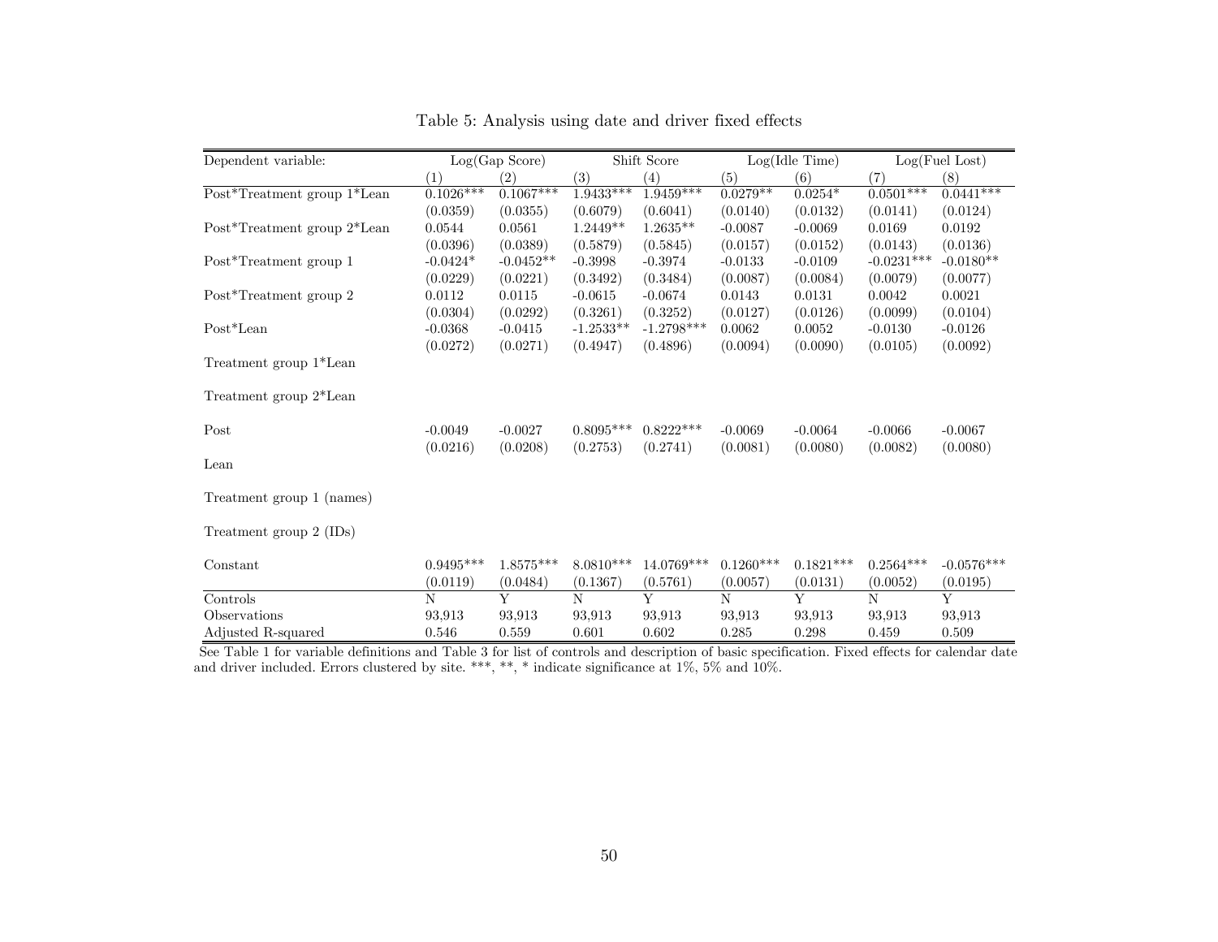Table 5: Analysis using date and driver fixed effects

| Dependent variable: | Log(Gap Score) | | Shift Score | | Log(Idle Time) | | Log(Fuel Lost) | |
|---|---|---|---|---|---|---|---|---|
| | (1) | (2) | (3) | (4) | (5) | (6) | (7) | (8) |
| Post*Treatment group 1*Lean | 0.1026*** | 0.1067*** | 1.9433*** | 1.9459*** | 0.0279** | 0.0254* | 0.0501*** | 0.0441*** |
| | (0.0359) | (0.0355) | (0.6079) | (0.6041) | (0.0140) | (0.0132) | (0.0141) | (0.0124) |
| Post*Treatment group 2*Lean | 0.0544 | 0.0561 | 1.2449** | 1.2635** | -0.0087 | -0.0069 | 0.0169 | 0.0192 |
| | (0.0396) | (0.0389) | (0.5879) | (0.5845) | (0.0157) | (0.0152) | (0.0143) | (0.0136) |
| Post*Treatment group 1 | -0.0424* | -0.0452** | -0.3998 | -0.3974 | -0.0133 | -0.0109 | -0.0231*** | -0.0180** |
| | (0.0229) | (0.0221) | (0.3492) | (0.3484) | (0.0087) | (0.0084) | (0.0079) | (0.0077) |
| Post*Treatment group 2 | 0.0112 | 0.0115 | -0.0615 | -0.0674 | 0.0143 | 0.0131 | 0.0042 | 0.0021 |
| | (0.0304) | (0.0292) | (0.3261) | (0.3252) | (0.0127) | (0.0126) | (0.0099) | (0.0104) |
| Post*Lean | -0.0368 | -0.0415 | -1.2533** | -1.2798*** | 0.0062 | 0.0052 | -0.0130 | -0.0126 |
| | (0.0272) | (0.0271) | (0.4947) | (0.4896) | (0.0094) | (0.0090) | (0.0105) | (0.0092) |
| Treatment group 1*Lean | | | | | | | | |
| Treatment group 2*Lean | | | | | | | | |
| Post | -0.0049 | -0.0027 | 0.8095*** | 0.8222*** | -0.0069 | -0.0064 | -0.0066 | -0.0067 |
| | (0.0216) | (0.0208) | (0.2753) | (0.2741) | (0.0081) | (0.0080) | (0.0082) | (0.0080) |
| Lean | | | | | | | | |
| Treatment group 1 (names) | | | | | | | | |
| Treatment group 2 (IDs) | | | | | | | | |
| Constant | 0.9495*** | 1.8575*** | 8.0810*** | 14.0769*** | 0.1260*** | 0.1821*** | 0.2564*** | -0.0576*** |
| | (0.0119) | (0.0484) | (0.1367) | (0.5761) | (0.0057) | (0.0131) | (0.0052) | (0.0195) |
| Controls | N | Y | N | Y | N | Y | N | Y |
| Observations | 93,913 | 93,913 | 93,913 | 93,913 | 93,913 | 93,913 | 93,913 | 93,913 |
| Adjusted R-squared | 0.546 | 0.559 | 0.601 | 0.602 | 0.285 | 0.298 | 0.459 | 0.509 |

See Table 1 for variable definitions and Table 3 for list of controls and description of basic specification. Fixed effects for calendar date and driver included. Errors clustered by site. ***, **, * indicate significance at 1%, 5% and 10%.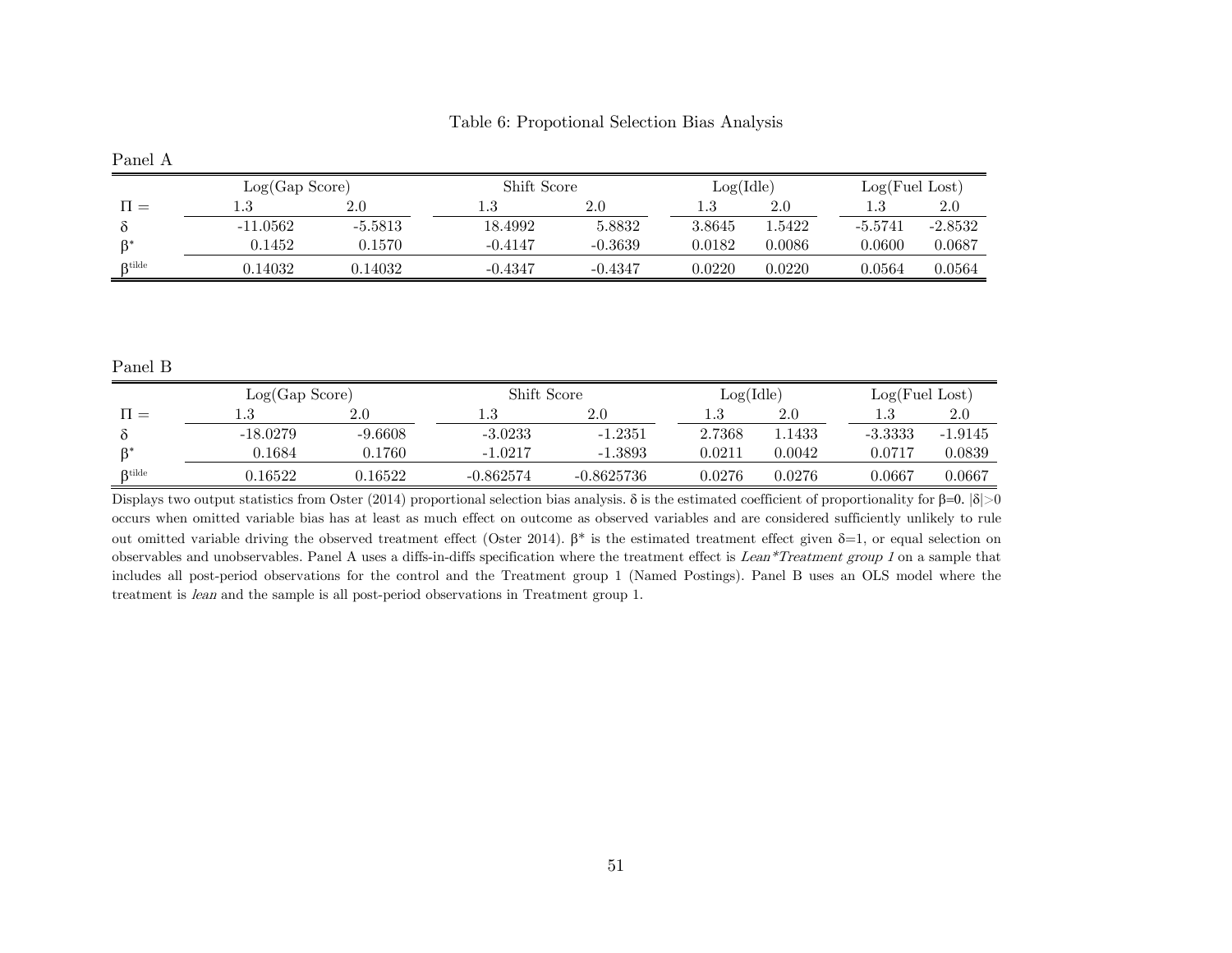Table 6: Propotional Selection Bias Analysis

Panel A

| | Log(Gap Score) | | Shift Score | | Log(Idle) | | Log(Fuel Lost) | |
|---|---|---|---|---|---|---|---|---|
| $\Pi =$ | 1.3 | 2.0 | 1.3 | 2.0 | 1.3 | 2.0 | 1.3 | 2.0 |
| $\delta$ | -11.0562 | -5.5813 | 18.4992 | 5.8832 | 3.8645 | 1.5422 | -5.5741 | -2.8532 |
| $\beta^*$ | 0.1452 | 0.1570 | -0.4147 | -0.3639 | 0.0182 | 0.0086 | 0.0600 | 0.0687 |
| $\beta^{tilde}$ | 0.14032 | 0.14032 | -0.4347 | -0.4347 | 0.0220 | 0.0220 | 0.0564 | 0.0564 |

Panel B

| | Log(Gap Score) | | Shift Score | | Log(Idle) | | Log(Fuel Lost) | |
|---|---|---|---|---|---|---|---|---|
| $\Pi =$ | 1.3 | 2.0 | 1.3 | 2.0 | 1.3 | 2.0 | 1.3 | 2.0 |
| $\delta$ | -18.0279 | -9.6608 | -3.0233 | -1.2351 | 2.7368 | 1.1433 | -3.3333 | -1.9145 |
| $\beta^*$ | 0.1684 | 0.1760 | -1.0217 | -1.3893 | 0.0211 | 0.0042 | 0.0717 | 0.0839 |
| $\beta^{tilde}$ | 0.16522 | 0.16522 | -0.862574 | -0.8625736 | 0.0276 | 0.0276 | 0.0667 | 0.0667 |

Displays two output statistics from Oster (2014) proportional selection bias analysis. $\delta$ is the estimated coefficient of proportionality for $\beta$=0. $|\delta|>0$ occurs when omitted variable bias has at least as much effect on outcome as observed variables and are considered sufficiently unlikely to rule out omitted variable driving the observed treatment effect (Oster 2014). $\beta^*$ is the estimated treatment effect given $\delta$=1, or equal selection on observables and unobservables. Panel A uses a diffs-in-diffs specification where the treatment effect is *Lean\*Treatment group 1* on a sample that includes all post-period observations for the control and the Treatment group 1 (Named Postings). Panel B uses an OLS model where the treatment is *lean* and the sample is all post-period observations in Treatment group 1.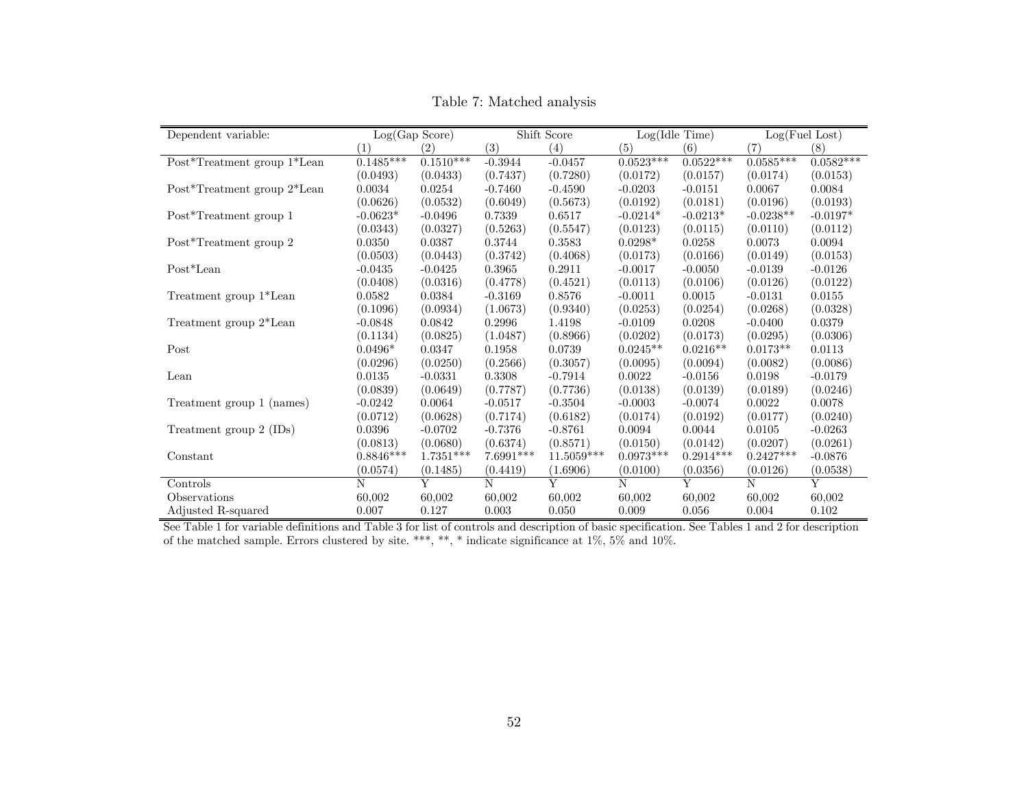Table 7: Matched analysis

| Dependent variable: | Log(Gap Score) | | Shift Score | | Log(Idle Time) | | Log(Fuel Lost) | |
|---|---|---|---|---|---|---|---|---|
| | (1) | (2) | (3) | (4) | (5) | (6) | (7) | (8) |
| Post*Treatment group 1*Lean | 0.1485*** | 0.1510*** | -0.3944 | -0.0457 | 0.0523*** | 0.0522*** | 0.0585*** | 0.0582*** |
| | (0.0493) | (0.0433) | (0.7437) | (0.7280) | (0.0172) | (0.0157) | (0.0174) | (0.0153) |
| Post*Treatment group 2*Lean | 0.0034 | 0.0254 | -0.7460 | -0.4590 | -0.0203 | -0.0151 | 0.0067 | 0.0084 |
| | (0.0626) | (0.0532) | (0.6049) | (0.5673) | (0.0192) | (0.0181) | (0.0196) | (0.0193) |
| Post*Treatment group 1 | -0.0623* | -0.0496 | 0.7339 | 0.6517 | -0.0214* | -0.0213* | -0.0238** | -0.0197* |
| | (0.0343) | (0.0327) | (0.5263) | (0.5547) | (0.0123) | (0.0115) | (0.0110) | (0.0112) |
| Post*Treatment group 2 | 0.0350 | 0.0387 | 0.3744 | 0.3583 | 0.0298* | 0.0258 | 0.0073 | 0.0094 |
| | (0.0503) | (0.0443) | (0.3742) | (0.4068) | (0.0173) | (0.0166) | (0.0149) | (0.0153) |
| Post*Lean | -0.0435 | -0.0425 | 0.3965 | 0.2911 | -0.0017 | -0.0050 | -0.0139 | -0.0126 |
| | (0.0408) | (0.0316) | (0.4778) | (0.4521) | (0.0113) | (0.0106) | (0.0126) | (0.0122) |
| Treatment group 1*Lean | 0.0582 | 0.0384 | -0.3169 | 0.8576 | -0.0011 | 0.0015 | -0.0131 | 0.0155 |
| | (0.1096) | (0.0934) | (1.0673) | (0.9340) | (0.0253) | (0.0254) | (0.0268) | (0.0328) |
| Treatment group 2*Lean | -0.0848 | 0.0842 | 0.2996 | 1.4198 | -0.0109 | 0.0208 | -0.0400 | 0.0379 |
| | (0.1134) | (0.0825) | (1.0487) | (0.8966) | (0.0202) | (0.0173) | (0.0295) | (0.0306) |
| Post | 0.0496* | 0.0347 | 0.1958 | 0.0739 | 0.0245** | 0.0216** | 0.0173** | 0.0113 |
| | (0.0296) | (0.0250) | (0.2566) | (0.3057) | (0.0095) | (0.0094) | (0.0082) | (0.0086) |
| Lean | 0.0135 | -0.0331 | 0.3308 | -0.7914 | 0.0022 | -0.0156 | 0.0198 | -0.0179 |
| | (0.0839) | (0.0649) | (0.7787) | (0.7736) | (0.0138) | (0.0139) | (0.0189) | (0.0246) |
| Treatment group 1 (names) | -0.0242 | 0.0064 | -0.0517 | -0.3504 | -0.0003 | -0.0074 | 0.0022 | 0.0078 |
| | (0.0712) | (0.0628) | (0.7174) | (0.6182) | (0.0174) | (0.0192) | (0.0177) | (0.0240) |
| Treatment group 2 (IDs) | 0.0396 | -0.0702 | -0.7376 | -0.8761 | 0.0094 | 0.0044 | 0.0105 | -0.0263 |
| | (0.0813) | (0.0680) | (0.6374) | (0.8571) | (0.0150) | (0.0142) | (0.0207) | (0.0261) |
| Constant | 0.8846*** | 1.7351*** | 7.6991*** | 11.5059*** | 0.0973*** | 0.2914*** | 0.2427*** | -0.0876 |
| | (0.0574) | (0.1485) | (0.4419) | (1.6906) | (0.0100) | (0.0356) | (0.0126) | (0.0538) |
| Controls | N | Y | N | Y | N | Y | N | Y |
| Observations | 60,002 | 60,002 | 60,002 | 60,002 | 60,002 | 60,002 | 60,002 | 60,002 |
| Adjusted R-squared | 0.007 | 0.127 | 0.003 | 0.050 | 0.009 | 0.056 | 0.004 | 0.102 |

See Table 1 for variable definitions and Table 3 for list of controls and description of basic specification. See Tables 1 and 2 for description of the matched sample. Errors clustered by site. ***, **, * indicate significance at 1%, 5% and 10%.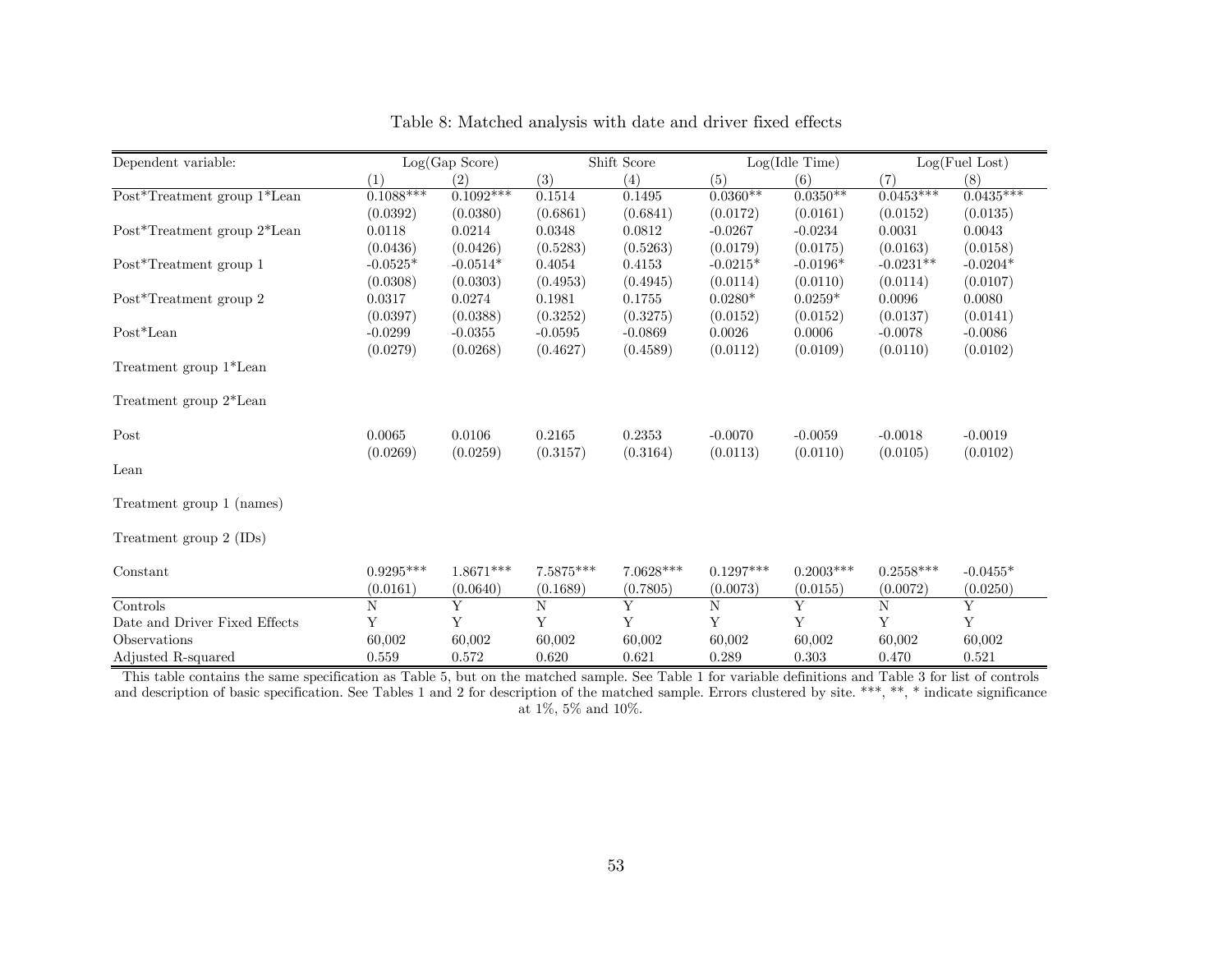Table 8: Matched analysis with date and driver fixed effects

| Dependent variable: | Log(Gap Score) | | Shift Score | | Log(Idle Time) | | Log(Fuel Lost) | |
|---|---|---|---|---|---|---|---|---|
| | (1) | (2) | (3) | (4) | (5) | (6) | (7) | (8) |
| Post*Treatment group 1*Lean | 0.1088*** | 0.1092*** | 0.1514 | 0.1495 | 0.0360** | 0.0350** | 0.0453*** | 0.0435*** |
| | (0.0392) | (0.0380) | (0.6861) | (0.6841) | (0.0172) | (0.0161) | (0.0152) | (0.0135) |
| Post*Treatment group 2*Lean | 0.0118 | 0.0214 | 0.0348 | 0.0812 | -0.0267 | -0.0234 | 0.0031 | 0.0043 |
| | (0.0436) | (0.0426) | (0.5283) | (0.5263) | (0.0179) | (0.0175) | (0.0163) | (0.0158) |
| Post*Treatment group 1 | -0.0525* | -0.0514* | 0.4054 | 0.4153 | -0.0215* | -0.0196* | -0.0231** | -0.0204* |
| | (0.0308) | (0.0303) | (0.4953) | (0.4945) | (0.0114) | (0.0110) | (0.0114) | (0.0107) |
| Post*Treatment group 2 | 0.0317 | 0.0274 | 0.1981 | 0.1755 | 0.0280* | 0.0259* | 0.0096 | 0.0080 |
| | (0.0397) | (0.0388) | (0.3252) | (0.3275) | (0.0152) | (0.0152) | (0.0137) | (0.0141) |
| Post*Lean | -0.0299 | -0.0355 | -0.0595 | -0.0869 | 0.0026 | 0.0006 | -0.0078 | -0.0086 |
| | (0.0279) | (0.0268) | (0.4627) | (0.4589) | (0.0112) | (0.0109) | (0.0110) | (0.0102) |
| Treatment group 1*Lean | | | | | | | | |
| Treatment group 2*Lean | | | | | | | | |
| Post | 0.0065 | 0.0106 | 0.2165 | 0.2353 | -0.0070 | -0.0059 | -0.0018 | -0.0019 |
| | (0.0269) | (0.0259) | (0.3157) | (0.3164) | (0.0113) | (0.0110) | (0.0105) | (0.0102) |
| Lean | | | | | | | | |
| Treatment group 1 (names) | | | | | | | | |
| Treatment group 2 (IDs) | | | | | | | | |
| Constant | 0.9295*** | 1.8671*** | 7.5875*** | 7.0628*** | 0.1297*** | 0.2003*** | 0.2558*** | -0.0455* |
| | (0.0161) | (0.0640) | (0.1689) | (0.7805) | (0.0073) | (0.0155) | (0.0072) | (0.0250) |
| Controls | N | Y | N | Y | N | Y | N | Y |
| Date and Driver Fixed Effects | Y | Y | Y | Y | Y | Y | Y | Y |
| Observations | 60,002 | 60,002 | 60,002 | 60,002 | 60,002 | 60,002 | 60,002 | 60,002 |
| Adjusted R-squared | 0.559 | 0.572 | 0.620 | 0.621 | 0.289 | 0.303 | 0.470 | 0.521 |

This table contains the same specification as Table 5, but on the matched sample. See Table 1 for variable definitions and Table 3 for list of controls and description of basic specification. See Tables 1 and 2 for description of the matched sample. Errors clustered by site. ***, **, * indicate significance at 1%, 5% and 10%.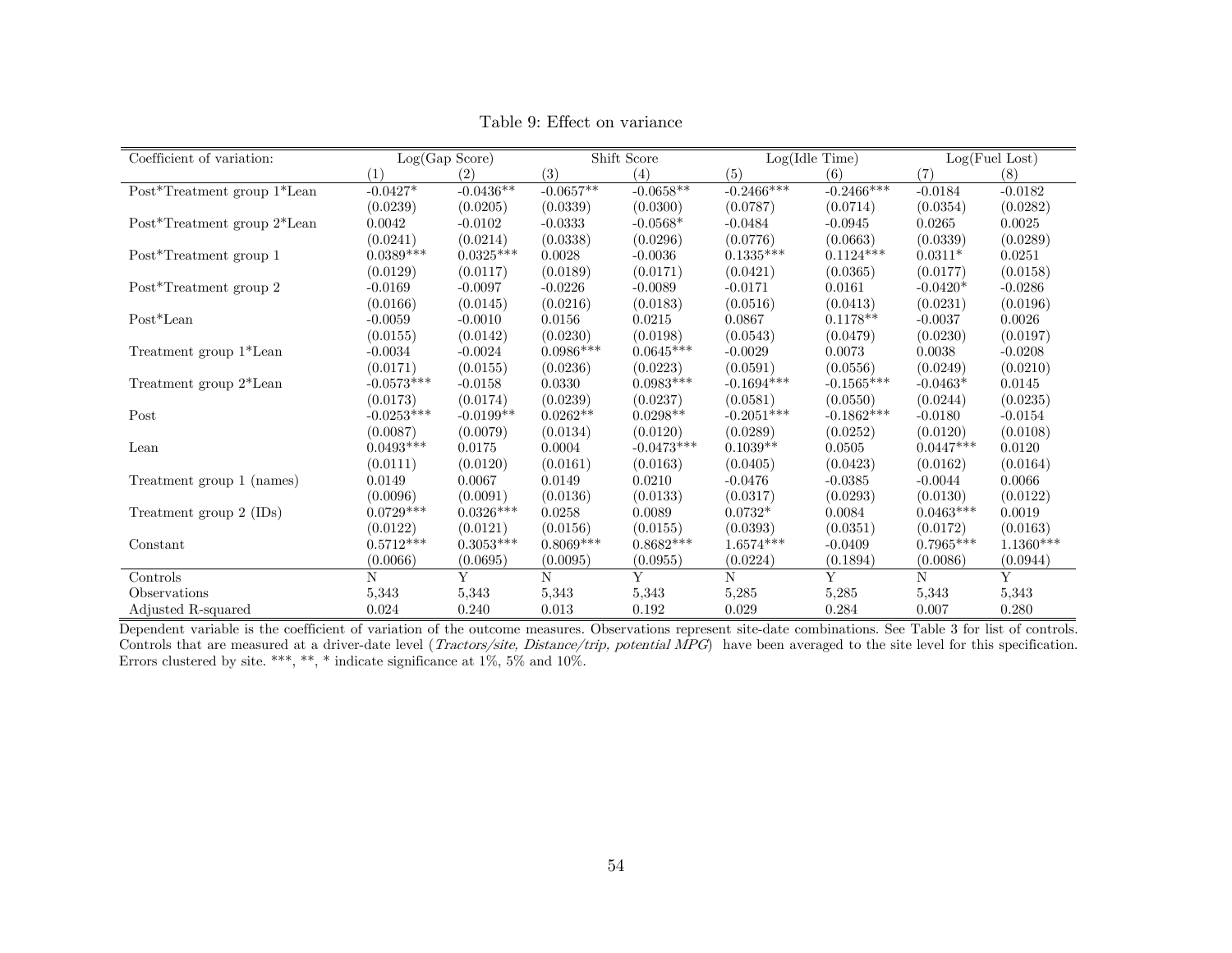Table 9: Effect on variance

| Coefficient of variation: | Log(Gap Score) | | Shift Score | | Log(Idle Time) | | Log(Fuel Lost) | |
|---|---|---|---|---|---|---|---|---|
| | (1) | (2) | (3) | (4) | (5) | (6) | (7) | (8) |
| Post*Treatment group 1*Lean | -0.0427* | -0.0436** | -0.0657** | -0.0658** | -0.2466*** | -0.2466*** | -0.0184 | -0.0182 |
| | (0.0239) | (0.0205) | (0.0339) | (0.0300) | (0.0787) | (0.0714) | (0.0354) | (0.0282) |
| Post*Treatment group 2*Lean | 0.0042 | -0.0102 | -0.0333 | -0.0568* | -0.0484 | -0.0945 | 0.0265 | 0.0025 |
| | (0.0241) | (0.0214) | (0.0338) | (0.0296) | (0.0776) | (0.0663) | (0.0339) | (0.0289) |
| Post*Treatment group 1 | 0.0389*** | 0.0325*** | 0.0028 | -0.0036 | 0.1335*** | 0.1124*** | 0.0311* | 0.0251 |
| | (0.0129) | (0.0117) | (0.0189) | (0.0171) | (0.0421) | (0.0365) | (0.0177) | (0.0158) |
| Post*Treatment group 2 | -0.0169 | -0.0097 | -0.0226 | -0.0089 | -0.0171 | 0.0161 | -0.0420* | -0.0286 |
| | (0.0166) | (0.0145) | (0.0216) | (0.0183) | (0.0516) | (0.0413) | (0.0231) | (0.0196) |
| Post*Lean | -0.0059 | -0.0010 | 0.0156 | 0.0215 | 0.0867 | 0.1178** | -0.0037 | 0.0026 |
| | (0.0155) | (0.0142) | (0.0230) | (0.0198) | (0.0543) | (0.0479) | (0.0230) | (0.0197) |
| Treatment group 1*Lean | -0.0034 | -0.0024 | 0.0986*** | 0.0645*** | -0.0029 | 0.0073 | 0.0038 | -0.0208 |
| | (0.0171) | (0.0155) | (0.0236) | (0.0223) | (0.0591) | (0.0556) | (0.0249) | (0.0210) |
| Treatment group 2*Lean | -0.0573*** | -0.0158 | 0.0330 | 0.0983*** | -0.1694*** | -0.1565*** | -0.0463* | 0.0145 |
| | (0.0173) | (0.0174) | (0.0239) | (0.0237) | (0.0581) | (0.0550) | (0.0244) | (0.0235) |
| Post | -0.0253*** | -0.0199** | 0.0262** | 0.0298** | -0.2051*** | -0.1862*** | -0.0180 | -0.0154 |
| | (0.0087) | (0.0079) | (0.0134) | (0.0120) | (0.0289) | (0.0252) | (0.0120) | (0.0108) |
| Lean | 0.0493*** | 0.0175 | 0.0004 | -0.0473*** | 0.1039** | 0.0505 | 0.0447*** | 0.0120 |
| | (0.0111) | (0.0120) | (0.0161) | (0.0163) | (0.0405) | (0.0423) | (0.0162) | (0.0164) |
| Treatment group 1 (names) | 0.0149 | 0.0067 | 0.0149 | 0.0210 | -0.0476 | -0.0385 | -0.0044 | 0.0066 |
| | (0.0096) | (0.0091) | (0.0136) | (0.0133) | (0.0317) | (0.0293) | (0.0130) | (0.0122) |
| Treatment group 2 (IDs) | 0.0729*** | 0.0326*** | 0.0258 | 0.0089 | 0.0732* | 0.0084 | 0.0463*** | 0.0019 |
| | (0.0122) | (0.0121) | (0.0156) | (0.0155) | (0.0393) | (0.0351) | (0.0172) | (0.0163) |
| Constant | 0.5712*** | 0.3053*** | 0.8069*** | 0.8682*** | 1.6574*** | -0.0409 | 0.7965*** | 1.1360*** |
| | (0.0066) | (0.0695) | (0.0095) | (0.0955) | (0.0224) | (0.1894) | (0.0086) | (0.0944) |
| Controls | N | Y | N | Y | N | Y | N | Y |
| Observations | 5,343 | 5,343 | 5,343 | 5,343 | 5,285 | 5,285 | 5,343 | 5,343 |
| Adjusted R-squared | 0.024 | 0.240 | 0.013 | 0.192 | 0.029 | 0.284 | 0.007 | 0.280 |

Dependent variable is the coefficient of variation of the outcome measures. Observations represent site-date combinations. See Table 3 for list of controls. Controls that are measured at a driver-date level (*Tractors/site, Distance/trip, potential MPG*) have been averaged to the site level for this specification. Errors clustered by site. ***, **, * indicate significance at 1%, 5% and 10%.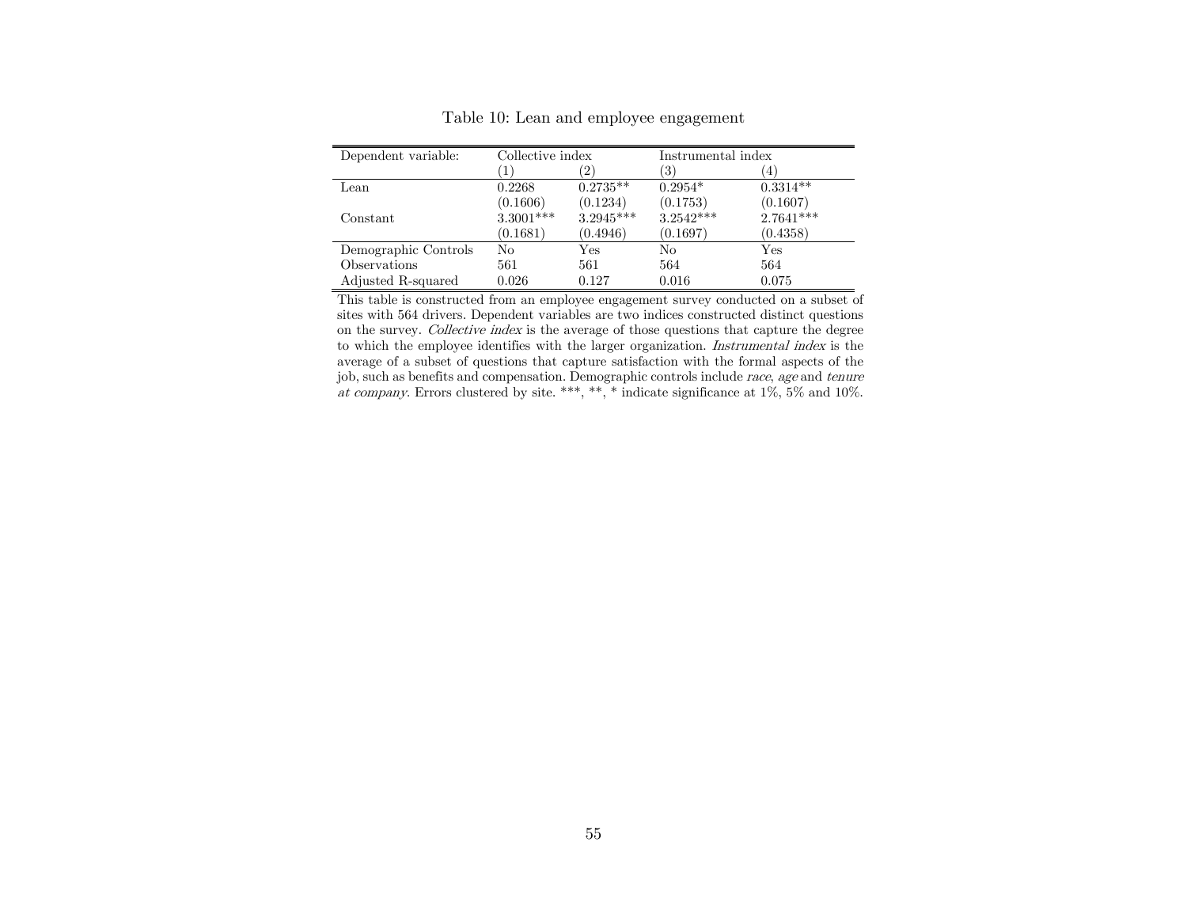Table 10: Lean and employee engagement

| Dependent variable: | Collective index | | Instrumental index | |
|---|---|---|---|---|
| | (1) | (2) | (3) | (4) |
| Lean | 0.2268 | 0.2735** | 0.2954* | 0.3314** |
| | (0.1606) | (0.1234) | (0.1753) | (0.1607) |
| Constant | 3.3001*** | 3.2945*** | 3.2542*** | 2.7641*** |
| | (0.1681) | (0.4946) | (0.1697) | (0.4358) |
| Demographic Controls | No | Yes | No | Yes |
| Observations | 561 | 561 | 564 | 564 |
| Adjusted R-squared | 0.026 | 0.127 | 0.016 | 0.075 |

This table is constructed from an employee engagement survey conducted on a subset of sites with 564 drivers. Dependent variables are two indices constructed distinct questions on the survey. *Collective index* is the average of those questions that capture the degree to which the employee identifies with the larger organization. *Instrumental index* is the average of a subset of questions that capture satisfaction with the formal aspects of the job, such as benefits and compensation. Demographic controls include *race*, *age* and *tenure at company*. Errors clustered by site. ***, **, * indicate significance at 1%, 5% and 10%.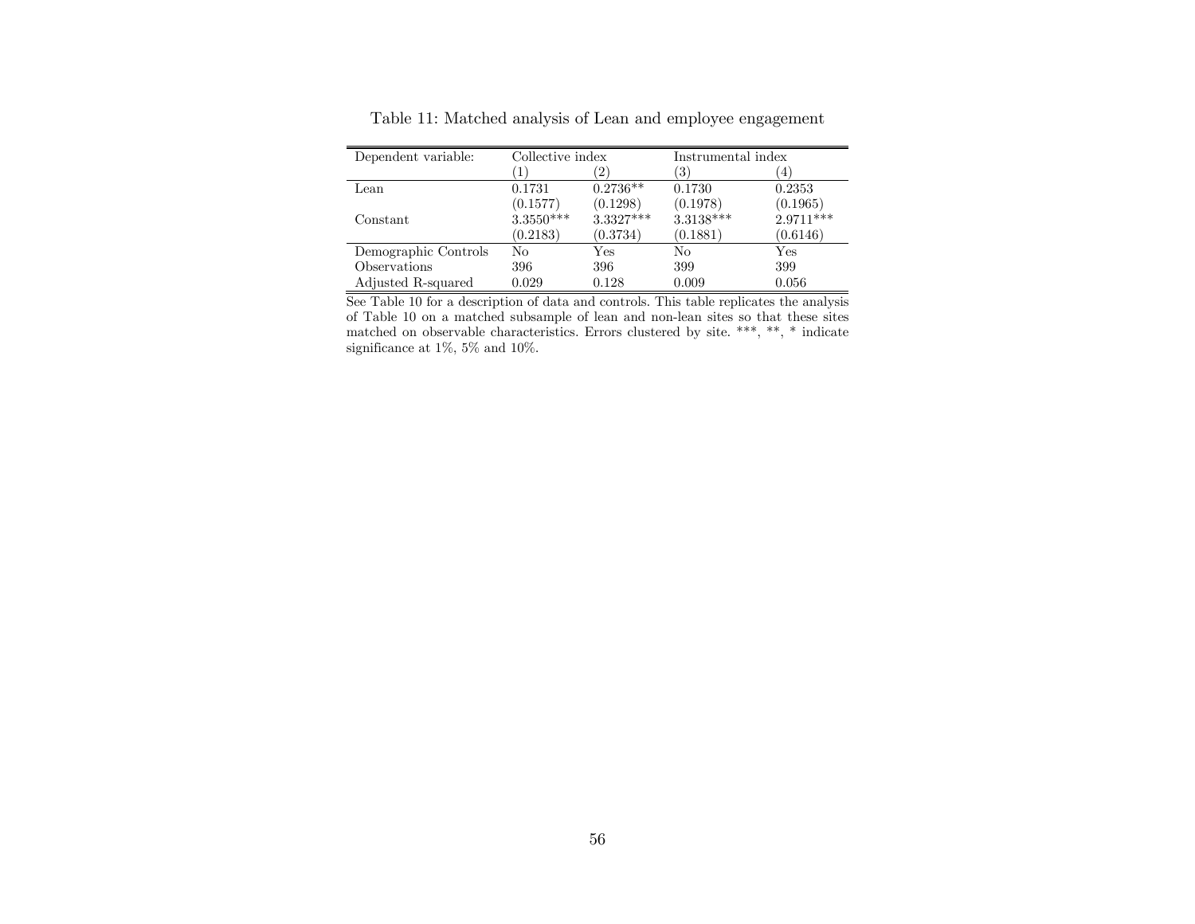Table 11: Matched analysis of Lean and employee engagement

| Dependent variable: | Collective index | | Instrumental index | |
|---|---|---|---|---|
| | (1) | (2) | (3) | (4) |
| Lean | 0.1731 | 0.2736** | 0.1730 | 0.2353 |
| | (0.1577) | (0.1298) | (0.1978) | (0.1965) |
| Constant | 3.3550*** | 3.3327*** | 3.3138*** | 2.9711*** |
| | (0.2183) | (0.3734) | (0.1881) | (0.6146) |
| Demographic Controls | No | Yes | No | Yes |
| Observations | 396 | 396 | 399 | 399 |
| Adjusted R-squared | 0.029 | 0.128 | 0.009 | 0.056 |

See Table 10 for a description of data and controls. This table replicates the analysis of Table 10 on a matched subsample of lean and non-lean sites so that these sites matched on observable characteristics. Errors clustered by site. ***, **, * indicate significance at 1%, 5% and 10%.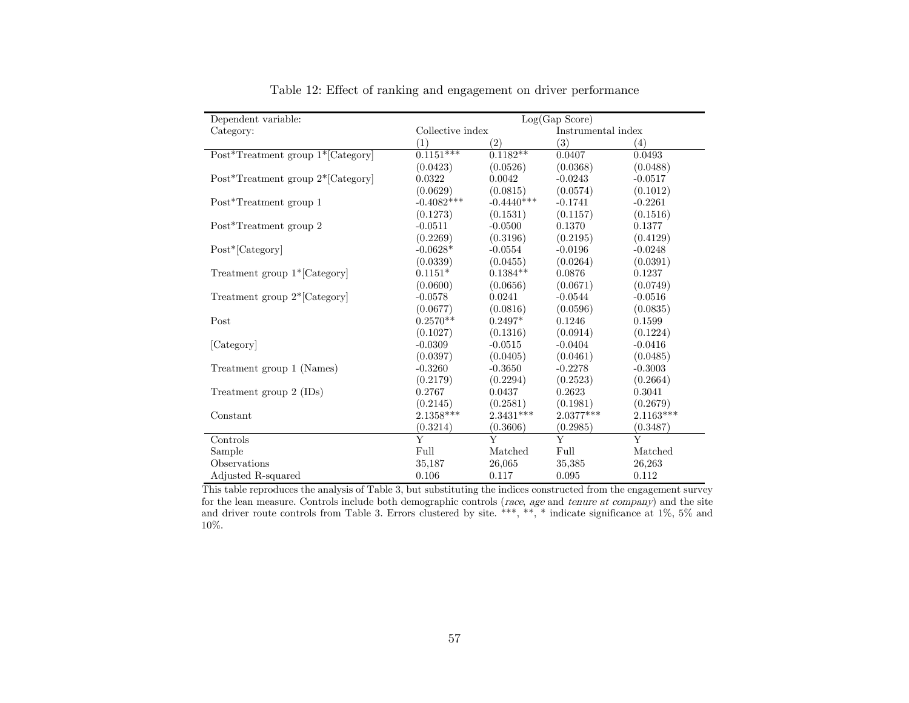Table 12: Effect of ranking and engagement on driver performance

| Dependent variable: | Log(Gap Score) | | | |
|---|---|---|---|---|
| Category: | Collective index | | Instrumental index | |
| | (1) | (2) | (3) | (4) |
| Post*Treatment group 1*[Category] | 0.1151*** | 0.1182** | 0.0407 | 0.0493 |
| | (0.0423) | (0.0526) | (0.0368) | (0.0488) |
| Post*Treatment group 2*[Category] | 0.0322 | 0.0042 | -0.0243 | -0.0517 |
| | (0.0629) | (0.0815) | (0.0574) | (0.1012) |
| Post*Treatment group 1 | -0.4082*** | -0.4440*** | -0.1741 | -0.2261 |
| | (0.1273) | (0.1531) | (0.1157) | (0.1516) |
| Post*Treatment group 2 | -0.0511 | -0.0500 | 0.1370 | 0.1377 |
| | (0.2269) | (0.3196) | (0.2195) | (0.4129) |
| Post*[Category] | -0.0628* | -0.0554 | -0.0196 | -0.0248 |
| | (0.0339) | (0.0455) | (0.0264) | (0.0391) |
| Treatment group 1*[Category] | 0.1151* | 0.1384** | 0.0876 | 0.1237 |
| | (0.0600) | (0.0656) | (0.0671) | (0.0749) |
| Treatment group 2*[Category] | -0.0578 | 0.0241 | -0.0544 | -0.0516 |
| | (0.0677) | (0.0816) | (0.0596) | (0.0835) |
| Post | 0.2570** | 0.2497* | 0.1246 | 0.1599 |
| | (0.1027) | (0.1316) | (0.0914) | (0.1224) |
| [Category] | -0.0309 | -0.0515 | -0.0404 | -0.0416 |
| | (0.0397) | (0.0405) | (0.0461) | (0.0485) |
| Treatment group 1 (Names) | -0.3260 | -0.3650 | -0.2278 | -0.3003 |
| | (0.2179) | (0.2294) | (0.2523) | (0.2664) |
| Treatment group 2 (IDs) | 0.2767 | 0.0437 | 0.2623 | 0.3041 |
| | (0.2145) | (0.2581) | (0.1981) | (0.2679) |
| Constant | 2.1358*** | 2.3431*** | 2.0377*** | 2.1163*** |
| | (0.3214) | (0.3606) | (0.2985) | (0.3487) |
| Controls | Y | Y | Y | Y |
| Sample | Full | Matched | Full | Matched |
| Observations | 35,187 | 26,065 | 35,385 | 26,263 |
| Adjusted R-squared | 0.106 | 0.117 | 0.095 | 0.112 |

This table reproduces the analysis of Table 3, but substituting the indices constructed from the engagement survey for the lean measure. Controls include both demographic controls (*race*, *age* and *tenure at company*) and the site and driver route controls from Table 3. Errors clustered by site. ***, **, * indicate significance at 1%, 5% and 10%.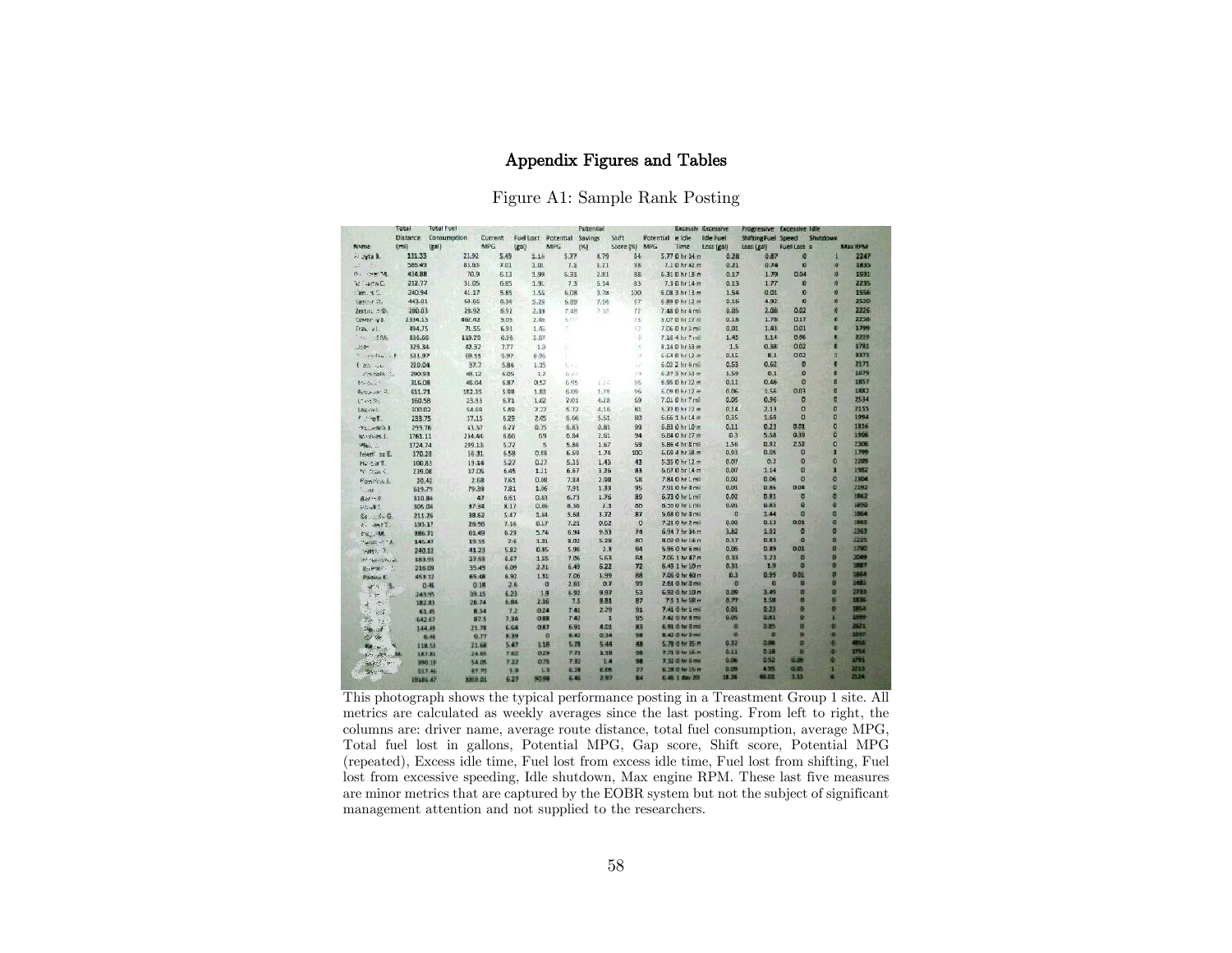# Appendix Figures and Tables

Figure A1: Sample Rank Posting

This photograph shows the typical performance posting in a Treatment Group 1 site. All metrics are calculated as weekly averages since the last posting. From left to right, the columns are: driver name, average route distance, total fuel consumption, average MPG, Total fuel lost in gallons, Potential MPG, Gap score, Shift score, Potential MPG (repeated), Excess idle time, Fuel lost from excess idle time, Fuel lost from shifting, Fuel lost from excessive speeding, Idle shutdown, Max engine RPM. These last five measures are minor metrics that are captured by the EOBR system but not the subject of significant management attention and not supplied to the researchers.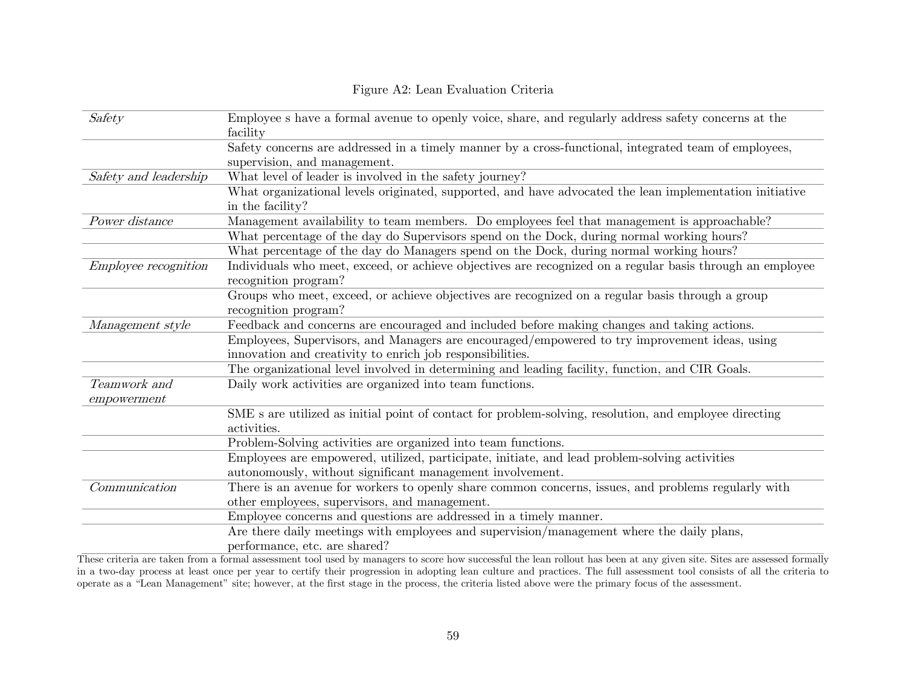Figure A2: Lean Evaluation Criteria

| | |
|---|---|
| *Safety* | Employee s have a formal avenue to openly voice, share, and regularly address safety concerns at the facility |
| | Safety concerns are addressed in a timely manner by a cross-functional, integrated team of employees, supervision, and management. |
| *Safety and leadership* | What level of leader is involved in the safety journey? |
| | What organizational levels originated, supported, and have advocated the lean implementation initiative in the facility? |
| *Power distance* | Management availability to team members. Do employees feel that management is approachable? |
| | What percentage of the day do Supervisors spend on the Dock, during normal working hours? |
| | What percentage of the day do Managers spend on the Dock, during normal working hours? |
| *Employee recognition* | Individuals who meet, exceed, or achieve objectives are recognized on a regular basis through an employee recognition program? |
| | Groups who meet, exceed, or achieve objectives are recognized on a regular basis through a group recognition program? |
| *Management style* | Feedback and concerns are encouraged and included before making changes and taking actions. |
| | Employees, Supervisors, and Managers are encouraged/empowered to try improvement ideas, using innovation and creativity to enrich job responsibilities. |
| | The organizational level involved in determining and leading facility, function, and CIR Goals. |
| *Teamwork and empowerment* | Daily work activities are organized into team functions. |
| | SME s are utilized as initial point of contact for problem-solving, resolution, and employee directing activities. |
| | Problem-Solving activities are organized into team functions. |
| | Employees are empowered, utilized, participate, initiate, and lead problem-solving activities autonomously, without significant management involvement. |
| *Communication* | There is an avenue for workers to openly share common concerns, issues, and problems regularly with other employees, supervisors, and management. |
| | Employee concerns and questions are addressed in a timely manner. |
| | Are there daily meetings with employees and supervision/management where the daily plans, performance, etc. are shared? |

These criteria are taken from a formal assessment tool used by managers to score how successful the lean rollout has been at any given site. Sites are assessed formally in a two-day process at least once per year to certify their progression in adopting lean culture and practices. The full assessment tool consists of all the criteria to operate as a "Lean Management" site; however, at the first stage in the process, the criteria listed above were the primary focus of the assessment.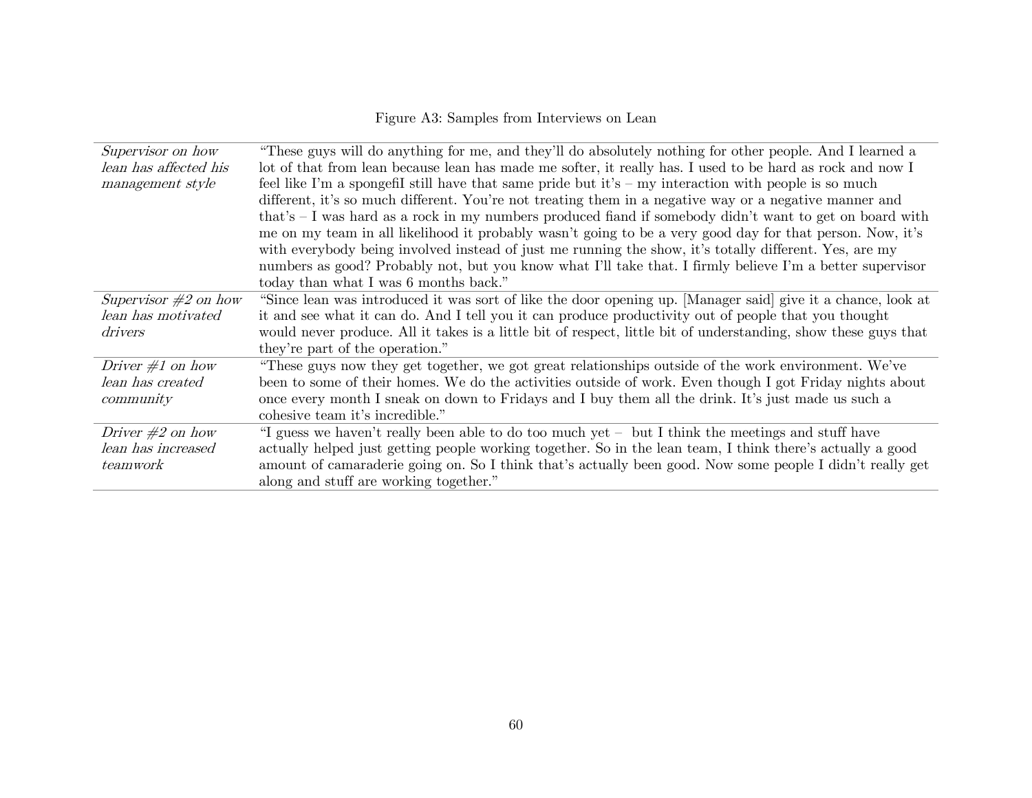Figure A3: Samples from Interviews on Lean

| | |
|---|---|
| *Supervisor on how lean has affected his management style* | "These guys will do anything for me, and they'll do absolutely nothing for other people. And I learned a lot of that from lean because lean has made me softer, it really has. I used to be hard as rock and now I feel like I'm a spongefiI still have that same pride but it's – my interaction with people is so much different, it's so much different. You're not treating them in a negative way or a negative manner and that's – I was hard as a rock in my numbers produced fiand if somebody didn't want to get on board with me on my team in all likelihood it probably wasn't going to be a very good day for that person. Now, it's with everybody being involved instead of just me running the show, it's totally different. Yes, are my numbers as good? Probably not, but you know what I'll take that. I firmly believe I'm a better supervisor today than what I was 6 months back." |
| *Supervisor #2 on how lean has motivated drivers* | "Since lean was introduced it was sort of like the door opening up. [Manager said] give it a chance, look at it and see what it can do. And I tell you it can produce productivity out of people that you thought would never produce. All it takes is a little bit of respect, little bit of understanding, show these guys that they're part of the operation." |
| *Driver #1 on how lean has created community* | "These guys now they get together, we got great relationships outside of the work environment. We've been to some of their homes. We do the activities outside of work. Even though I got Friday nights about once every month I sneak on down to Fridays and I buy them all the drink. It's just made us such a cohesive team it's incredible." |
| *Driver #2 on how lean has increased teamwork* | "I guess we haven't really been able to do too much yet – but I think the meetings and stuff have actually helped just getting people working together. So in the lean team, I think there's actually a good amount of camaraderie going on. So I think that's actually been good. Now some people I didn't really get along and stuff are working together." |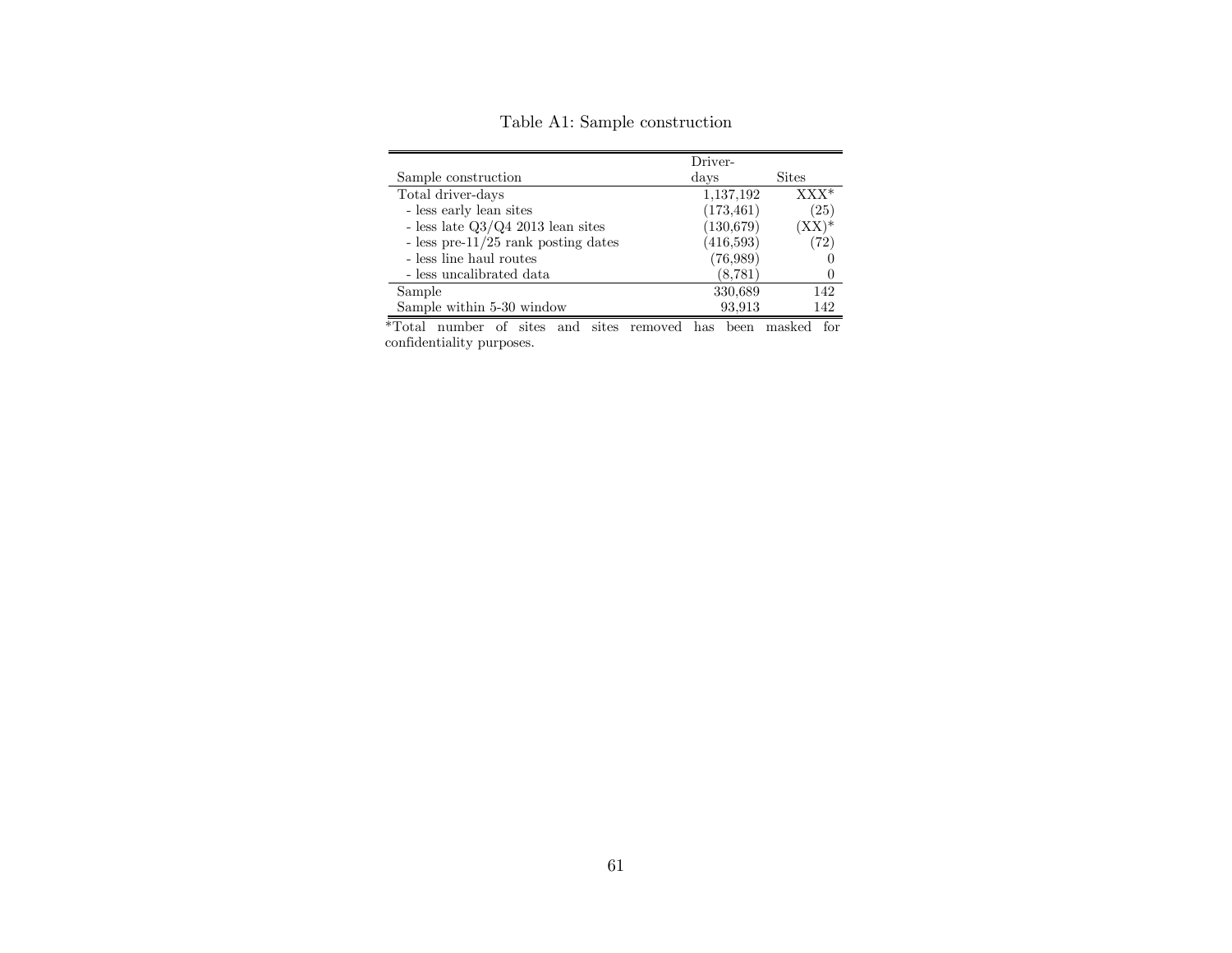Table A1: Sample construction

| Sample construction | Driver-days | Sites |
|---|---|---|
| Total driver-days | 1,137,192 | XXX* |
| - less early lean sites | (173,461) | (25) |
| - less late Q3/Q4 2013 lean sites | (130,679) | (XX)* |
| - less pre-11/25 rank posting dates | (416,593) | (72) |
| - less line haul routes | (76,989) | 0 |
| - less uncalibrated data | (8,781) | 0 |
| Sample | 330,689 | 142 |
| Sample within 5-30 window | 93,913 | 142 |

*Total number of sites and sites removed has been masked for confidentiality purposes.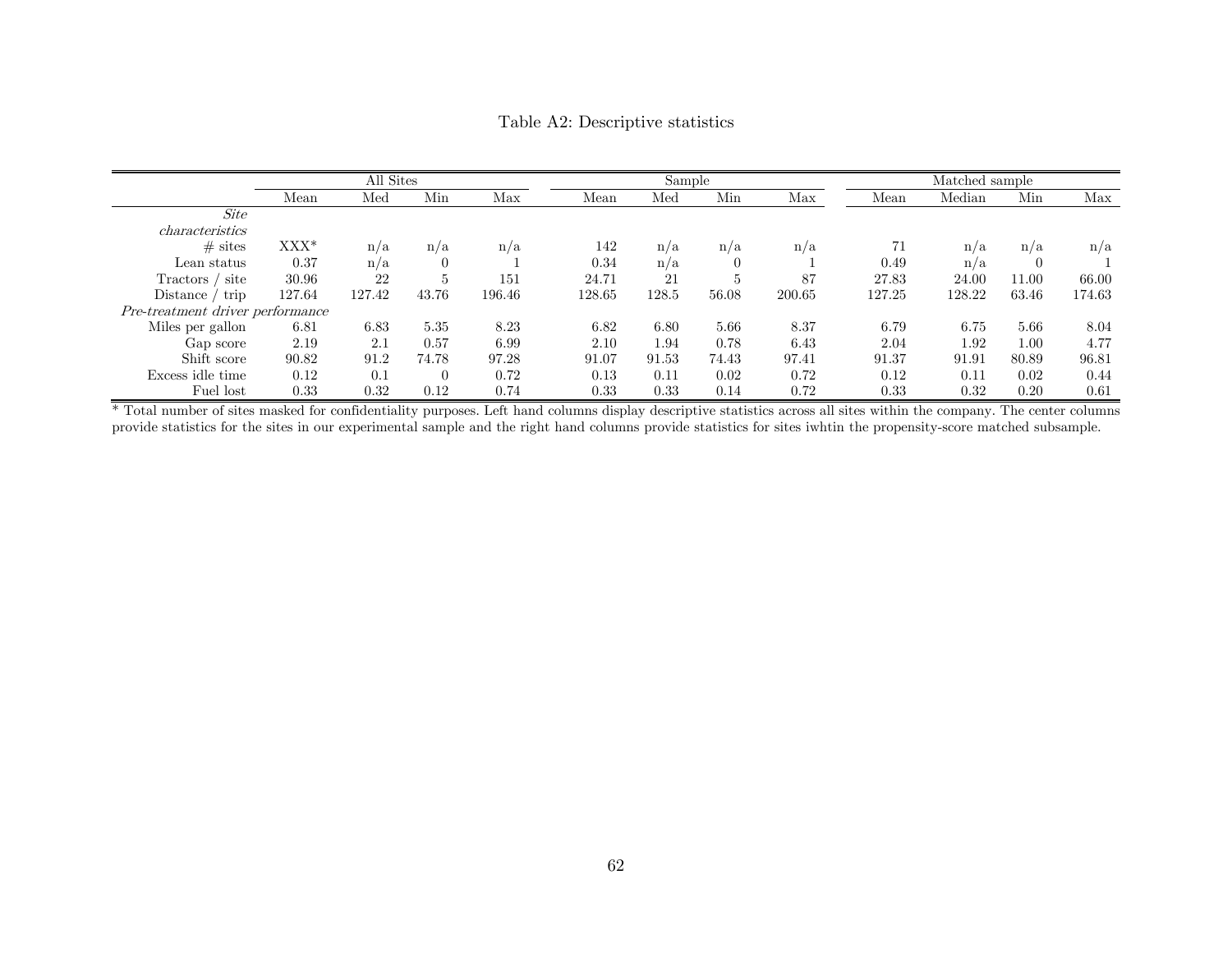Table A2: Descriptive statistics

| | All Sites | | | | Sample | | | | Matched sample | | | |
|---|---|---|---|---|---|---|---|---|---|---|---|---|
| | Mean | Med | Min | Max | Mean | Med | Min | Max | Mean | Median | Min | Max |
| *Site characteristics* | | | | | | | | | | | | |
| # sites | XXX* | n/a | n/a | n/a | 142 | n/a | n/a | n/a | 71 | n/a | n/a | n/a |
| Lean status | 0.37 | n/a | 0 | 1 | 0.34 | n/a | 0 | 1 | 0.49 | n/a | 0 | 1 |
| Tractors / site | 30.96 | 22 | 5 | 151 | 24.71 | 21 | 5 | 87 | 27.83 | 24.00 | 11.00 | 66.00 |
| Distance / trip | 127.64 | 127.42 | 43.76 | 196.46 | 128.65 | 128.5 | 56.08 | 200.65 | 127.25 | 128.22 | 63.46 | 174.63 |
| *Pre-treatment driver performance* | | | | | | | | | | | | |
| Miles per gallon | 6.81 | 6.83 | 5.35 | 8.23 | 6.82 | 6.80 | 5.66 | 8.37 | 6.79 | 6.75 | 5.66 | 8.04 |
| Gap score | 2.19 | 2.1 | 0.57 | 6.99 | 2.10 | 1.94 | 0.78 | 6.43 | 2.04 | 1.92 | 1.00 | 4.77 |
| Shift score | 90.82 | 91.2 | 74.78 | 97.28 | 91.07 | 91.53 | 74.43 | 97.41 | 91.37 | 91.91 | 80.89 | 96.81 |
| Excess idle time | 0.12 | 0.1 | 0 | 0.72 | 0.13 | 0.11 | 0.02 | 0.72 | 0.12 | 0.11 | 0.02 | 0.44 |
| Fuel lost | 0.33 | 0.32 | 0.12 | 0.74 | 0.33 | 0.33 | 0.14 | 0.72 | 0.33 | 0.32 | 0.20 | 0.61 |

* Total number of sites masked for confidentiality purposes. Left hand columns display descriptive statistics across all sites within the company. The center columns provide statistics for the sites in our experimental sample and the right hand columns provide statistics for sites iwhtin the propensity-score matched subsample.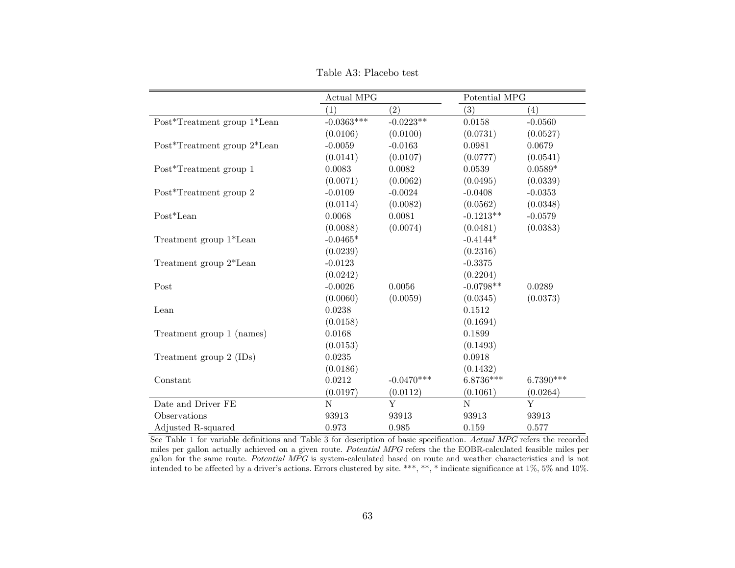Table A3: Placebo test

| | Actual MPG | | Potential MPG | |
|---|---|---|---|---|
| | (1) | (2) | (3) | (4) |
| Post*Treatment group 1*Lean | -0.0363*** | -0.0223** | 0.0158 | -0.0560 |
| | (0.0106) | (0.0100) | (0.0731) | (0.0527) |
| Post*Treatment group 2*Lean | -0.0059 | -0.0163 | 0.0981 | 0.0679 |
| | (0.0141) | (0.0107) | (0.0777) | (0.0541) |
| Post*Treatment group 1 | 0.0083 | 0.0082 | 0.0539 | 0.0589* |
| | (0.0071) | (0.0062) | (0.0495) | (0.0339) |
| Post*Treatment group 2 | -0.0109 | -0.0024 | -0.0408 | -0.0353 |
| | (0.0114) | (0.0082) | (0.0562) | (0.0348) |
| Post*Lean | 0.0068 | 0.0081 | -0.1213** | -0.0579 |
| | (0.0088) | (0.0074) | (0.0481) | (0.0383) |
| Treatment group 1*Lean | -0.0465* | | -0.4144* | |
| | (0.0239) | | (0.2316) | |
| Treatment group 2*Lean | -0.0123 | | -0.3375 | |
| | (0.0242) | | (0.2204) | |
| Post | -0.0026 | 0.0056 | -0.0798** | 0.0289 |
| | (0.0060) | (0.0059) | (0.0345) | (0.0373) |
| Lean | 0.0238 | | 0.1512 | |
| | (0.0158) | | (0.1694) | |
| Treatment group 1 (names) | 0.0168 | | 0.1899 | |
| | (0.0153) | | (0.1493) | |
| Treatment group 2 (IDs) | 0.0235 | | 0.0918 | |
| | (0.0186) | | (0.1432) | |
| Constant | 0.0212 | -0.0470*** | 6.8736*** | 6.7390*** |
| | (0.0197) | (0.0112) | (0.1061) | (0.0264) |
| Date and Driver FE | N | Y | N | Y |
| Observations | 93913 | 93913 | 93913 | 93913 |
| Adjusted R-squared | 0.973 | 0.985 | 0.159 | 0.577 |

See Table 1 for variable definitions and Table 3 for description of basic specification. *Actual MPG* refers the recorded miles per gallon actually achieved on a given route. *Potential MPG* refers the the EOBR-calculated feasible miles per gallon for the same route. *Potential MPG* is system-calculated based on route and weather characteristics and is not intended to be affected by a driver's actions. Errors clustered by site. ***, **, * indicate significance at 1%, 5% and 10%.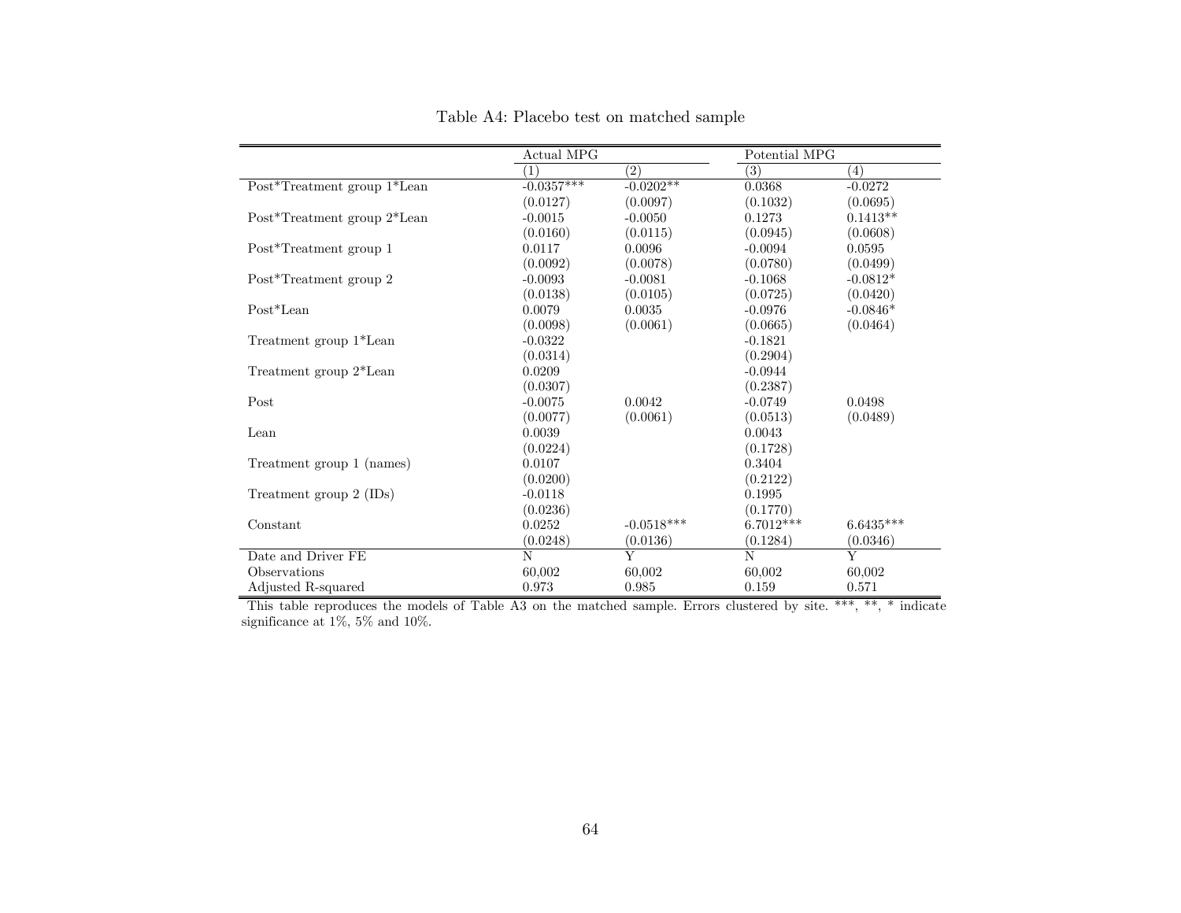Table A4: Placebo test on matched sample

| | Actual MPG | | Potential MPG | |
|---|---|---|---|---|
| | (1) | (2) | (3) | (4) |
| Post*Treatment group 1*Lean | -0.0357*** | -0.0202** | 0.0368 | -0.0272 |
| | (0.0127) | (0.0097) | (0.1032) | (0.0695) |
| Post*Treatment group 2*Lean | -0.0015 | -0.0050 | 0.1273 | 0.1413** |
| | (0.0160) | (0.0115) | (0.0945) | (0.0608) |
| Post*Treatment group 1 | 0.0117 | 0.0096 | -0.0094 | 0.0595 |
| | (0.0092) | (0.0078) | (0.0780) | (0.0499) |
| Post*Treatment group 2 | -0.0093 | -0.0081 | -0.1068 | -0.0812* |
| | (0.0138) | (0.0105) | (0.0725) | (0.0420) |
| Post*Lean | 0.0079 | 0.0035 | -0.0976 | -0.0846* |
| | (0.0098) | (0.0061) | (0.0665) | (0.0464) |
| Treatment group 1*Lean | -0.0322 | | -0.1821 | |
| | (0.0314) | | (0.2904) | |
| Treatment group 2*Lean | 0.0209 | | -0.0944 | |
| | (0.0307) | | (0.2387) | |
| Post | -0.0075 | 0.0042 | -0.0749 | 0.0498 |
| | (0.0077) | (0.0061) | (0.0513) | (0.0489) |
| Lean | 0.0039 | | 0.0043 | |
| | (0.0224) | | (0.1728) | |
| Treatment group 1 (names) | 0.0107 | | 0.3404 | |
| | (0.0200) | | (0.2122) | |
| Treatment group 2 (IDs) | -0.0118 | | 0.1995 | |
| | (0.0236) | | (0.1770) | |
| Constant | 0.0252 | -0.0518*** | 6.7012*** | 6.6435*** |
| | (0.0248) | (0.0136) | (0.1284) | (0.0346) |
| Date and Driver FE | N | Y | N | Y |
| Observations | 60,002 | 60,002 | 60,002 | 60,002 |
| Adjusted R-squared | 0.973 | 0.985 | 0.159 | 0.571 |

This table reproduces the models of Table A3 on the matched sample. Errors clustered by site. ***, **, * indicate significance at 1%, 5% and 10%.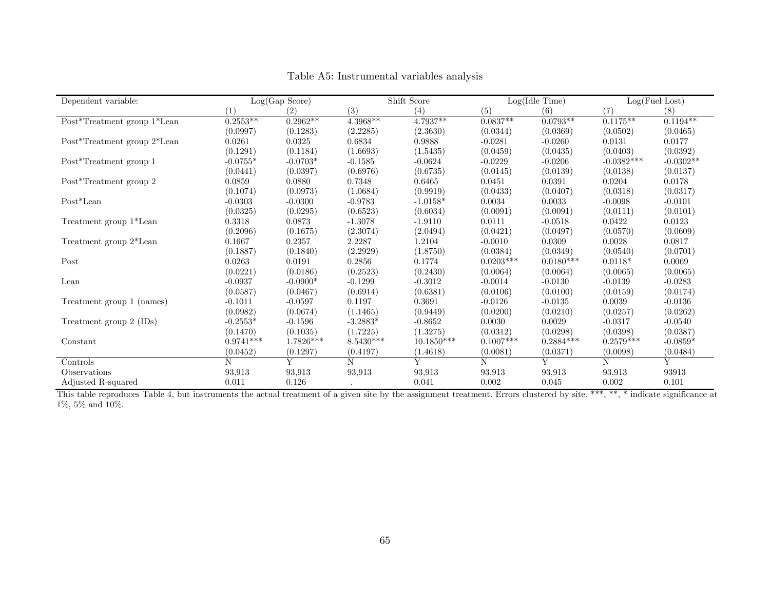Table A5: Instrumental variables analysis

| Dependent variable: | Log(Gap Score) | | Shift Score | | Log(Idle Time) | | Log(Fuel Lost) | |
|---|---|---|---|---|---|---|---|---|
| | (1) | (2) | (3) | (4) | (5) | (6) | (7) | (8) |
| Post*Treatment group 1*Lean | 0.2553** | 0.2962** | 4.3968** | 4.7937** | 0.0837** | 0.0793** | 0.1175** | 0.1194** |
| | (0.0997) | (0.1283) | (2.2285) | (2.3630) | (0.0344) | (0.0369) | (0.0502) | (0.0465) |
| Post*Treatment group 2*Lean | 0.0261 | 0.0325 | 0.6834 | 0.9888 | -0.0281 | -0.0260 | 0.0131 | 0.0177 |
| | (0.1291) | (0.1184) | (1.6693) | (1.5435) | (0.0459) | (0.0435) | (0.0403) | (0.0392) |
| Post*Treatment group 1 | -0.0755* | -0.0703* | -0.1585 | -0.0624 | -0.0229 | -0.0206 | -0.0382*** | -0.0302** |
| | (0.0441) | (0.0397) | (0.6976) | (0.6735) | (0.0145) | (0.0139) | (0.0138) | (0.0137) |
| Post*Treatment group 2 | 0.0859 | 0.0880 | 0.7348 | 0.6465 | 0.0451 | 0.0391 | 0.0204 | 0.0178 |
| | (0.1074) | (0.0973) | (1.0684) | (0.9919) | (0.0433) | (0.0407) | (0.0318) | (0.0317) |
| Post*Lean | -0.0303 | -0.0300 | -0.9783 | -1.0158* | 0.0034 | 0.0033 | -0.0098 | -0.0101 |
| | (0.0325) | (0.0295) | (0.6523) | (0.6034) | (0.0091) | (0.0091) | (0.0111) | (0.0101) |
| Treatment group 1*Lean | 0.3318 | 0.0873 | -1.3078 | -1.9110 | 0.0111 | -0.0518 | 0.0422 | 0.0123 |
| | (0.2096) | (0.1675) | (2.3074) | (2.0494) | (0.0421) | (0.0497) | (0.0570) | (0.0609) |
| Treatment group 2*Lean | 0.1667 | 0.2357 | 2.2287 | 1.2104 | -0.0010 | 0.0309 | 0.0028 | 0.0817 |
| | (0.1887) | (0.1840) | (2.2929) | (1.8750) | (0.0384) | (0.0349) | (0.0540) | (0.0701) |
| Post | 0.0263 | 0.0191 | 0.2856 | 0.1774 | 0.0203*** | 0.0180*** | 0.0118* | 0.0069 |
| | (0.0221) | (0.0186) | (0.2523) | (0.2430) | (0.0064) | (0.0064) | (0.0065) | (0.0065) |
| Lean | -0.0937 | -0.0900* | -0.1299 | -0.3012 | -0.0014 | -0.0130 | -0.0139 | -0.0283 |
| | (0.0587) | (0.0467) | (0.6914) | (0.6381) | (0.0106) | (0.0100) | (0.0159) | (0.0174) |
| Treatment group 1 (names) | -0.1011 | -0.0597 | 0.1197 | 0.3691 | -0.0126 | -0.0135 | 0.0039 | -0.0136 |
| | (0.0982) | (0.0674) | (1.1465) | (0.9449) | (0.0200) | (0.0210) | (0.0257) | (0.0262) |
| Treatment group 2 (IDs) | -0.2553* | -0.1596 | -3.2883* | -0.8652 | 0.0030 | 0.0029 | -0.0317 | -0.0540 |
| | (0.1470) | (0.1035) | (1.7225) | (1.3275) | (0.0312) | (0.0298) | (0.0398) | (0.0387) |
| Constant | 0.9741*** | 1.7826*** | 8.5430*** | 10.1850*** | 0.1007*** | 0.2884*** | 0.2579*** | -0.0859* |
| | (0.0452) | (0.1297) | (0.4197) | (1.4618) | (0.0081) | (0.0371) | (0.0098) | (0.0484) |
| Controls | N | Y | N | Y | N | Y | N | Y |
| Observations | 93,913 | 93,913 | 93,913 | 93,913 | 93,913 | 93,913 | 93,913 | 93913 |
| Adjusted R-squared | 0.011 | 0.126 | . | 0.041 | 0.002 | 0.045 | 0.002 | 0.101 |

This table reproduces Table 4, but instruments the actual treatment of a given site by the assignment treatment. Errors clustered by site. ***, **, * indicate significance at 1%, 5% and 10%.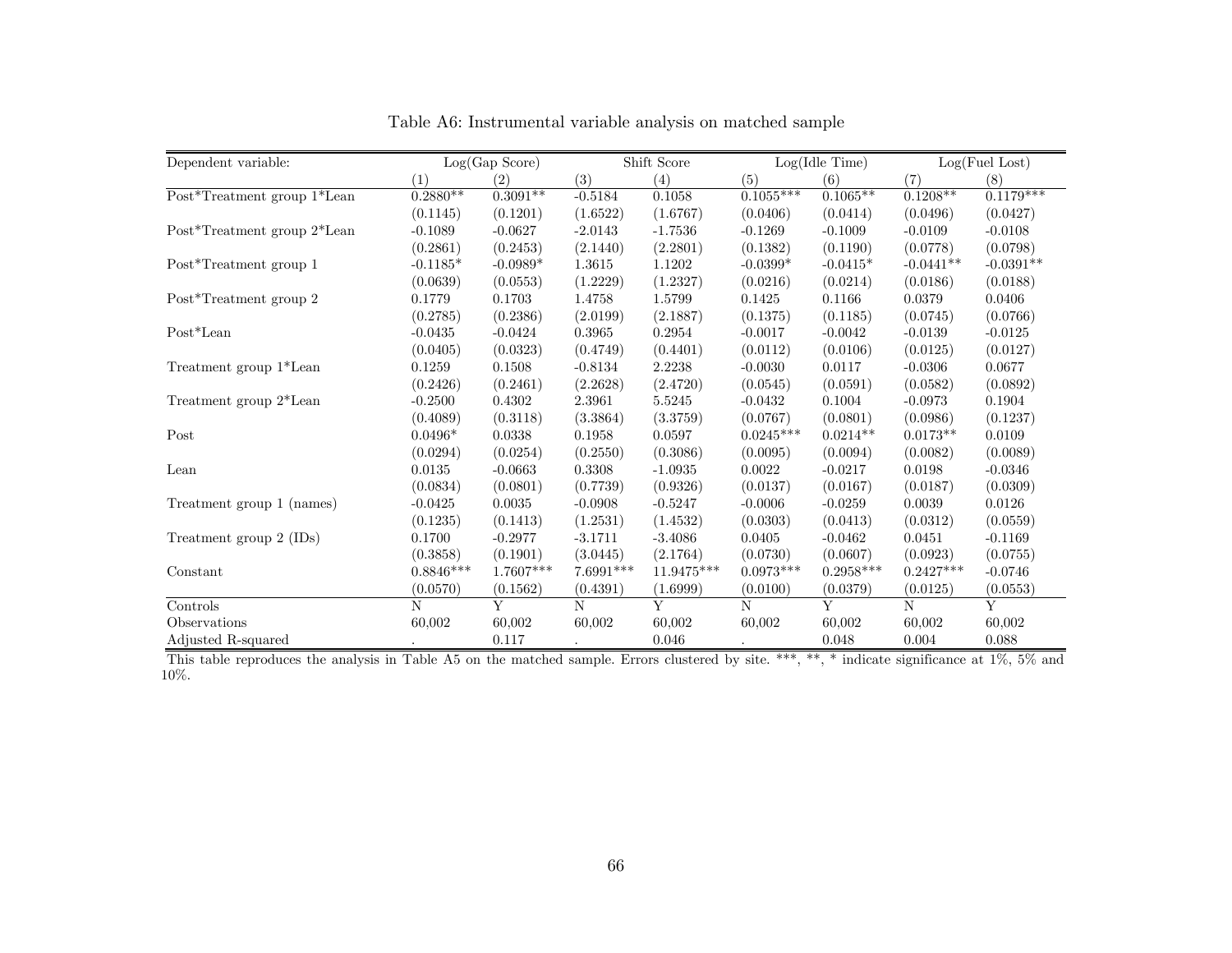Table A6: Instrumental variable analysis on matched sample

| Dependent variable: | Log(Gap Score) | | Shift Score | | Log(Idle Time) | | Log(Fuel Lost) | |
|---|---|---|---|---|---|---|---|---|
| | (1) | (2) | (3) | (4) | (5) | (6) | (7) | (8) |
| Post*Treatment group 1*Lean | 0.2880** | 0.3091** | -0.5184 | 0.1058 | 0.1055*** | 0.1065** | 0.1208** | 0.1179*** |
| | (0.1145) | (0.1201) | (1.6522) | (1.6767) | (0.0406) | (0.0414) | (0.0496) | (0.0427) |
| Post*Treatment group 2*Lean | -0.1089 | -0.0627 | -2.0143 | -1.7536 | -0.1269 | -0.1009 | -0.0109 | -0.0108 |
| | (0.2861) | (0.2453) | (2.1440) | (2.2801) | (0.1382) | (0.1190) | (0.0778) | (0.0798) |
| Post*Treatment group 1 | -0.1185* | -0.0989* | 1.3615 | 1.1202 | -0.0399* | -0.0415* | -0.0441** | -0.0391** |
| | (0.0639) | (0.0553) | (1.2229) | (1.2327) | (0.0216) | (0.0214) | (0.0186) | (0.0188) |
| Post*Treatment group 2 | 0.1779 | 0.1703 | 1.4758 | 1.5799 | 0.1425 | 0.1166 | 0.0379 | 0.0406 |
| | (0.2785) | (0.2386) | (2.0199) | (2.1887) | (0.1375) | (0.1185) | (0.0745) | (0.0766) |
| Post*Lean | -0.0435 | -0.0424 | 0.3965 | 0.2954 | -0.0017 | -0.0042 | -0.0139 | -0.0125 |
| | (0.0405) | (0.0323) | (0.4749) | (0.4401) | (0.0112) | (0.0106) | (0.0125) | (0.0127) |
| Treatment group 1*Lean | 0.1259 | 0.1508 | -0.8134 | 2.2238 | -0.0030 | 0.0117 | -0.0306 | 0.0677 |
| | (0.2426) | (0.2461) | (2.2628) | (2.4720) | (0.0545) | (0.0591) | (0.0582) | (0.0892) |
| Treatment group 2*Lean | -0.2500 | 0.4302 | 2.3961 | 5.5245 | -0.0432 | 0.1004 | -0.0973 | 0.1904 |
| | (0.4089) | (0.3118) | (3.3864) | (3.3759) | (0.0767) | (0.0801) | (0.0986) | (0.1237) |
| Post | 0.0496* | 0.0338 | 0.1958 | 0.0597 | 0.0245*** | 0.0214** | 0.0173** | 0.0109 |
| | (0.0294) | (0.0254) | (0.2550) | (0.3086) | (0.0095) | (0.0094) | (0.0082) | (0.0089) |
| Lean | 0.0135 | -0.0663 | 0.3308 | -1.0935 | 0.0022 | -0.0217 | 0.0198 | -0.0346 |
| | (0.0834) | (0.0801) | (0.7739) | (0.9326) | (0.0137) | (0.0167) | (0.0187) | (0.0309) |
| Treatment group 1 (names) | -0.0425 | 0.0035 | -0.0908 | -0.5247 | -0.0006 | -0.0259 | 0.0039 | 0.0126 |
| | (0.1235) | (0.1413) | (1.2531) | (1.4532) | (0.0303) | (0.0413) | (0.0312) | (0.0559) |
| Treatment group 2 (IDs) | 0.1700 | -0.2977 | -3.1711 | -3.4086 | 0.0405 | -0.0462 | 0.0451 | -0.1169 |
| | (0.3858) | (0.1901) | (3.0445) | (2.1764) | (0.0730) | (0.0607) | (0.0923) | (0.0755) |
| Constant | 0.8846*** | 1.7607*** | 7.6991*** | 11.9475*** | 0.0973*** | 0.2958*** | 0.2427*** | -0.0746 |
| | (0.0570) | (0.1562) | (0.4391) | (1.6999) | (0.0100) | (0.0379) | (0.0125) | (0.0553) |
| Controls | N | Y | N | Y | N | Y | N | Y |
| Observations | 60,002 | 60,002 | 60,002 | 60,002 | 60,002 | 60,002 | 60,002 | 60,002 |
| Adjusted R-squared | . | 0.117 | . | 0.046 | . | 0.048 | 0.004 | 0.088 |

This table reproduces the analysis in Table A5 on the matched sample. Errors clustered by site. ***, **, * indicate significance at 1%, 5% and 10%.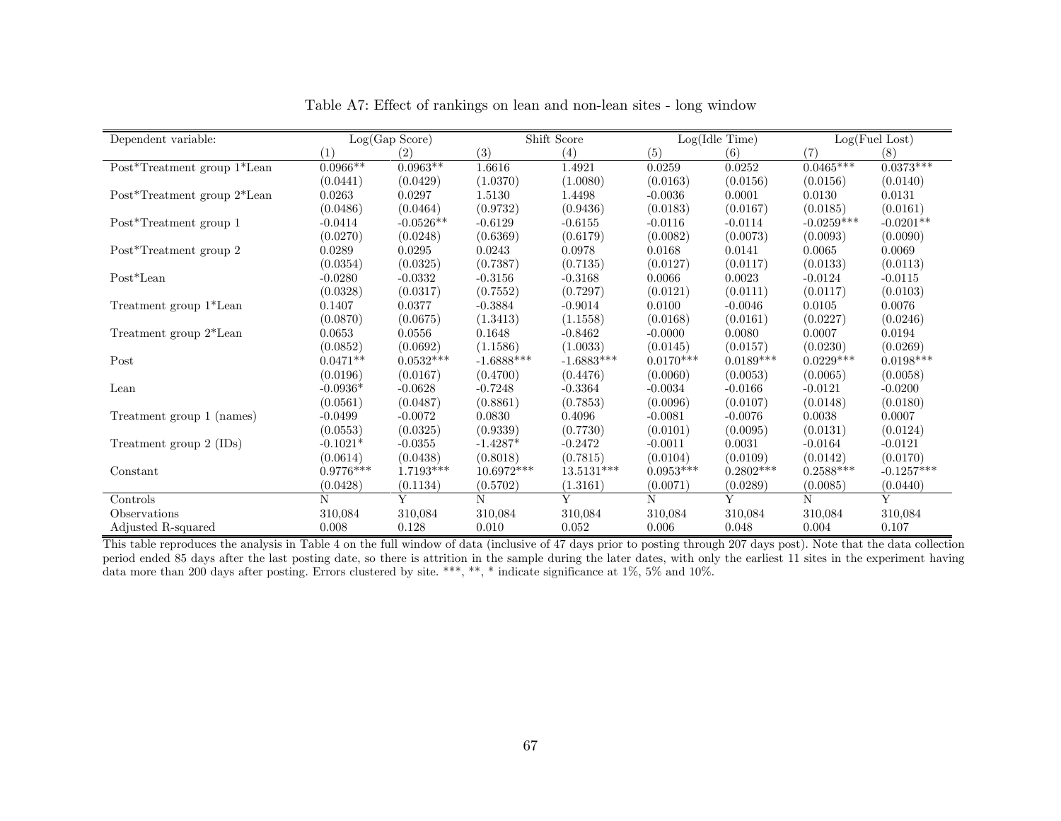Table A7: Effect of rankings on lean and non-lean sites - long window

| Dependent variable: | Log(Gap Score) | | Shift Score | | Log(Idle Time) | | Log(Fuel Lost) | |
|---|---|---|---|---|---|---|---|---|
| | (1) | (2) | (3) | (4) | (5) | (6) | (7) | (8) |
| Post*Treatment group 1*Lean | 0.0966** | 0.0963** | 1.6616 | 1.4921 | 0.0259 | 0.0252 | 0.0465*** | 0.0373*** |
| | (0.0441) | (0.0429) | (1.0370) | (1.0080) | (0.0163) | (0.0156) | (0.0156) | (0.0140) |
| Post*Treatment group 2*Lean | 0.0263 | 0.0297 | 1.5130 | 1.4498 | -0.0036 | 0.0001 | 0.0130 | 0.0131 |
| | (0.0486) | (0.0464) | (0.9732) | (0.9436) | (0.0183) | (0.0167) | (0.0185) | (0.0161) |
| Post*Treatment group 1 | -0.0414 | -0.0526** | -0.6129 | -0.6155 | -0.0116 | -0.0114 | -0.0259*** | -0.0201** |
| | (0.0270) | (0.0248) | (0.6369) | (0.6179) | (0.0082) | (0.0073) | (0.0093) | (0.0090) |
| Post*Treatment group 2 | 0.0289 | 0.0295 | 0.0243 | 0.0978 | 0.0168 | 0.0141 | 0.0065 | 0.0069 |
| | (0.0354) | (0.0325) | (0.7387) | (0.7135) | (0.0127) | (0.0117) | (0.0133) | (0.0113) |
| Post*Lean | -0.0280 | -0.0332 | -0.3156 | -0.3168 | 0.0066 | 0.0023 | -0.0124 | -0.0115 |
| | (0.0328) | (0.0317) | (0.7552) | (0.7297) | (0.0121) | (0.0111) | (0.0117) | (0.0103) |
| Treatment group 1*Lean | 0.1407 | 0.0377 | -0.3884 | -0.9014 | 0.0100 | -0.0046 | 0.0105 | 0.0076 |
| | (0.0870) | (0.0675) | (1.3413) | (1.1558) | (0.0168) | (0.0161) | (0.0227) | (0.0246) |
| Treatment group 2*Lean | 0.0653 | 0.0556 | 0.1648 | -0.8462 | -0.0000 | 0.0080 | 0.0007 | 0.0194 |
| | (0.0852) | (0.0692) | (1.1586) | (1.0033) | (0.0145) | (0.0157) | (0.0230) | (0.0269) |
| Post | 0.0471** | 0.0532*** | -1.6888*** | -1.6883*** | 0.0170*** | 0.0189*** | 0.0229*** | 0.0198*** |
| | (0.0196) | (0.0167) | (0.4700) | (0.4476) | (0.0060) | (0.0053) | (0.0065) | (0.0058) |
| Lean | -0.0936* | -0.0628 | -0.7248 | -0.3364 | -0.0034 | -0.0166 | -0.0121 | -0.0200 |
| | (0.0561) | (0.0487) | (0.8861) | (0.7853) | (0.0096) | (0.0107) | (0.0148) | (0.0180) |
| Treatment group 1 (names) | -0.0499 | -0.0072 | 0.0830 | 0.4096 | -0.0081 | -0.0076 | 0.0038 | 0.0007 |
| | (0.0553) | (0.0325) | (0.9339) | (0.7730) | (0.0101) | (0.0095) | (0.0131) | (0.0124) |
| Treatment group 2 (IDs) | -0.1021* | -0.0355 | -1.4287* | -0.2472 | -0.0011 | 0.0031 | -0.0164 | -0.0121 |
| | (0.0614) | (0.0438) | (0.8018) | (0.7815) | (0.0104) | (0.0109) | (0.0142) | (0.0170) |
| Constant | 0.9776*** | 1.7193*** | 10.6972*** | 13.5131*** | 0.0953*** | 0.2802*** | 0.2588*** | -0.1257*** |
| | (0.0428) | (0.1134) | (0.5702) | (1.3161) | (0.0071) | (0.0289) | (0.0085) | (0.0440) |
| Controls | N | Y | N | Y | N | Y | N | Y |
| Observations | 310,084 | 310,084 | 310,084 | 310,084 | 310,084 | 310,084 | 310,084 | 310,084 |
| Adjusted R-squared | 0.008 | 0.128 | 0.010 | 0.052 | 0.006 | 0.048 | 0.004 | 0.107 |

This table reproduces the analysis in Table 4 on the full window of data (inclusive of 47 days prior to posting through 207 days post). Note that the data collection period ended 85 days after the last posting date, so there is attrition in the sample during the later dates, with only the earliest 11 sites in the experiment having data more than 200 days after posting. Errors clustered by site. ***, **, * indicate significance at 1%, 5% and 10%.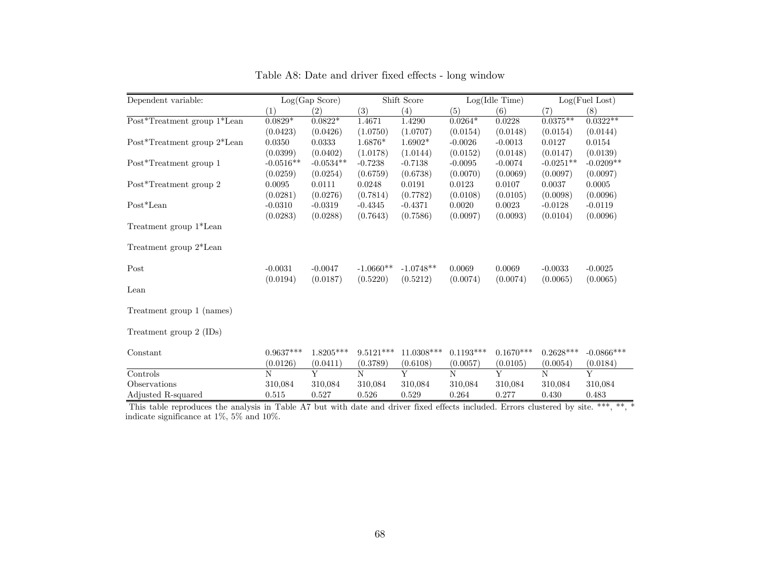Table A8: Date and driver fixed effects - long window

| Dependent variable: | Log(Gap Score) | | Shift Score | | Log(Idle Time) | | Log(Fuel Lost) | |
|---|---|---|---|---|---|---|---|---|
| | (1) | (2) | (3) | (4) | (5) | (6) | (7) | (8) |
| Post*Treatment group 1*Lean | 0.0829* | 0.0822* | 1.4671 | 1.4290 | 0.0264* | 0.0228 | 0.0375** | 0.0322** |
| | (0.0423) | (0.0426) | (1.0750) | (1.0707) | (0.0154) | (0.0148) | (0.0154) | (0.0144) |
| Post*Treatment group 2*Lean | 0.0350 | 0.0333 | 1.6876* | 1.6902* | -0.0026 | -0.0013 | 0.0127 | 0.0154 |
| | (0.0399) | (0.0402) | (1.0178) | (1.0144) | (0.0152) | (0.0148) | (0.0147) | (0.0139) |
| Post*Treatment group 1 | -0.0516** | -0.0534** | -0.7238 | -0.7138 | -0.0095 | -0.0074 | -0.0251** | -0.0209** |
| | (0.0259) | (0.0254) | (0.6759) | (0.6738) | (0.0070) | (0.0069) | (0.0097) | (0.0097) |
| Post*Treatment group 2 | 0.0095 | 0.0111 | 0.0248 | 0.0191 | 0.0123 | 0.0107 | 0.0037 | 0.0005 |
| | (0.0281) | (0.0276) | (0.7814) | (0.7782) | (0.0108) | (0.0105) | (0.0098) | (0.0096) |
| Post*Lean | -0.0310 | -0.0319 | -0.4345 | -0.4371 | 0.0020 | 0.0023 | -0.0128 | -0.0119 |
| | (0.0283) | (0.0288) | (0.7643) | (0.7586) | (0.0097) | (0.0093) | (0.0104) | (0.0096) |
| Treatment group 1*Lean | | | | | | | | |
| Treatment group 2*Lean | | | | | | | | |
| Post | -0.0031 | -0.0047 | -1.0660** | -1.0748** | 0.0069 | 0.0069 | -0.0033 | -0.0025 |
| | (0.0194) | (0.0187) | (0.5220) | (0.5212) | (0.0074) | (0.0074) | (0.0065) | (0.0065) |
| Lean | | | | | | | | |
| Treatment group 1 (names) | | | | | | | | |
| Treatment group 2 (IDs) | | | | | | | | |
| Constant | 0.9637*** | 1.8205*** | 9.5121*** | 11.0308*** | 0.1193*** | 0.1670*** | 0.2628*** | -0.0866*** |
| | (0.0126) | (0.0411) | (0.3789) | (0.6108) | (0.0057) | (0.0105) | (0.0054) | (0.0184) |
| Controls | N | Y | N | Y | N | Y | N | Y |
| Observations | 310,084 | 310,084 | 310,084 | 310,084 | 310,084 | 310,084 | 310,084 | 310,084 |
| Adjusted R-squared | 0.515 | 0.527 | 0.526 | 0.529 | 0.264 | 0.277 | 0.430 | 0.483 |

This table reproduces the analysis in Table A7 but with date and driver fixed effects included. Errors clustered by site. ***, **, * indicate significance at 1%, 5% and 10%.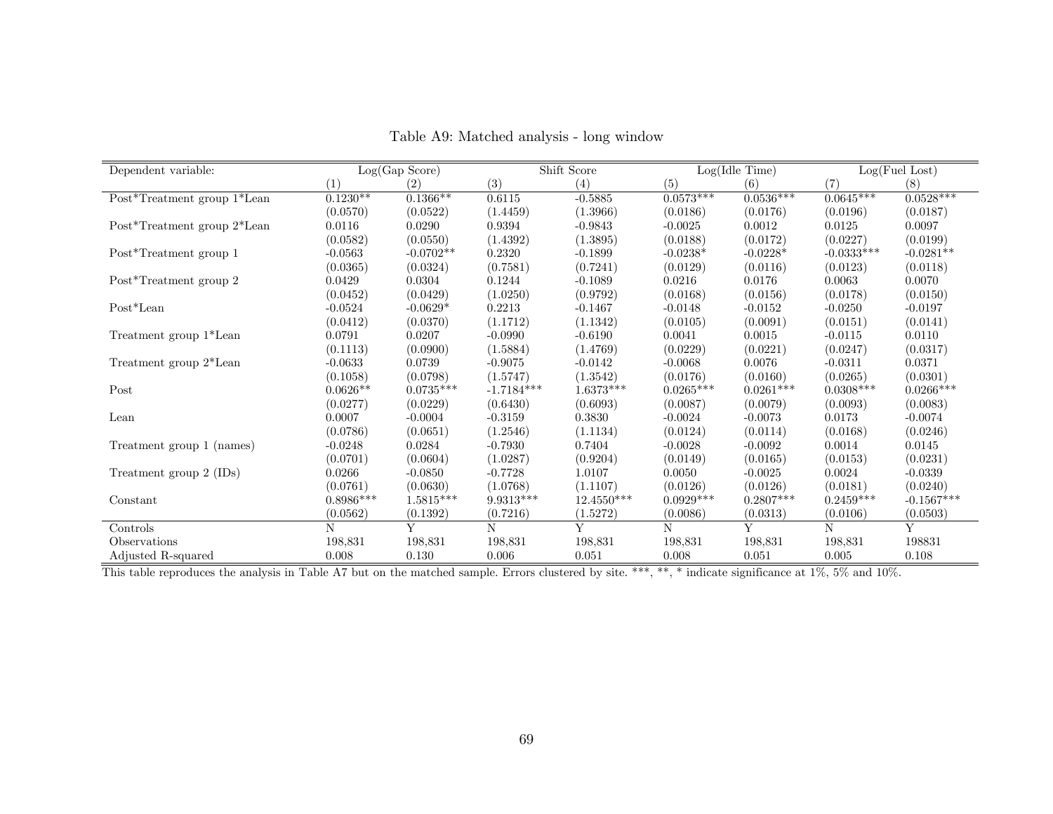Table A9: Matched analysis - long window

| Dependent variable: | Log(Gap Score) | | Shift Score | | Log(Idle Time) | | Log(Fuel Lost) | |
|---|---|---|---|---|---|---|---|---|
| | (1) | (2) | (3) | (4) | (5) | (6) | (7) | (8) |
| Post*Treatment group 1*Lean | 0.1230** | 0.1366** | 0.6115 | -0.5885 | 0.0573*** | 0.0536*** | 0.0645*** | 0.0528*** |
| | (0.0570) | (0.0522) | (1.4459) | (1.3966) | (0.0186) | (0.0176) | (0.0196) | (0.0187) |
| Post*Treatment group 2*Lean | 0.0116 | 0.0290 | 0.9394 | -0.9843 | -0.0025 | 0.0012 | 0.0125 | 0.0097 |
| | (0.0582) | (0.0550) | (1.4392) | (1.3895) | (0.0188) | (0.0172) | (0.0227) | (0.0199) |
| Post*Treatment group 1 | -0.0563 | -0.0702** | 0.2320 | -0.1899 | -0.0238* | -0.0228* | -0.0333*** | -0.0281** |
| | (0.0365) | (0.0324) | (0.7581) | (0.7241) | (0.0129) | (0.0116) | (0.0123) | (0.0118) |
| Post*Treatment group 2 | 0.0429 | 0.0304 | 0.1244 | -0.1089 | 0.0216 | 0.0176 | 0.0063 | 0.0070 |
| | (0.0452) | (0.0429) | (1.0250) | (0.9792) | (0.0168) | (0.0156) | (0.0178) | (0.0150) |
| Post*Lean | -0.0524 | -0.0629* | 0.2213 | -0.1467 | -0.0148 | -0.0152 | -0.0250 | -0.0197 |
| | (0.0412) | (0.0370) | (1.1712) | (1.1342) | (0.0105) | (0.0091) | (0.0151) | (0.0141) |
| Treatment group 1*Lean | 0.0791 | 0.0207 | -0.0990 | -0.6190 | 0.0041 | 0.0015 | -0.0115 | 0.0110 |
| | (0.1113) | (0.0900) | (1.5884) | (1.4769) | (0.0229) | (0.0221) | (0.0247) | (0.0317) |
| Treatment group 2*Lean | -0.0633 | 0.0739 | -0.9075 | -0.0142 | -0.0068 | 0.0076 | -0.0311 | 0.0371 |
| | (0.1058) | (0.0798) | (1.5747) | (1.3542) | (0.0176) | (0.0160) | (0.0265) | (0.0301) |
| Post | 0.0626** | 0.0735*** | -1.7184*** | 1.6373*** | 0.0265*** | 0.0261*** | 0.0308*** | 0.0266*** |
| | (0.0277) | (0.0229) | (0.6430) | (0.6093) | (0.0087) | (0.0079) | (0.0093) | (0.0083) |
| Lean | 0.0007 | -0.0004 | -0.3159 | 0.3830 | -0.0024 | -0.0073 | 0.0173 | -0.0074 |
| | (0.0786) | (0.0651) | (1.2546) | (1.1134) | (0.0124) | (0.0114) | (0.0168) | (0.0246) |
| Treatment group 1 (names) | -0.0248 | 0.0284 | -0.7930 | 0.7404 | -0.0028 | -0.0092 | 0.0014 | 0.0145 |
| | (0.0701) | (0.0604) | (1.0287) | (0.9204) | (0.0149) | (0.0165) | (0.0153) | (0.0231) |
| Treatment group 2 (IDs) | 0.0266 | -0.0850 | -0.7728 | 1.0107 | 0.0050 | -0.0025 | 0.0024 | -0.0339 |
| | (0.0761) | (0.0630) | (1.0768) | (1.1107) | (0.0126) | (0.0126) | (0.0181) | (0.0240) |
| Constant | 0.8986*** | 1.5815*** | 9.9313*** | 12.4550*** | 0.0929*** | 0.2807*** | 0.2459*** | -0.1567*** |
| | (0.0562) | (0.1392) | (0.7216) | (1.5272) | (0.0086) | (0.0313) | (0.0106) | (0.0503) |
| Controls | N | Y | N | Y | N | Y | N | Y |
| Observations | 198,831 | 198,831 | 198,831 | 198,831 | 198,831 | 198,831 | 198,831 | 198831 |
| Adjusted R-squared | 0.008 | 0.130 | 0.006 | 0.051 | 0.008 | 0.051 | 0.005 | 0.108 |

This table reproduces the analysis in Table A7 but on the matched sample. Errors clustered by site. ***, **, * indicate significance at 1%, 5% and 10%.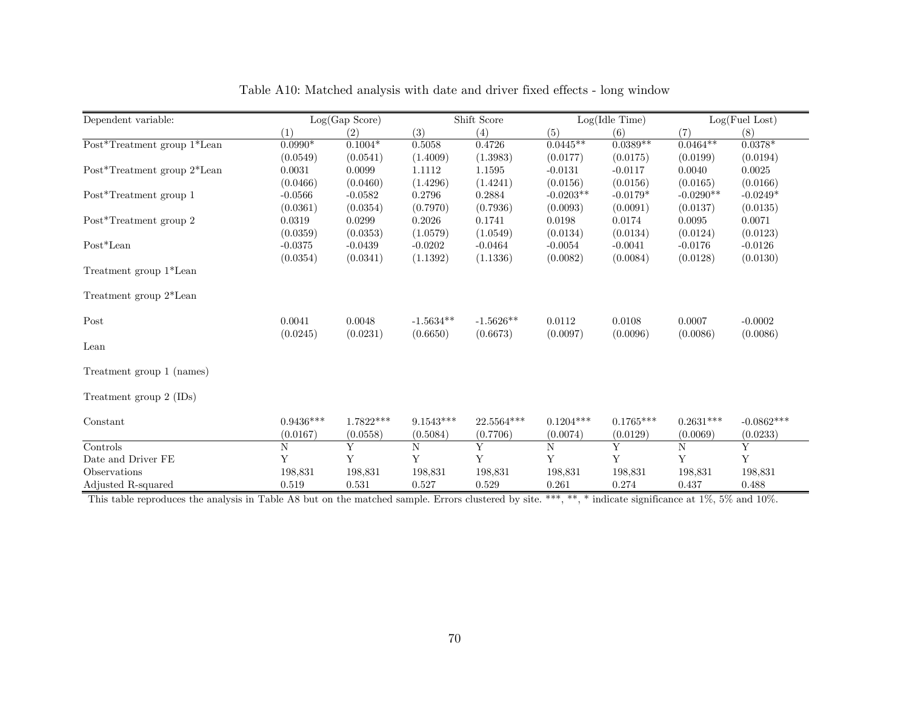Table A10: Matched analysis with date and driver fixed effects - long window

| Dependent variable: | Log(Gap Score) | | Shift Score | | Log(Idle Time) | | Log(Fuel Lost) | |
|---|---|---|---|---|---|---|---|---|
| | (1) | (2) | (3) | (4) | (5) | (6) | (7) | (8) |
| Post*Treatment group 1*Lean | 0.0990* | 0.1004* | 0.5058 | 0.4726 | 0.0445** | 0.0389** | 0.0464** | 0.0378* |
| | (0.0549) | (0.0541) | (1.4009) | (1.3983) | (0.0177) | (0.0175) | (0.0199) | (0.0194) |
| Post*Treatment group 2*Lean | 0.0031 | 0.0099 | 1.1112 | 1.1595 | -0.0131 | -0.0117 | 0.0040 | 0.0025 |
| | (0.0466) | (0.0460) | (1.4296) | (1.4241) | (0.0156) | (0.0156) | (0.0165) | (0.0166) |
| Post*Treatment group 1 | -0.0566 | -0.0582 | 0.2796 | 0.2884 | -0.0203** | -0.0179* | -0.0290** | -0.0249* |
| | (0.0361) | (0.0354) | (0.7970) | (0.7936) | (0.0093) | (0.0091) | (0.0137) | (0.0135) |
| Post*Treatment group 2 | 0.0319 | 0.0299 | 0.2026 | 0.1741 | 0.0198 | 0.0174 | 0.0095 | 0.0071 |
| | (0.0359) | (0.0353) | (1.0579) | (1.0549) | (0.0134) | (0.0134) | (0.0124) | (0.0123) |
| Post*Lean | -0.0375 | -0.0439 | -0.0202 | -0.0464 | -0.0054 | -0.0041 | -0.0176 | -0.0126 |
| | (0.0354) | (0.0341) | (1.1392) | (1.1336) | (0.0082) | (0.0084) | (0.0128) | (0.0130) |
| Treatment group 1*Lean | | | | | | | | |
| Treatment group 2*Lean | | | | | | | | |
| Post | 0.0041 | 0.0048 | -1.5634** | -1.5626** | 0.0112 | 0.0108 | 0.0007 | -0.0002 |
| | (0.0245) | (0.0231) | (0.6650) | (0.6673) | (0.0097) | (0.0096) | (0.0086) | (0.0086) |
| Lean | | | | | | | | |
| Treatment group 1 (names) | | | | | | | | |
| Treatment group 2 (IDs) | | | | | | | | |
| Constant | 0.9436*** | 1.7822*** | 9.1543*** | 22.5564*** | 0.1204*** | 0.1765*** | 0.2631*** | -0.0862*** |
| | (0.0167) | (0.0558) | (0.5084) | (0.7706) | (0.0074) | (0.0129) | (0.0069) | (0.0233) |
| Controls | N | Y | N | Y | N | Y | N | Y |
| Date and Driver FE | Y | Y | Y | Y | Y | Y | Y | Y |
| Observations | 198,831 | 198,831 | 198,831 | 198,831 | 198,831 | 198,831 | 198,831 | 198,831 |
| Adjusted R-squared | 0.519 | 0.531 | 0.527 | 0.529 | 0.261 | 0.274 | 0.437 | 0.488 |

This table reproduces the analysis in Table A8 but on the matched sample. Errors clustered by site. ***, **, * indicate significance at 1%, 5% and 10%.